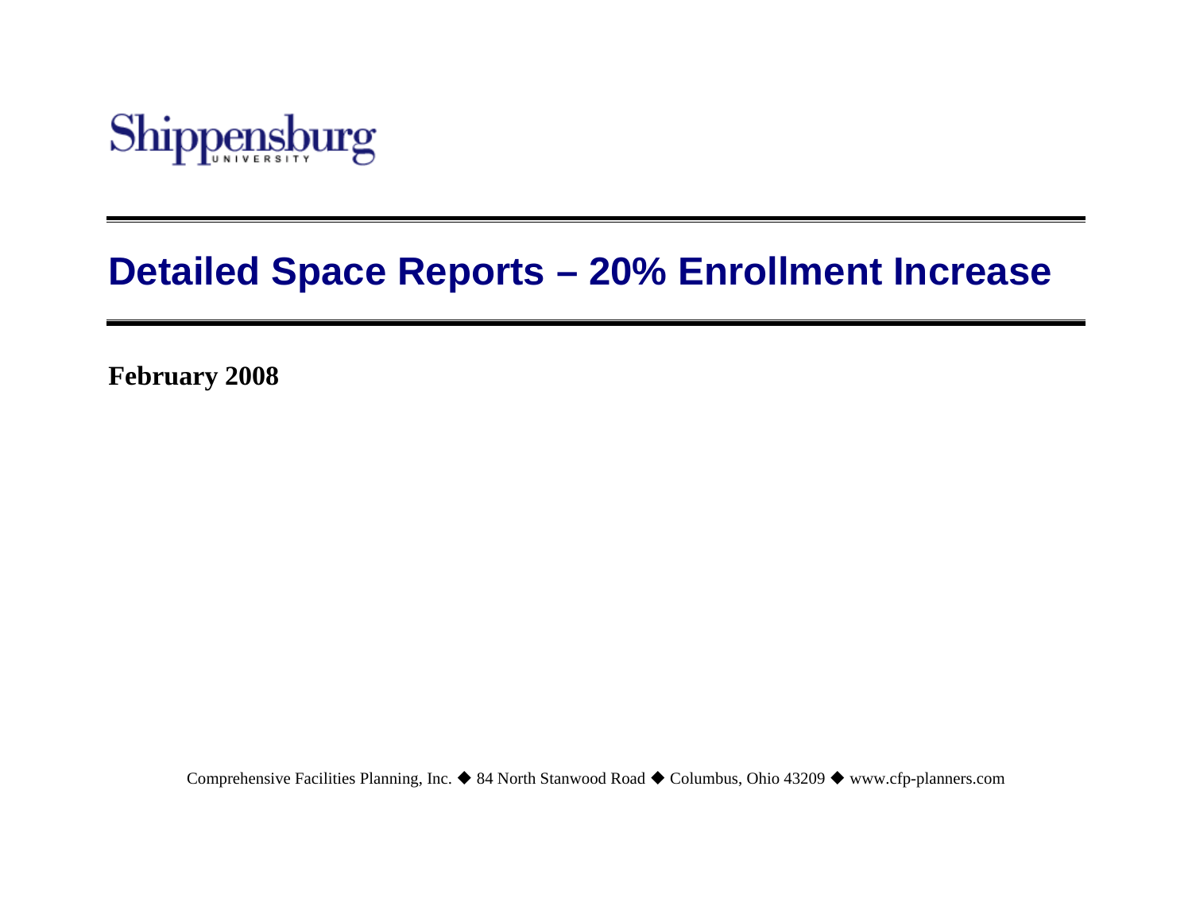Shippensburg UNIVERSITY

# Detailed Space Reports – 20% Enrollment Increase

**February 2008**

Comprehensive Facilities Planning, Inc. ◆ 84 North Stanwood Road ◆ Columbus, Ohio 43209 ◆ www.cfp-planners.com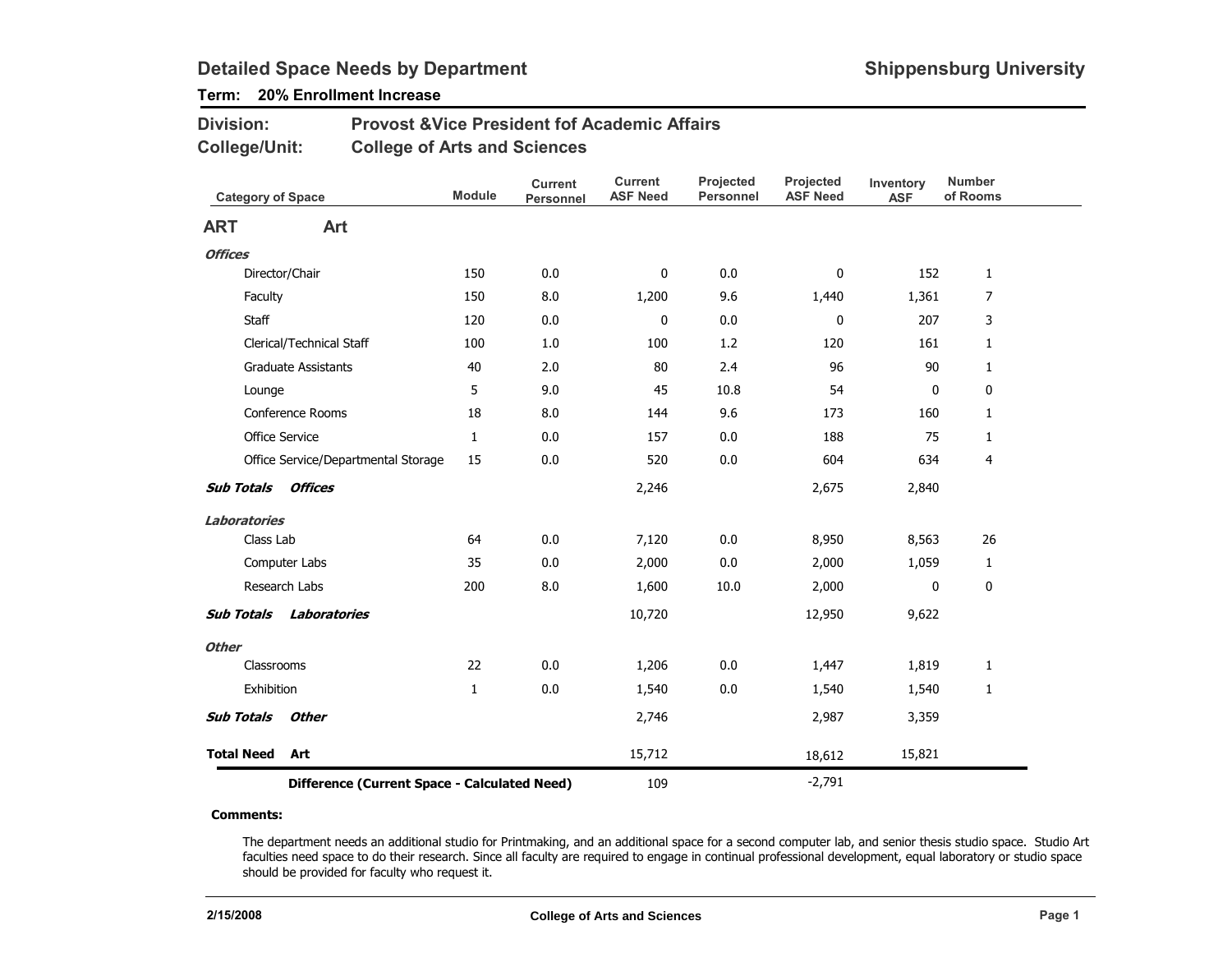# Detailed Space Needs by Department

**Shippensburg University**

**Term: 20% Enrollment Increase**

**Division:** Provost &Vice President fof Academic Affairs

**College/Unit:** College of Arts and Sciences

| Category of Space | Module | Current Personnel | Current ASF Need | Projected Personnel | Projected ASF Need | Inventory ASF | Number of Rooms |
|---|---|---|---|---|---|---|---|
| **ART Art** | | | | | | | |
| ***Offices*** | | | | | | | |
| Director/Chair | 150 | 0.0 | 0 | 0.0 | 0 | 152 | 1 |
| Faculty | 150 | 8.0 | 1,200 | 9.6 | 1,440 | 1,361 | 7 |
| Staff | 120 | 0.0 | 0 | 0.0 | 0 | 207 | 3 |
| Clerical/Technical Staff | 100 | 1.0 | 100 | 1.2 | 120 | 161 | 1 |
| Graduate Assistants | 40 | 2.0 | 80 | 2.4 | 96 | 90 | 1 |
| Lounge | 5 | 9.0 | 45 | 10.8 | 54 | 0 | 0 |
| Conference Rooms | 18 | 8.0 | 144 | 9.6 | 173 | 160 | 1 |
| Office Service | 1 | 0.0 | 157 | 0.0 | 188 | 75 | 1 |
| Office Service/Departmental Storage | 15 | 0.0 | 520 | 0.0 | 604 | 634 | 4 |
| ***Sub Totals Offices*** | | | 2,246 | | 2,675 | 2,840 | |
| ***Laboratories*** | | | | | | | |
| Class Lab | 64 | 0.0 | 7,120 | 0.0 | 8,950 | 8,563 | 26 |
| Computer Labs | 35 | 0.0 | 2,000 | 0.0 | 2,000 | 1,059 | 1 |
| Research Labs | 200 | 8.0 | 1,600 | 10.0 | 2,000 | 0 | 0 |
| ***Sub Totals Laboratories*** | | | 10,720 | | 12,950 | 9,622 | |
| ***Other*** | | | | | | | |
| Classrooms | 22 | 0.0 | 1,206 | 0.0 | 1,447 | 1,819 | 1 |
| Exhibition | 1 | 0.0 | 1,540 | 0.0 | 1,540 | 1,540 | 1 |
| ***Sub Totals Other*** | | | 2,746 | | 2,987 | 3,359 | |
| **Total Need Art** | | | 15,712 | | 18,612 | 15,821 | |
| **Difference (Current Space - Calculated Need)** | | | 109 | | -2,791 | | |

**Comments:**

The department needs an additional studio for Printmaking, and an additional space for a second computer lab, and senior thesis studio space. Studio Art faculties need space to do their research. Since all faculty are required to engage in continual professional development, equal laboratory or studio space should be provided for faculty who request it.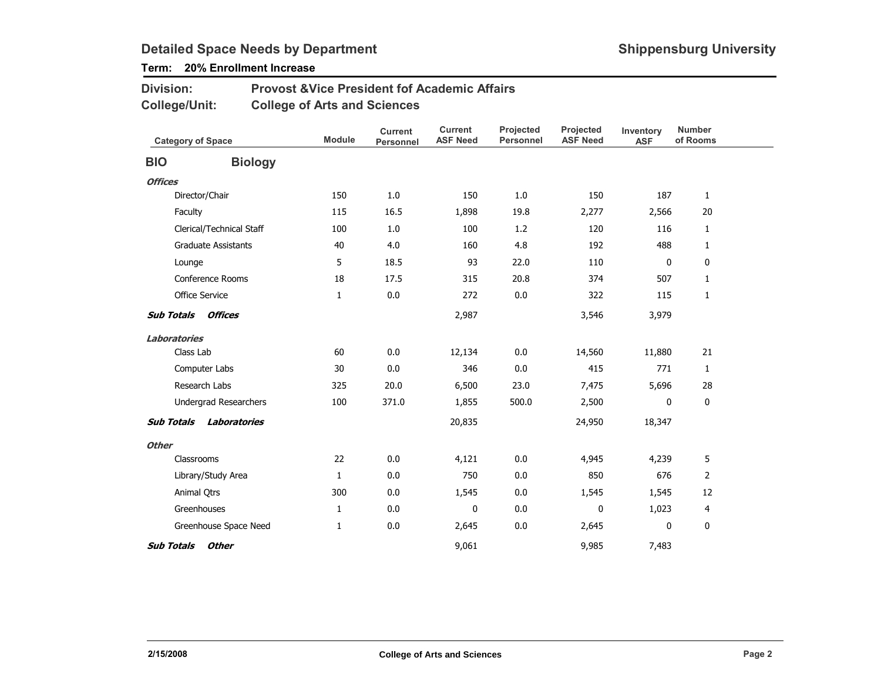# Detailed Space Needs by Department

**Shippensburg University**

**Term: 20% Enrollment Increase**

**Division:** Provost &Vice President fof Academic Affairs

**College/Unit:** College of Arts and Sciences

| Category of Space | Module | Current Personnel | Current ASF Need | Projected Personnel | Projected ASF Need | Inventory ASF | Number of Rooms |
|---|---|---|---|---|---|---|---|
| **BIO — Biology** | | | | | | | |
| ***Offices*** | | | | | | | |
| Director/Chair | 150 | 1.0 | 150 | 1.0 | 150 | 187 | 1 |
| Faculty | 115 | 16.5 | 1,898 | 19.8 | 2,277 | 2,566 | 20 |
| Clerical/Technical Staff | 100 | 1.0 | 100 | 1.2 | 120 | 116 | 1 |
| Graduate Assistants | 40 | 4.0 | 160 | 4.8 | 192 | 488 | 1 |
| Lounge | 5 | 18.5 | 93 | 22.0 | 110 | 0 | 0 |
| Conference Rooms | 18 | 17.5 | 315 | 20.8 | 374 | 507 | 1 |
| Office Service | 1 | 0.0 | 272 | 0.0 | 322 | 115 | 1 |
| ***Sub Totals Offices*** | | | 2,987 | | 3,546 | 3,979 | |
| ***Laboratories*** | | | | | | | |
| Class Lab | 60 | 0.0 | 12,134 | 0.0 | 14,560 | 11,880 | 21 |
| Computer Labs | 30 | 0.0 | 346 | 0.0 | 415 | 771 | 1 |
| Research Labs | 325 | 20.0 | 6,500 | 23.0 | 7,475 | 5,696 | 28 |
| Undergrad Researchers | 100 | 371.0 | 1,855 | 500.0 | 2,500 | 0 | 0 |
| ***Sub Totals Laboratories*** | | | 20,835 | | 24,950 | 18,347 | |
| ***Other*** | | | | | | | |
| Classrooms | 22 | 0.0 | 4,121 | 0.0 | 4,945 | 4,239 | 5 |
| Library/Study Area | 1 | 0.0 | 750 | 0.0 | 850 | 676 | 2 |
| Animal Qtrs | 300 | 0.0 | 1,545 | 0.0 | 1,545 | 1,545 | 12 |
| Greenhouses | 1 | 0.0 | 0 | 0.0 | 0 | 1,023 | 4 |
| Greenhouse Space Need | 1 | 0.0 | 2,645 | 0.0 | 2,645 | 0 | 0 |
| ***Sub Totals Other*** | | | 9,061 | | 9,985 | 7,483 | |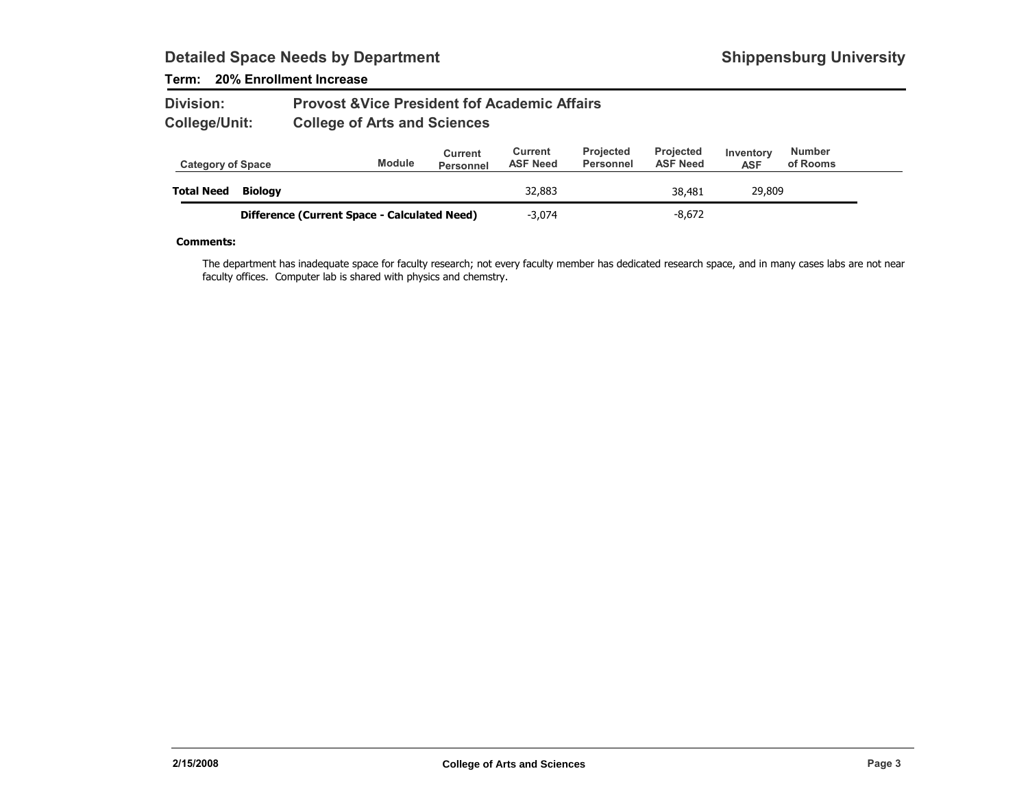## Detailed Space Needs by Department

**Shippensburg University**

**Term: 20% Enrollment Increase**

**Division:** Provost &Vice President fof Academic Affairs

**College/Unit:** College of Arts and Sciences

| Category of Space | | Module | Current Personnel | Current ASF Need | Projected Personnel | Projected ASF Need | Inventory ASF | Number of Rooms |
|---|---|---|---|---|---|---|---|---|
| **Total Need** | **Biology** | | | 32,883 | | 38,481 | 29,809 | |
| | **Difference (Current Space - Calculated Need)** | | | -3,074 | | -8,672 | | |

**Comments:**

The department has inadequate space for faculty research; not every faculty member has dedicated research space, and in many cases labs are not near faculty offices. Computer lab is shared with physics and chemstry.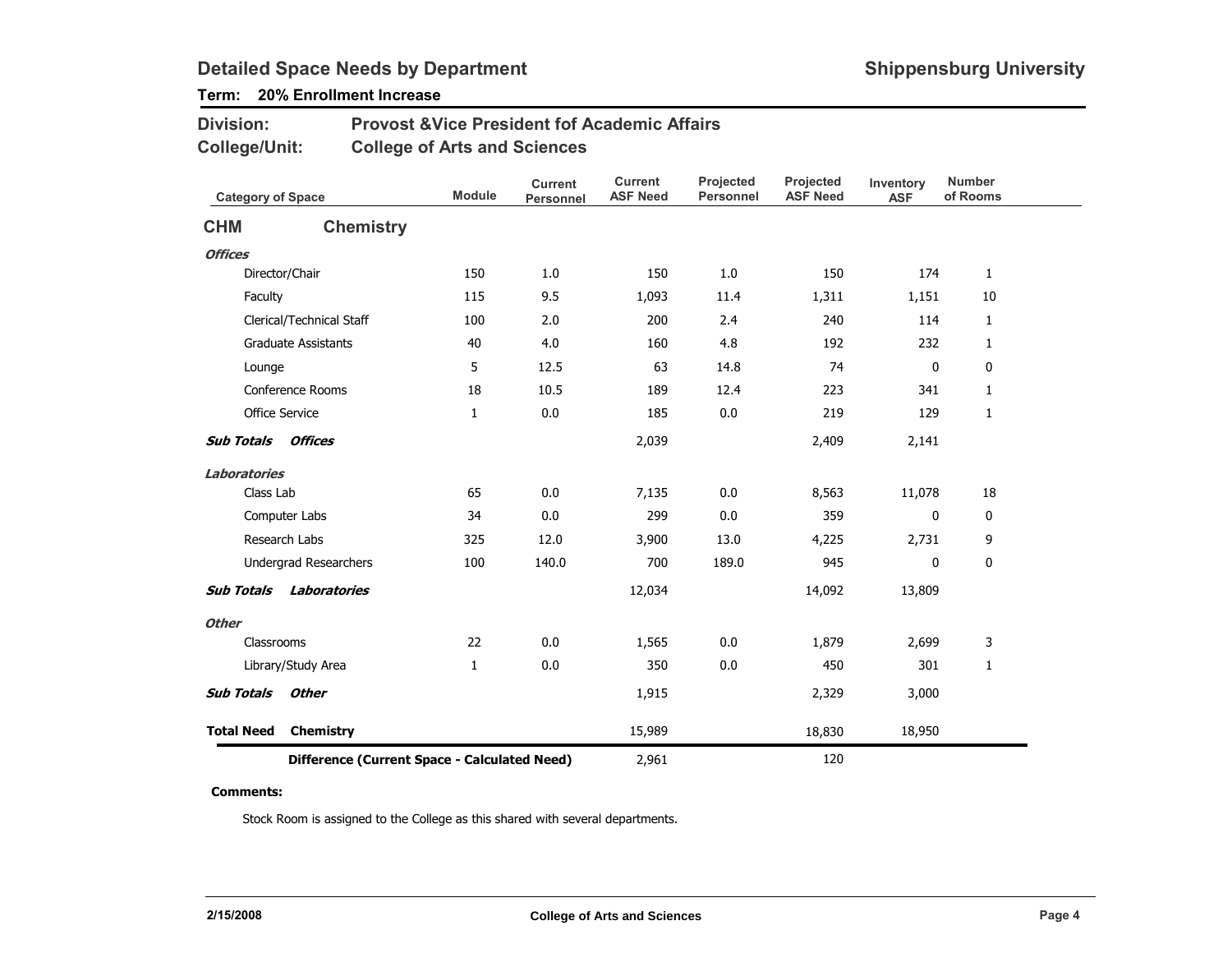# Detailed Space Needs by Department

**Shippensburg University**

**Term: 20% Enrollment Increase**

**Division:** Provost &Vice President fof Academic Affairs

**College/Unit:** College of Arts and Sciences

| Category of Space | Module | Current Personnel | Current ASF Need | Projected Personnel | Projected ASF Need | Inventory ASF | Number of Rooms |
|---|---|---|---|---|---|---|---|
| **CHM Chemistry** | | | | | | | |
| ***Offices*** | | | | | | | |
| Director/Chair | 150 | 1.0 | 150 | 1.0 | 150 | 174 | 1 |
| Faculty | 115 | 9.5 | 1,093 | 11.4 | 1,311 | 1,151 | 10 |
| Clerical/Technical Staff | 100 | 2.0 | 200 | 2.4 | 240 | 114 | 1 |
| Graduate Assistants | 40 | 4.0 | 160 | 4.8 | 192 | 232 | 1 |
| Lounge | 5 | 12.5 | 63 | 14.8 | 74 | 0 | 0 |
| Conference Rooms | 18 | 10.5 | 189 | 12.4 | 223 | 341 | 1 |
| Office Service | 1 | 0.0 | 185 | 0.0 | 219 | 129 | 1 |
| ***Sub Totals Offices*** | | | 2,039 | | 2,409 | 2,141 | |
| ***Laboratories*** | | | | | | | |
| Class Lab | 65 | 0.0 | 7,135 | 0.0 | 8,563 | 11,078 | 18 |
| Computer Labs | 34 | 0.0 | 299 | 0.0 | 359 | 0 | 0 |
| Research Labs | 325 | 12.0 | 3,900 | 13.0 | 4,225 | 2,731 | 9 |
| Undergrad Researchers | 100 | 140.0 | 700 | 189.0 | 945 | 0 | 0 |
| ***Sub Totals Laboratories*** | | | 12,034 | | 14,092 | 13,809 | |
| ***Other*** | | | | | | | |
| Classrooms | 22 | 0.0 | 1,565 | 0.0 | 1,879 | 2,699 | 3 |
| Library/Study Area | 1 | 0.0 | 350 | 0.0 | 450 | 301 | 1 |
| ***Sub Totals Other*** | | | 1,915 | | 2,329 | 3,000 | |
| **Total Need Chemistry** | | | 15,989 | | 18,830 | 18,950 | |
| **Difference (Current Space - Calculated Need)** | | | 2,961 | | 120 | | |

**Comments:**

Stock Room is assigned to the College as this shared with several departments.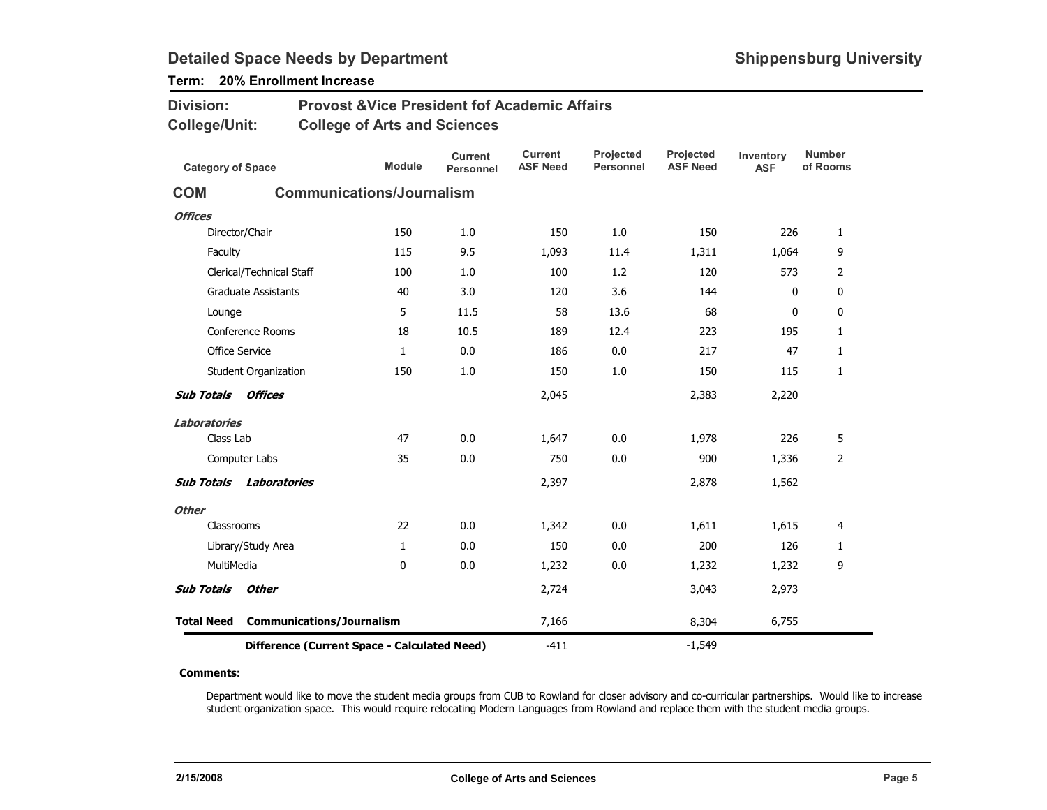## Detailed Space Needs by Department

**Shippensburg University**

**Term: 20% Enrollment Increase**

**Division:** Provost &Vice President fof Academic Affairs

**College/Unit:** College of Arts and Sciences

| Category of Space | Module | Current Personnel | Current ASF Need | Projected Personnel | Projected ASF Need | Inventory ASF | Number of Rooms |
|---|---|---|---|---|---|---|---|
| **COM Communications/Journalism** | | | | | | | |
| ***Offices*** | | | | | | | |
| Director/Chair | 150 | 1.0 | 150 | 1.0 | 150 | 226 | 1 |
| Faculty | 115 | 9.5 | 1,093 | 11.4 | 1,311 | 1,064 | 9 |
| Clerical/Technical Staff | 100 | 1.0 | 100 | 1.2 | 120 | 573 | 2 |
| Graduate Assistants | 40 | 3.0 | 120 | 3.6 | 144 | 0 | 0 |
| Lounge | 5 | 11.5 | 58 | 13.6 | 68 | 0 | 0 |
| Conference Rooms | 18 | 10.5 | 189 | 12.4 | 223 | 195 | 1 |
| Office Service | 1 | 0.0 | 186 | 0.0 | 217 | 47 | 1 |
| Student Organization | 150 | 1.0 | 150 | 1.0 | 150 | 115 | 1 |
| ***Sub Totals Offices*** | | | 2,045 | | 2,383 | 2,220 | |
| ***Laboratories*** | | | | | | | |
| Class Lab | 47 | 0.0 | 1,647 | 0.0 | 1,978 | 226 | 5 |
| Computer Labs | 35 | 0.0 | 750 | 0.0 | 900 | 1,336 | 2 |
| ***Sub Totals Laboratories*** | | | 2,397 | | 2,878 | 1,562 | |
| ***Other*** | | | | | | | |
| Classrooms | 22 | 0.0 | 1,342 | 0.0 | 1,611 | 1,615 | 4 |
| Library/Study Area | 1 | 0.0 | 150 | 0.0 | 200 | 126 | 1 |
| MultiMedia | 0 | 0.0 | 1,232 | 0.0 | 1,232 | 1,232 | 9 |
| ***Sub Totals Other*** | | | 2,724 | | 3,043 | 2,973 | |
| **Total Need Communications/Journalism** | | | 7,166 | | 8,304 | 6,755 | |
| **Difference (Current Space - Calculated Need)** | | | -411 | | -1,549 | | |

**Comments:**

Department would like to move the student media groups from CUB to Rowland for closer advisory and co-curricular partnerships. Would like to increase student organization space. This would require relocating Modern Languages from Rowland and replace them with the student media groups.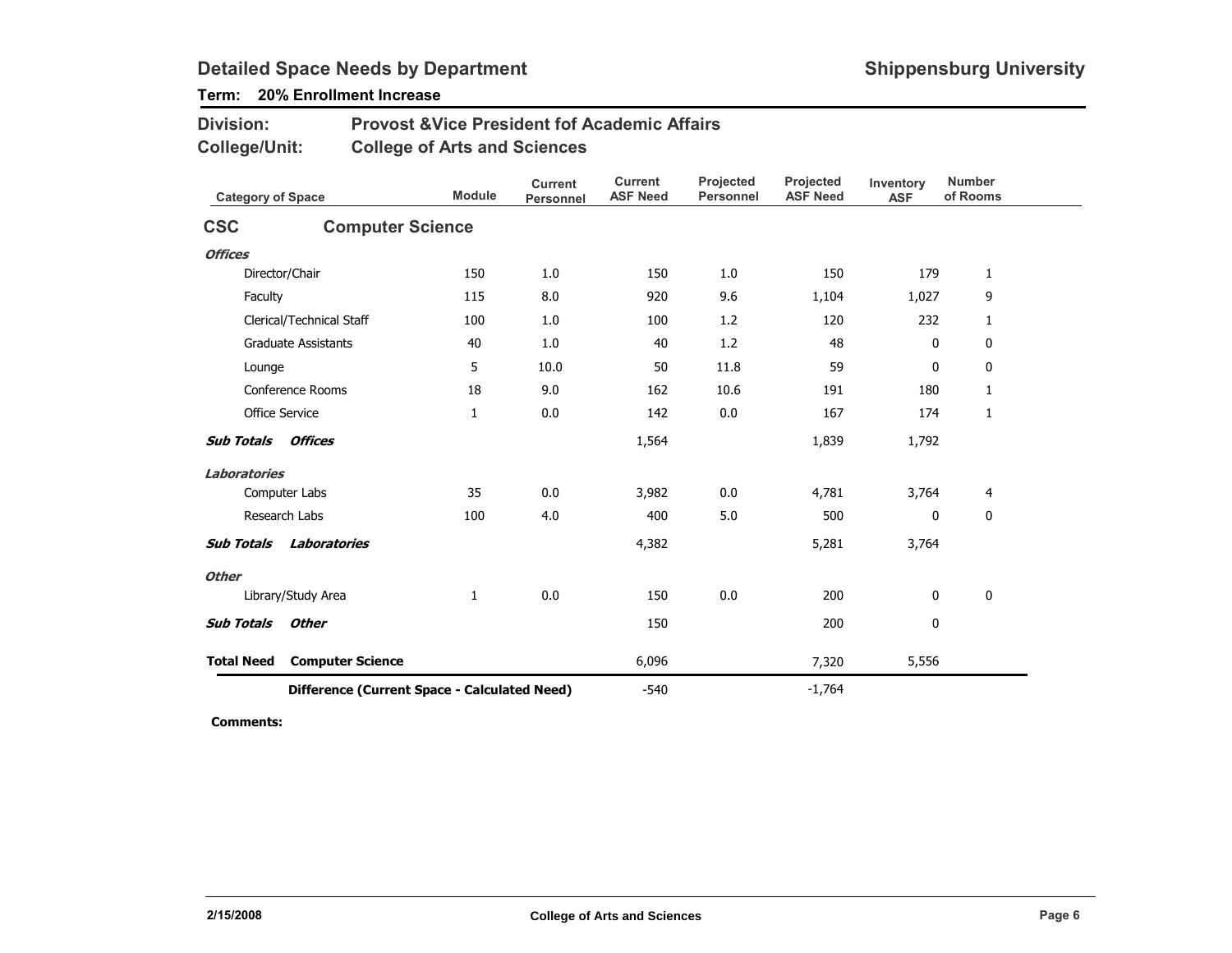## Detailed Space Needs by Department

**Shippensburg University**

**Term: 20% Enrollment Increase**

**Division:** Provost &Vice President fof Academic Affairs

**College/Unit:** College of Arts and Sciences

| Category of Space | Module | Current Personnel | Current ASF Need | Projected Personnel | Projected ASF Need | Inventory ASF | Number of Rooms |
|---|---|---|---|---|---|---|---|
| **CSC Computer Science** | | | | | | | |
| ***Offices*** | | | | | | | |
| Director/Chair | 150 | 1.0 | 150 | 1.0 | 150 | 179 | 1 |
| Faculty | 115 | 8.0 | 920 | 9.6 | 1,104 | 1,027 | 9 |
| Clerical/Technical Staff | 100 | 1.0 | 100 | 1.2 | 120 | 232 | 1 |
| Graduate Assistants | 40 | 1.0 | 40 | 1.2 | 48 | 0 | 0 |
| Lounge | 5 | 10.0 | 50 | 11.8 | 59 | 0 | 0 |
| Conference Rooms | 18 | 9.0 | 162 | 10.6 | 191 | 180 | 1 |
| Office Service | 1 | 0.0 | 142 | 0.0 | 167 | 174 | 1 |
| ***Sub Totals Offices*** | | | 1,564 | | 1,839 | 1,792 | |
| ***Laboratories*** | | | | | | | |
| Computer Labs | 35 | 0.0 | 3,982 | 0.0 | 4,781 | 3,764 | 4 |
| Research Labs | 100 | 4.0 | 400 | 5.0 | 500 | 0 | 0 |
| ***Sub Totals Laboratories*** | | | 4,382 | | 5,281 | 3,764 | |
| ***Other*** | | | | | | | |
| Library/Study Area | 1 | 0.0 | 150 | 0.0 | 200 | 0 | 0 |
| ***Sub Totals Other*** | | | 150 | | 200 | 0 | |
| **Total Need Computer Science** | | | 6,096 | | 7,320 | 5,556 | |
| **Difference (Current Space - Calculated Need)** | | | -540 | | -1,764 | | |

**Comments:**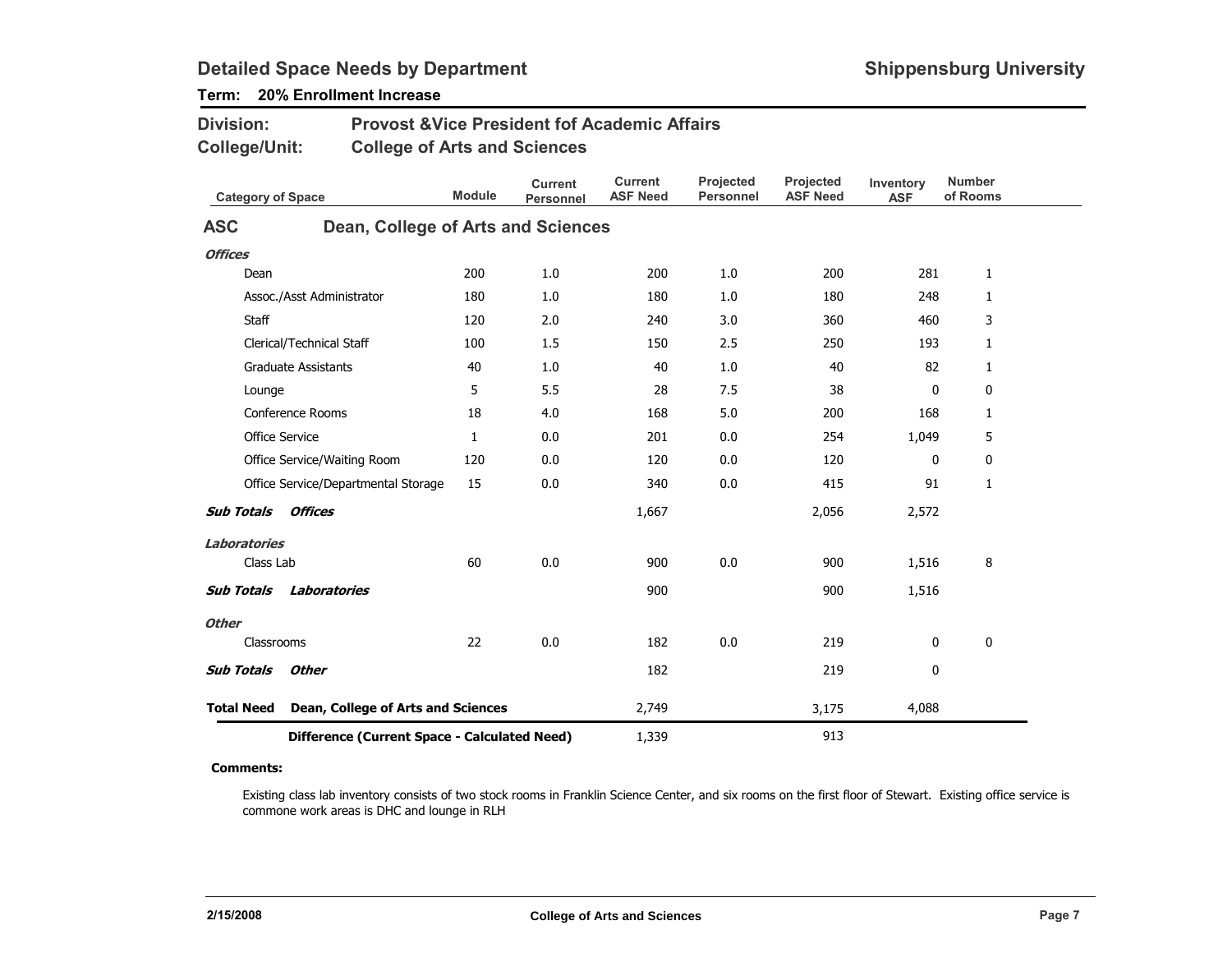# Detailed Space Needs by Department

**Shippensburg University**

**Term: 20% Enrollment Increase**

**Division:** Provost &Vice President fof Academic Affairs

**College/Unit:** College of Arts and Sciences

| Category of Space | Module | Current Personnel | Current ASF Need | Projected Personnel | Projected ASF Need | Inventory ASF | Number of Rooms |
|---|---|---|---|---|---|---|---|
| **ASC — Dean, College of Arts and Sciences** | | | | | | | |
| ***Offices*** | | | | | | | |
| Dean | 200 | 1.0 | 200 | 1.0 | 200 | 281 | 1 |
| Assoc./Asst Administrator | 180 | 1.0 | 180 | 1.0 | 180 | 248 | 1 |
| Staff | 120 | 2.0 | 240 | 3.0 | 360 | 460 | 3 |
| Clerical/Technical Staff | 100 | 1.5 | 150 | 2.5 | 250 | 193 | 1 |
| Graduate Assistants | 40 | 1.0 | 40 | 1.0 | 40 | 82 | 1 |
| Lounge | 5 | 5.5 | 28 | 7.5 | 38 | 0 | 0 |
| Conference Rooms | 18 | 4.0 | 168 | 5.0 | 200 | 168 | 1 |
| Office Service | 1 | 0.0 | 201 | 0.0 | 254 | 1,049 | 5 |
| Office Service/Waiting Room | 120 | 0.0 | 120 | 0.0 | 120 | 0 | 0 |
| Office Service/Departmental Storage | 15 | 0.0 | 340 | 0.0 | 415 | 91 | 1 |
| ***Sub Totals Offices*** | | | 1,667 | | 2,056 | 2,572 | |
| ***Laboratories*** | | | | | | | |
| Class Lab | 60 | 0.0 | 900 | 0.0 | 900 | 1,516 | 8 |
| ***Sub Totals Laboratories*** | | | 900 | | 900 | 1,516 | |
| ***Other*** | | | | | | | |
| Classrooms | 22 | 0.0 | 182 | 0.0 | 219 | 0 | 0 |
| ***Sub Totals Other*** | | | 182 | | 219 | 0 | |
| **Total Need Dean, College of Arts and Sciences** | | | 2,749 | | 3,175 | 4,088 | |
| **Difference (Current Space - Calculated Need)** | | | 1,339 | | 913 | | |

**Comments:**

Existing class lab inventory consists of two stock rooms in Franklin Science Center, and six rooms on the first floor of Stewart. Existing office service is commone work areas is DHC and lounge in RLH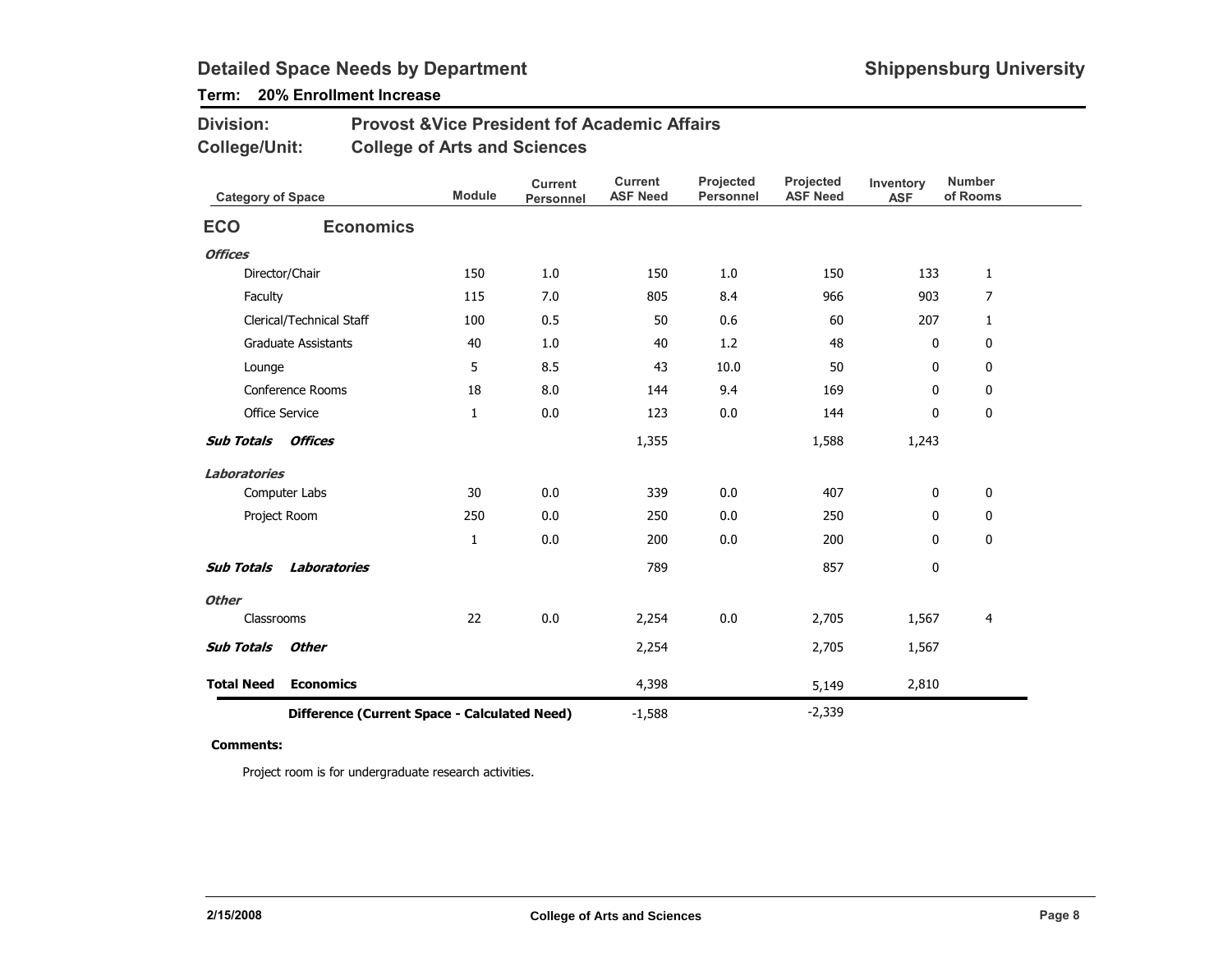# Detailed Space Needs by Department

**Shippensburg University**

**Term: 20% Enrollment Increase**

**Division:** Provost &Vice President fof Academic Affairs

**College/Unit:** College of Arts and Sciences

| Category of Space | Module | Current Personnel | Current ASF Need | Projected Personnel | Projected ASF Need | Inventory ASF | Number of Rooms |
|---|---|---|---|---|---|---|---|
| **ECO Economics** | | | | | | | |
| ***Offices*** | | | | | | | |
| Director/Chair | 150 | 1.0 | 150 | 1.0 | 150 | 133 | 1 |
| Faculty | 115 | 7.0 | 805 | 8.4 | 966 | 903 | 7 |
| Clerical/Technical Staff | 100 | 0.5 | 50 | 0.6 | 60 | 207 | 1 |
| Graduate Assistants | 40 | 1.0 | 40 | 1.2 | 48 | 0 | 0 |
| Lounge | 5 | 8.5 | 43 | 10.0 | 50 | 0 | 0 |
| Conference Rooms | 18 | 8.0 | 144 | 9.4 | 169 | 0 | 0 |
| Office Service | 1 | 0.0 | 123 | 0.0 | 144 | 0 | 0 |
| ***Sub Totals Offices*** | | | 1,355 | | 1,588 | 1,243 | |
| ***Laboratories*** | | | | | | | |
| Computer Labs | 30 | 0.0 | 339 | 0.0 | 407 | 0 | 0 |
| Project Room | 250 | 0.0 | 250 | 0.0 | 250 | 0 | 0 |
| | 1 | 0.0 | 200 | 0.0 | 200 | 0 | 0 |
| ***Sub Totals Laboratories*** | | | 789 | | 857 | 0 | |
| ***Other*** | | | | | | | |
| Classrooms | 22 | 0.0 | 2,254 | 0.0 | 2,705 | 1,567 | 4 |
| ***Sub Totals Other*** | | | 2,254 | | 2,705 | 1,567 | |
| **Total Need Economics** | | | 4,398 | | 5,149 | 2,810 | |
| **Difference (Current Space - Calculated Need)** | | | -1,588 | | -2,339 | | |

**Comments:**

Project room is for undergraduate research activities.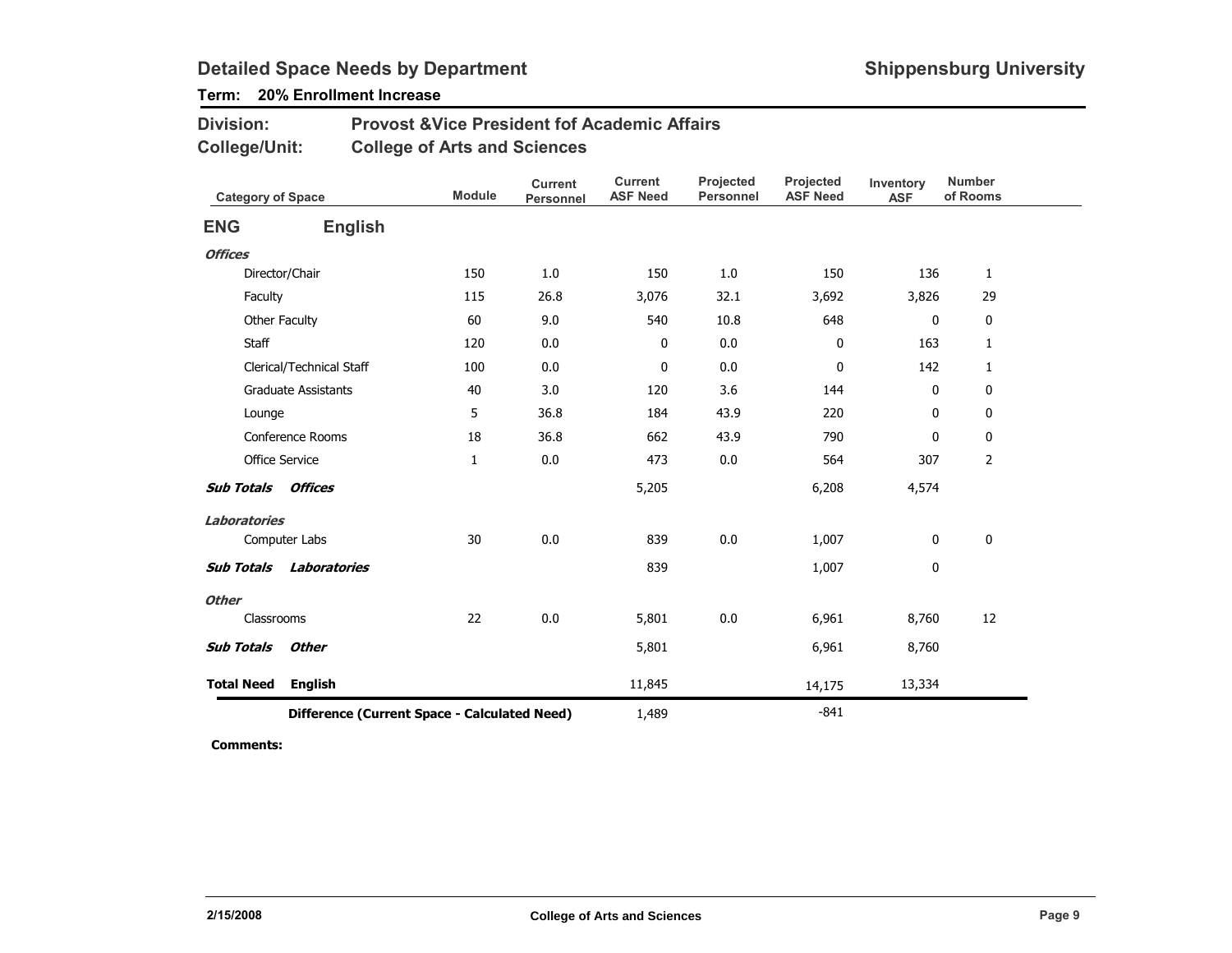## Detailed Space Needs by Department

**Shippensburg University**

**Term: 20% Enrollment Increase**

**Division:** Provost &Vice President fof Academic Affairs

**College/Unit:** College of Arts and Sciences

| Category of Space | Module | Current Personnel | Current ASF Need | Projected Personnel | Projected ASF Need | Inventory ASF | Number of Rooms |
|---|---|---|---|---|---|---|---|
| **ENG English** | | | | | | | |
| ***Offices*** | | | | | | | |
| Director/Chair | 150 | 1.0 | 150 | 1.0 | 150 | 136 | 1 |
| Faculty | 115 | 26.8 | 3,076 | 32.1 | 3,692 | 3,826 | 29 |
| Other Faculty | 60 | 9.0 | 540 | 10.8 | 648 | 0 | 0 |
| Staff | 120 | 0.0 | 0 | 0.0 | 0 | 163 | 1 |
| Clerical/Technical Staff | 100 | 0.0 | 0 | 0.0 | 0 | 142 | 1 |
| Graduate Assistants | 40 | 3.0 | 120 | 3.6 | 144 | 0 | 0 |
| Lounge | 5 | 36.8 | 184 | 43.9 | 220 | 0 | 0 |
| Conference Rooms | 18 | 36.8 | 662 | 43.9 | 790 | 0 | 0 |
| Office Service | 1 | 0.0 | 473 | 0.0 | 564 | 307 | 2 |
| ***Sub Totals Offices*** | | | 5,205 | | 6,208 | 4,574 | |
| ***Laboratories*** | | | | | | | |
| Computer Labs | 30 | 0.0 | 839 | 0.0 | 1,007 | 0 | 0 |
| ***Sub Totals Laboratories*** | | | 839 | | 1,007 | 0 | |
| ***Other*** | | | | | | | |
| Classrooms | 22 | 0.0 | 5,801 | 0.0 | 6,961 | 8,760 | 12 |
| ***Sub Totals Other*** | | | 5,801 | | 6,961 | 8,760 | |
| **Total Need English** | | | 11,845 | | 14,175 | 13,334 | |
| **Difference (Current Space - Calculated Need)** | | | 1,489 | | -841 | | |

**Comments:**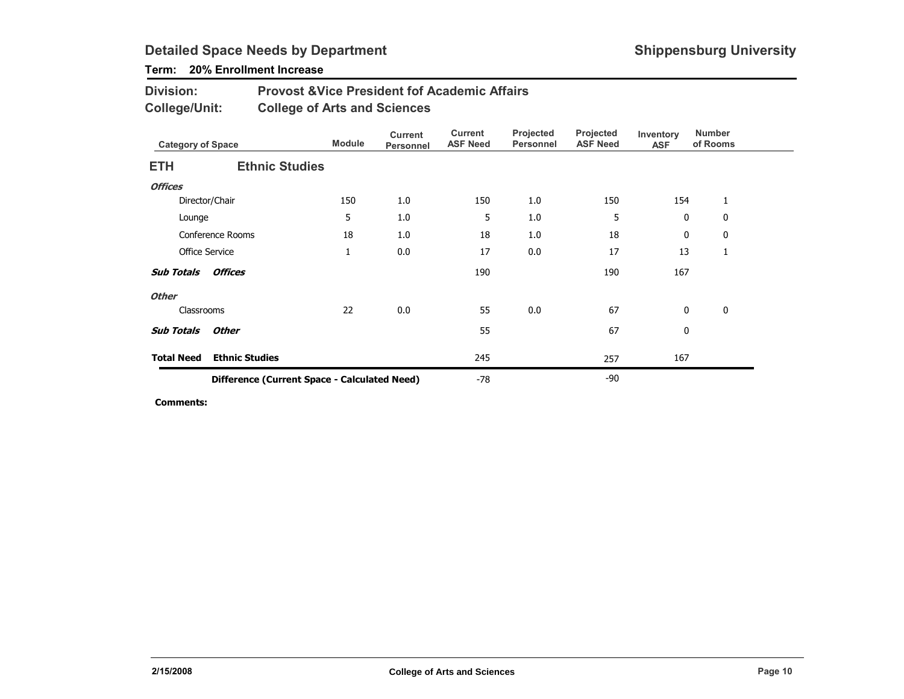## Detailed Space Needs by Department

**Shippensburg University**

**Term: 20% Enrollment Increase**

**Division:** Provost &Vice President fof Academic Affairs

**College/Unit:** College of Arts and Sciences

| Category of Space | Module | Current Personnel | Current ASF Need | Projected Personnel | Projected ASF Need | Inventory ASF | Number of Rooms |
|---|---|---|---|---|---|---|---|
| **ETH — Ethnic Studies** | | | | | | | |
| ***Offices*** | | | | | | | |
| Director/Chair | 150 | 1.0 | 150 | 1.0 | 150 | 154 | 1 |
| Lounge | 5 | 1.0 | 5 | 1.0 | 5 | 0 | 0 |
| Conference Rooms | 18 | 1.0 | 18 | 1.0 | 18 | 0 | 0 |
| Office Service | 1 | 0.0 | 17 | 0.0 | 17 | 13 | 1 |
| ***Sub Totals Offices*** | | | 190 | | 190 | 167 | |
| ***Other*** | | | | | | | |
| Classrooms | 22 | 0.0 | 55 | 0.0 | 67 | 0 | 0 |
| ***Sub Totals Other*** | | | 55 | | 67 | 0 | |
| **Total Need Ethnic Studies** | | | 245 | | 257 | 167 | |
| **Difference (Current Space - Calculated Need)** | | | -78 | | -90 | | |

**Comments:**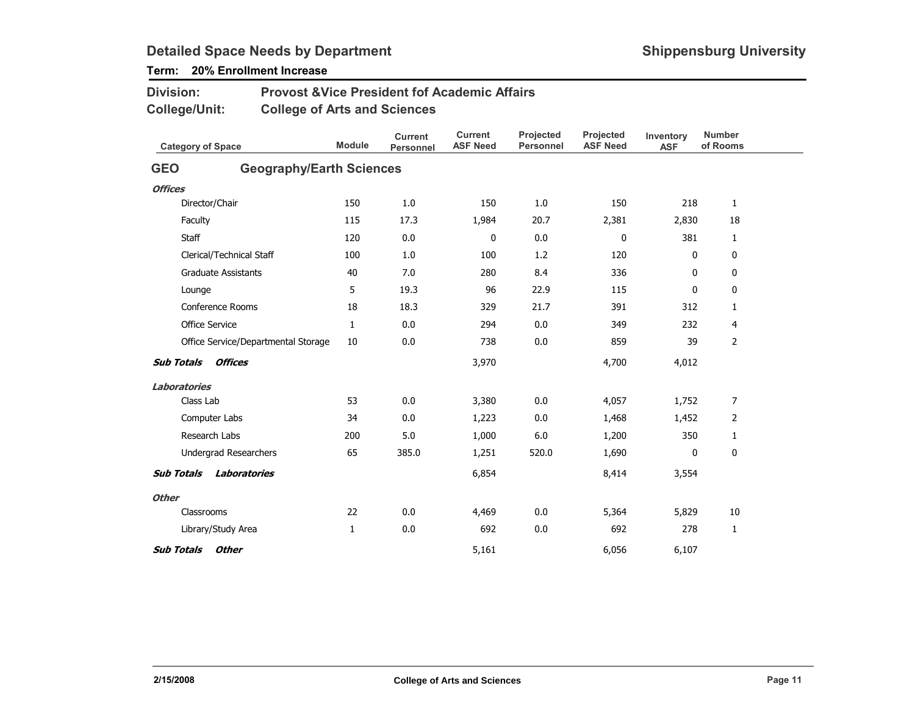## Detailed Space Needs by Department

**Shippensburg University**

**Term: 20% Enrollment Increase**

**Division:** Provost &Vice President fof Academic Affairs

**College/Unit:** College of Arts and Sciences

| Category of Space | Module | Current Personnel | Current ASF Need | Projected Personnel | Projected ASF Need | Inventory ASF | Number of Rooms |
|---|---|---|---|---|---|---|---|
| **GEO Geography/Earth Sciences** | | | | | | | |
| ***Offices*** | | | | | | | |
| Director/Chair | 150 | 1.0 | 150 | 1.0 | 150 | 218 | 1 |
| Faculty | 115 | 17.3 | 1,984 | 20.7 | 2,381 | 2,830 | 18 |
| Staff | 120 | 0.0 | 0 | 0.0 | 0 | 381 | 1 |
| Clerical/Technical Staff | 100 | 1.0 | 100 | 1.2 | 120 | 0 | 0 |
| Graduate Assistants | 40 | 7.0 | 280 | 8.4 | 336 | 0 | 0 |
| Lounge | 5 | 19.3 | 96 | 22.9 | 115 | 0 | 0 |
| Conference Rooms | 18 | 18.3 | 329 | 21.7 | 391 | 312 | 1 |
| Office Service | 1 | 0.0 | 294 | 0.0 | 349 | 232 | 4 |
| Office Service/Departmental Storage | 10 | 0.0 | 738 | 0.0 | 859 | 39 | 2 |
| ***Sub Totals Offices*** | | | 3,970 | | 4,700 | 4,012 | |
| ***Laboratories*** | | | | | | | |
| Class Lab | 53 | 0.0 | 3,380 | 0.0 | 4,057 | 1,752 | 7 |
| Computer Labs | 34 | 0.0 | 1,223 | 0.0 | 1,468 | 1,452 | 2 |
| Research Labs | 200 | 5.0 | 1,000 | 6.0 | 1,200 | 350 | 1 |
| Undergrad Researchers | 65 | 385.0 | 1,251 | 520.0 | 1,690 | 0 | 0 |
| ***Sub Totals Laboratories*** | | | 6,854 | | 8,414 | 3,554 | |
| ***Other*** | | | | | | | |
| Classrooms | 22 | 0.0 | 4,469 | 0.0 | 5,364 | 5,829 | 10 |
| Library/Study Area | 1 | 0.0 | 692 | 0.0 | 692 | 278 | 1 |
| ***Sub Totals Other*** | | | 5,161 | | 6,056 | 6,107 | |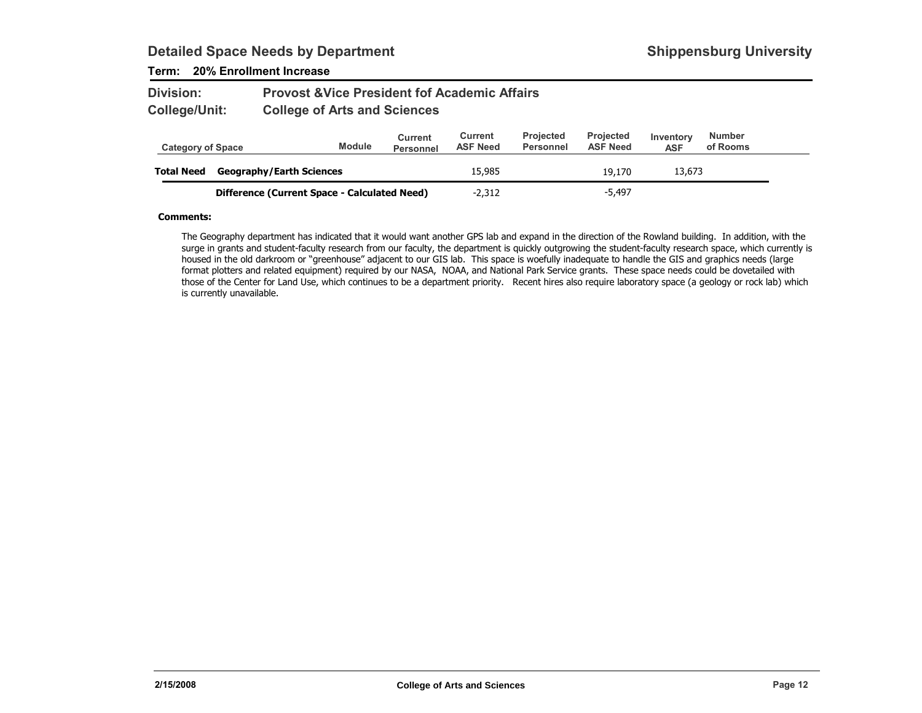## Detailed Space Needs by Department

**Shippensburg University**

**Term: 20% Enrollment Increase**

**Division:** Provost &Vice President fof Academic Affairs

**College/Unit:** College of Arts and Sciences

| Category of Space | | Module | Current Personnel | Current ASF Need | Projected Personnel | Projected ASF Need | Inventory ASF | Number of Rooms |
|---|---|---|---|---|---|---|---|---|
| **Total Need** | **Geography/Earth Sciences** | | | 15,985 | | 19,170 | 13,673 | |
| | **Difference (Current Space - Calculated Need)** | | | -2,312 | | -5,497 | | |

**Comments:**

The Geography department has indicated that it would want another GPS lab and expand in the direction of the Rowland building. In addition, with the surge in grants and student-faculty research from our faculty, the department is quickly outgrowing the student-faculty research space, which currently is housed in the old darkroom or "greenhouse" adjacent to our GIS lab. This space is woefully inadequate to handle the GIS and graphics needs (large format plotters and related equipment) required by our NASA, NOAA, and National Park Service grants. These space needs could be dovetailed with those of the Center for Land Use, which continues to be a department priority. Recent hires also require laboratory space (a geology or rock lab) which is currently unavailable.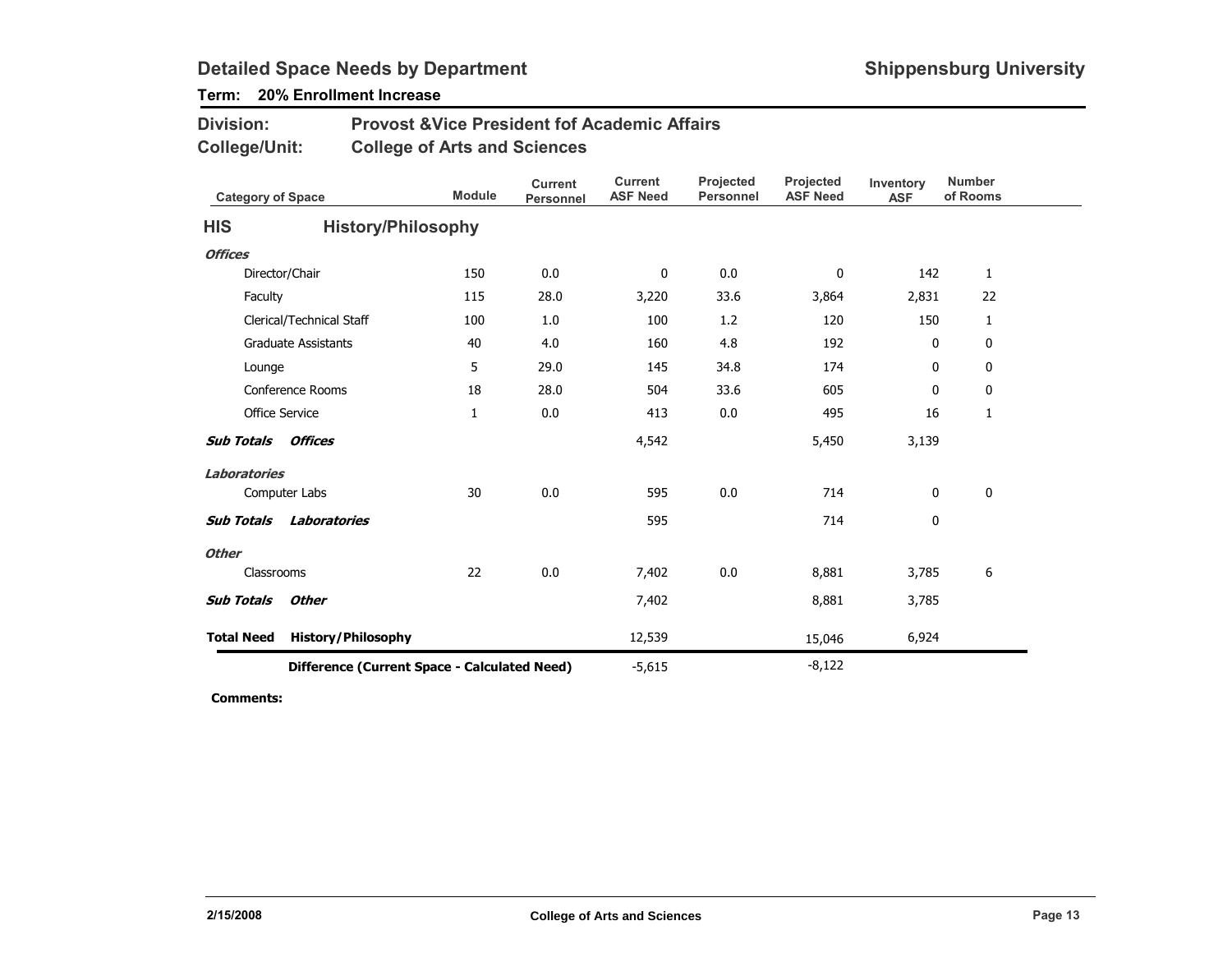## Detailed Space Needs by Department

**Shippensburg University**

**Term: 20% Enrollment Increase**

**Division:** Provost &Vice President fof Academic Affairs

**College/Unit:** College of Arts and Sciences

| Category of Space | Module | Current Personnel | Current ASF Need | Projected Personnel | Projected ASF Need | Inventory ASF | Number of Rooms |
|---|---|---|---|---|---|---|---|
| **HIS History/Philosophy** | | | | | | | |
| ***Offices*** | | | | | | | |
| Director/Chair | 150 | 0.0 | 0 | 0.0 | 0 | 142 | 1 |
| Faculty | 115 | 28.0 | 3,220 | 33.6 | 3,864 | 2,831 | 22 |
| Clerical/Technical Staff | 100 | 1.0 | 100 | 1.2 | 120 | 150 | 1 |
| Graduate Assistants | 40 | 4.0 | 160 | 4.8 | 192 | 0 | 0 |
| Lounge | 5 | 29.0 | 145 | 34.8 | 174 | 0 | 0 |
| Conference Rooms | 18 | 28.0 | 504 | 33.6 | 605 | 0 | 0 |
| Office Service | 1 | 0.0 | 413 | 0.0 | 495 | 16 | 1 |
| ***Sub Totals Offices*** | | | 4,542 | | 5,450 | 3,139 | |
| ***Laboratories*** | | | | | | | |
| Computer Labs | 30 | 0.0 | 595 | 0.0 | 714 | 0 | 0 |
| ***Sub Totals Laboratories*** | | | 595 | | 714 | 0 | |
| ***Other*** | | | | | | | |
| Classrooms | 22 | 0.0 | 7,402 | 0.0 | 8,881 | 3,785 | 6 |
| ***Sub Totals Other*** | | | 7,402 | | 8,881 | 3,785 | |
| **Total Need History/Philosophy** | | | 12,539 | | 15,046 | 6,924 | |
| **Difference (Current Space - Calculated Need)** | | | -5,615 | | -8,122 | | |

**Comments:**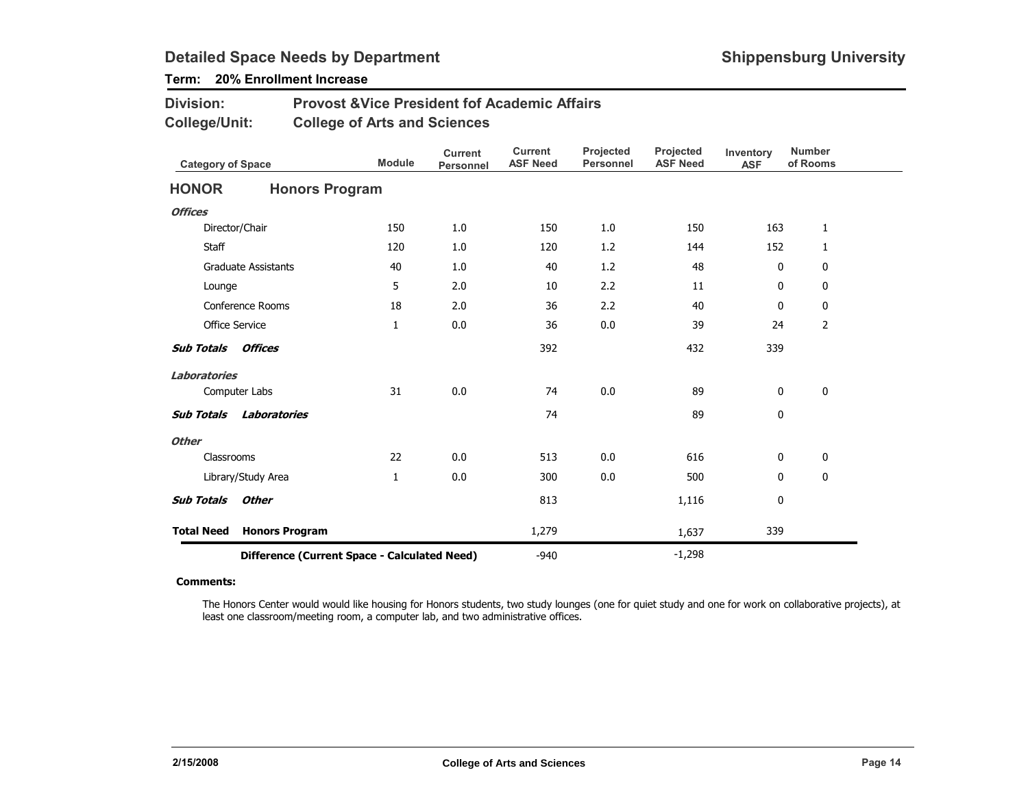## Detailed Space Needs by Department

**Shippensburg University**

**Term: 20% Enrollment Increase**

**Division:** Provost &Vice President fof Academic Affairs

**College/Unit:** College of Arts and Sciences

| Category of Space | Module | Current Personnel | Current ASF Need | Projected Personnel | Projected ASF Need | Inventory ASF | Number of Rooms |
|---|---|---|---|---|---|---|---|
| **HONOR** **Honors Program** | | | | | | | |
| ***Offices*** | | | | | | | |
| Director/Chair | 150 | 1.0 | 150 | 1.0 | 150 | 163 | 1 |
| Staff | 120 | 1.0 | 120 | 1.2 | 144 | 152 | 1 |
| Graduate Assistants | 40 | 1.0 | 40 | 1.2 | 48 | 0 | 0 |
| Lounge | 5 | 2.0 | 10 | 2.2 | 11 | 0 | 0 |
| Conference Rooms | 18 | 2.0 | 36 | 2.2 | 40 | 0 | 0 |
| Office Service | 1 | 0.0 | 36 | 0.0 | 39 | 24 | 2 |
| ***Sub Totals Offices*** | | | 392 | | 432 | 339 | |
| ***Laboratories*** | | | | | | | |
| Computer Labs | 31 | 0.0 | 74 | 0.0 | 89 | 0 | 0 |
| ***Sub Totals Laboratories*** | | | 74 | | 89 | 0 | |
| ***Other*** | | | | | | | |
| Classrooms | 22 | 0.0 | 513 | 0.0 | 616 | 0 | 0 |
| Library/Study Area | 1 | 0.0 | 300 | 0.0 | 500 | 0 | 0 |
| ***Sub Totals Other*** | | | 813 | | 1,116 | 0 | |
| **Total Need Honors Program** | | | 1,279 | | 1,637 | 339 | |
| **Difference (Current Space - Calculated Need)** | | | -940 | | -1,298 | | |

**Comments:**

The Honors Center would would like housing for Honors students, two study lounges (one for quiet study and one for work on collaborative projects), at least one classroom/meeting room, a computer lab, and two administrative offices.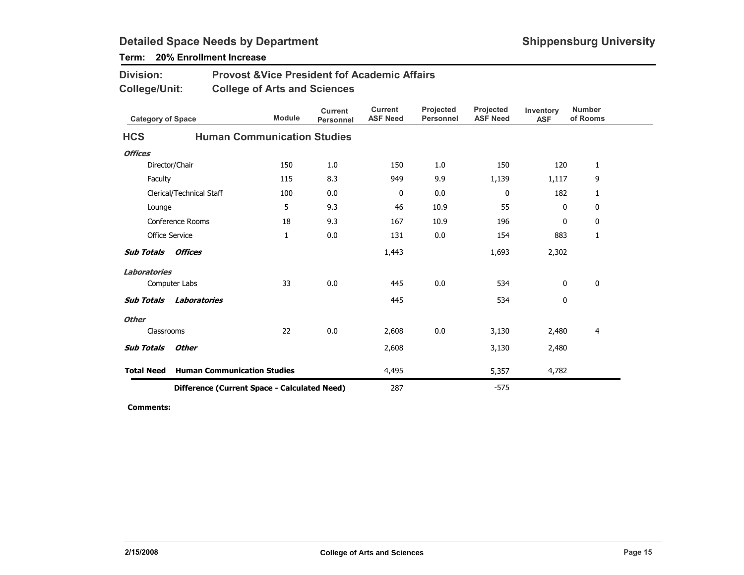## Detailed Space Needs by Department

**Shippensburg University**

**Term: 20% Enrollment Increase**

**Division:** Provost &Vice President fof Academic Affairs

**College/Unit:** College of Arts and Sciences

| Category of Space | Module | Current Personnel | Current ASF Need | Projected Personnel | Projected ASF Need | Inventory ASF | Number of Rooms |
|---|---|---|---|---|---|---|---|
| **HCS Human Communication Studies** | | | | | | | |
| ***Offices*** | | | | | | | |
| Director/Chair | 150 | 1.0 | 150 | 1.0 | 150 | 120 | 1 |
| Faculty | 115 | 8.3 | 949 | 9.9 | 1,139 | 1,117 | 9 |
| Clerical/Technical Staff | 100 | 0.0 | 0 | 0.0 | 0 | 182 | 1 |
| Lounge | 5 | 9.3 | 46 | 10.9 | 55 | 0 | 0 |
| Conference Rooms | 18 | 9.3 | 167 | 10.9 | 196 | 0 | 0 |
| Office Service | 1 | 0.0 | 131 | 0.0 | 154 | 883 | 1 |
| ***Sub Totals Offices*** | | | 1,443 | | 1,693 | 2,302 | |
| ***Laboratories*** | | | | | | | |
| Computer Labs | 33 | 0.0 | 445 | 0.0 | 534 | 0 | 0 |
| ***Sub Totals Laboratories*** | | | 445 | | 534 | 0 | |
| ***Other*** | | | | | | | |
| Classrooms | 22 | 0.0 | 2,608 | 0.0 | 3,130 | 2,480 | 4 |
| ***Sub Totals Other*** | | | 2,608 | | 3,130 | 2,480 | |
| **Total Need Human Communication Studies** | | | 4,495 | | 5,357 | 4,782 | |
| **Difference (Current Space - Calculated Need)** | | | 287 | | -575 | | |

**Comments:**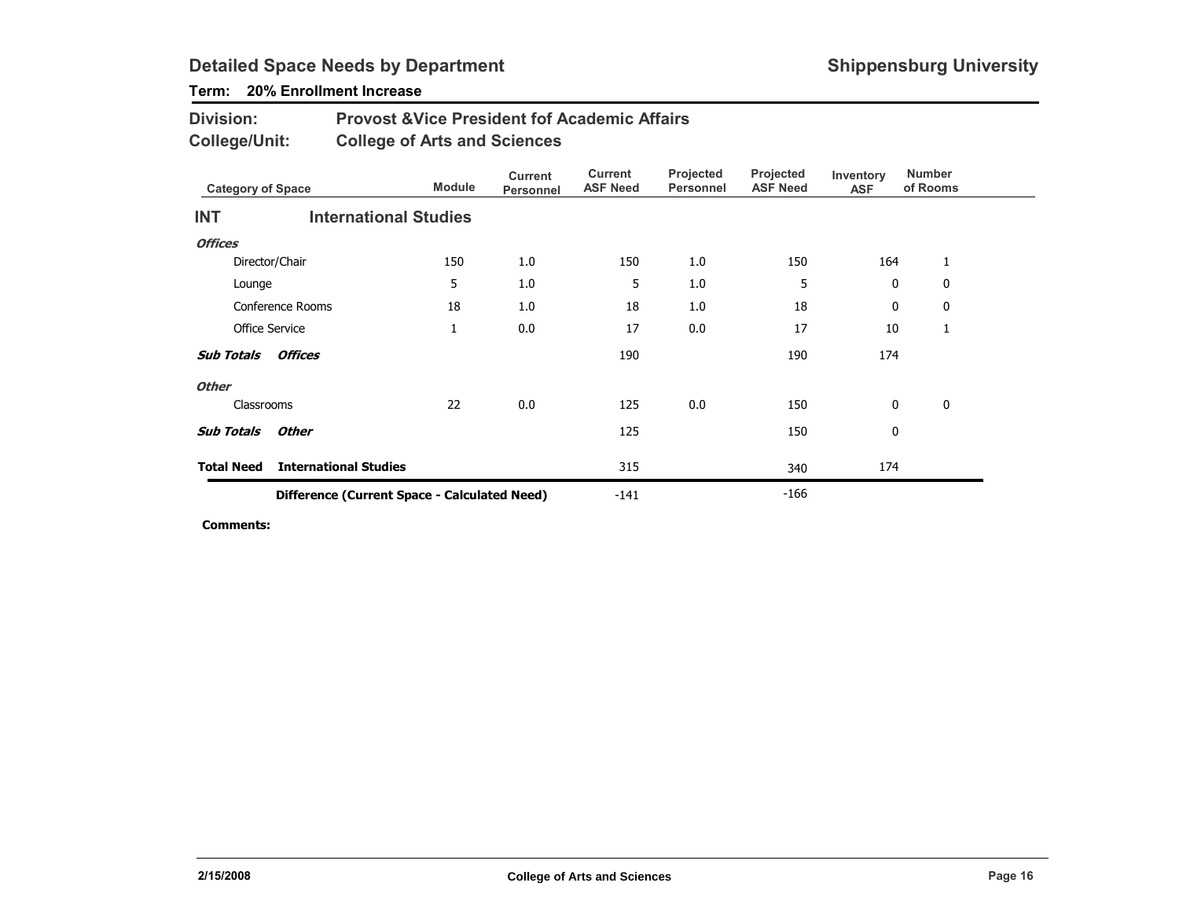## Detailed Space Needs by Department

**Shippensburg University**

**Term: 20% Enrollment Increase**

**Division:** Provost &Vice President fof Academic Affairs

**College/Unit:** College of Arts and Sciences

| Category of Space | Module | Current Personnel | Current ASF Need | Projected Personnel | Projected ASF Need | Inventory ASF | Number of Rooms |
|---|---|---|---|---|---|---|---|
| **INT International Studies** | | | | | | | |
| ***Offices*** | | | | | | | |
| Director/Chair | 150 | 1.0 | 150 | 1.0 | 150 | 164 | 1 |
| Lounge | 5 | 1.0 | 5 | 1.0 | 5 | 0 | 0 |
| Conference Rooms | 18 | 1.0 | 18 | 1.0 | 18 | 0 | 0 |
| Office Service | 1 | 0.0 | 17 | 0.0 | 17 | 10 | 1 |
| ***Sub Totals Offices*** | | | 190 | | 190 | 174 | |
| ***Other*** | | | | | | | |
| Classrooms | 22 | 0.0 | 125 | 0.0 | 150 | 0 | 0 |
| ***Sub Totals Other*** | | | 125 | | 150 | 0 | |
| **Total Need International Studies** | | | 315 | | 340 | 174 | |
| **Difference (Current Space - Calculated Need)** | | | -141 | | -166 | | |

**Comments:**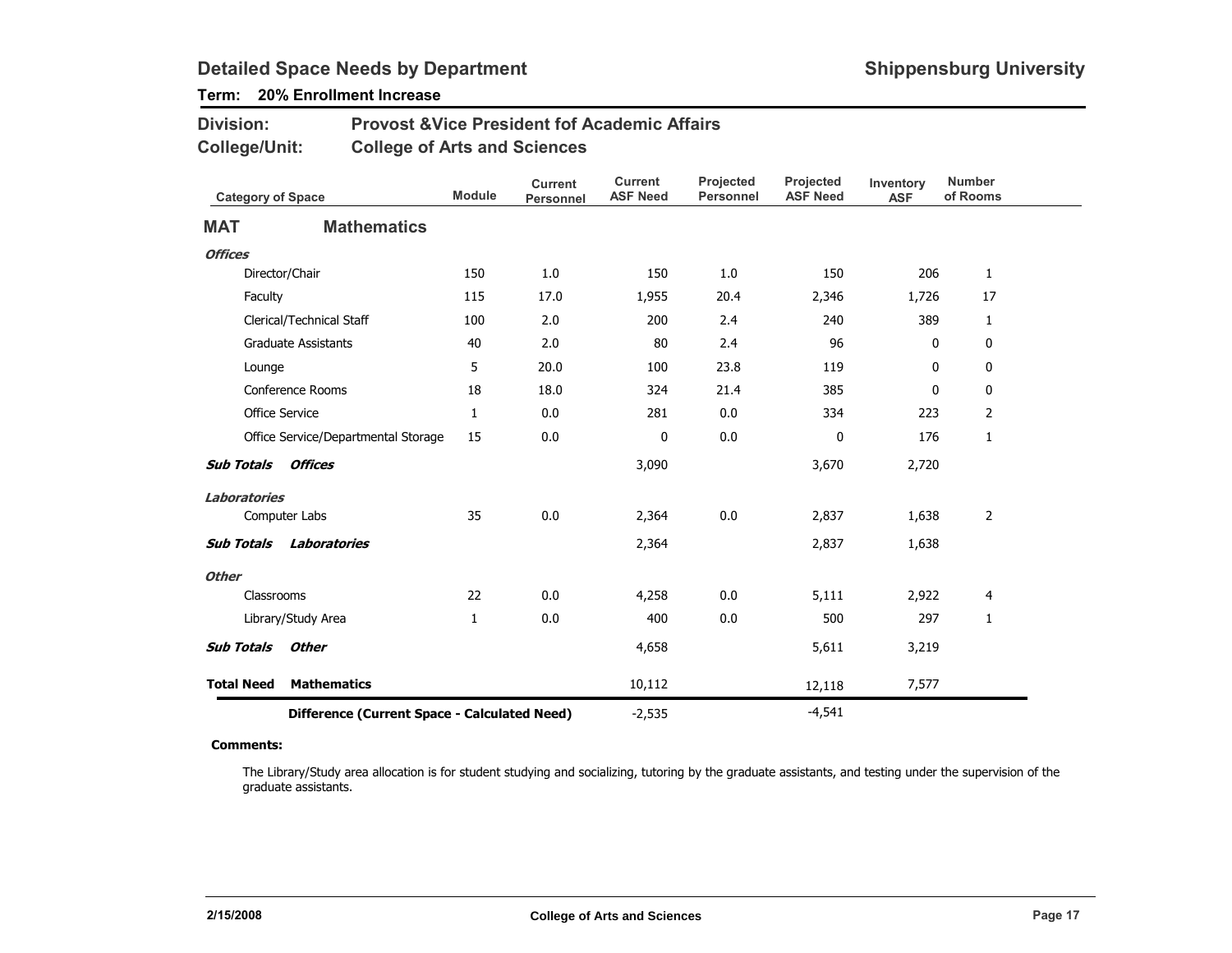## Detailed Space Needs by Department

**Shippensburg University**

**Term: 20% Enrollment Increase**

**Division:** Provost &Vice President fof Academic Affairs

**College/Unit:** College of Arts and Sciences

| Category of Space | Module | Current Personnel | Current ASF Need | Projected Personnel | Projected ASF Need | Inventory ASF | Number of Rooms |
|---|---|---|---|---|---|---|---|
| **MAT Mathematics** | | | | | | | |
| ***Offices*** | | | | | | | |
| Director/Chair | 150 | 1.0 | 150 | 1.0 | 150 | 206 | 1 |
| Faculty | 115 | 17.0 | 1,955 | 20.4 | 2,346 | 1,726 | 17 |
| Clerical/Technical Staff | 100 | 2.0 | 200 | 2.4 | 240 | 389 | 1 |
| Graduate Assistants | 40 | 2.0 | 80 | 2.4 | 96 | 0 | 0 |
| Lounge | 5 | 20.0 | 100 | 23.8 | 119 | 0 | 0 |
| Conference Rooms | 18 | 18.0 | 324 | 21.4 | 385 | 0 | 0 |
| Office Service | 1 | 0.0 | 281 | 0.0 | 334 | 223 | 2 |
| Office Service/Departmental Storage | 15 | 0.0 | 0 | 0.0 | 0 | 176 | 1 |
| ***Sub Totals Offices*** | | | 3,090 | | 3,670 | 2,720 | |
| ***Laboratories*** | | | | | | | |
| Computer Labs | 35 | 0.0 | 2,364 | 0.0 | 2,837 | 1,638 | 2 |
| ***Sub Totals Laboratories*** | | | 2,364 | | 2,837 | 1,638 | |
| ***Other*** | | | | | | | |
| Classrooms | 22 | 0.0 | 4,258 | 0.0 | 5,111 | 2,922 | 4 |
| Library/Study Area | 1 | 0.0 | 400 | 0.0 | 500 | 297 | 1 |
| ***Sub Totals Other*** | | | 4,658 | | 5,611 | 3,219 | |
| **Total Need Mathematics** | | | 10,112 | | 12,118 | 7,577 | |
| **Difference (Current Space - Calculated Need)** | | | -2,535 | | -4,541 | | |

**Comments:**

The Library/Study area allocation is for student studying and socializing, tutoring by the graduate assistants, and testing under the supervision of the graduate assistants.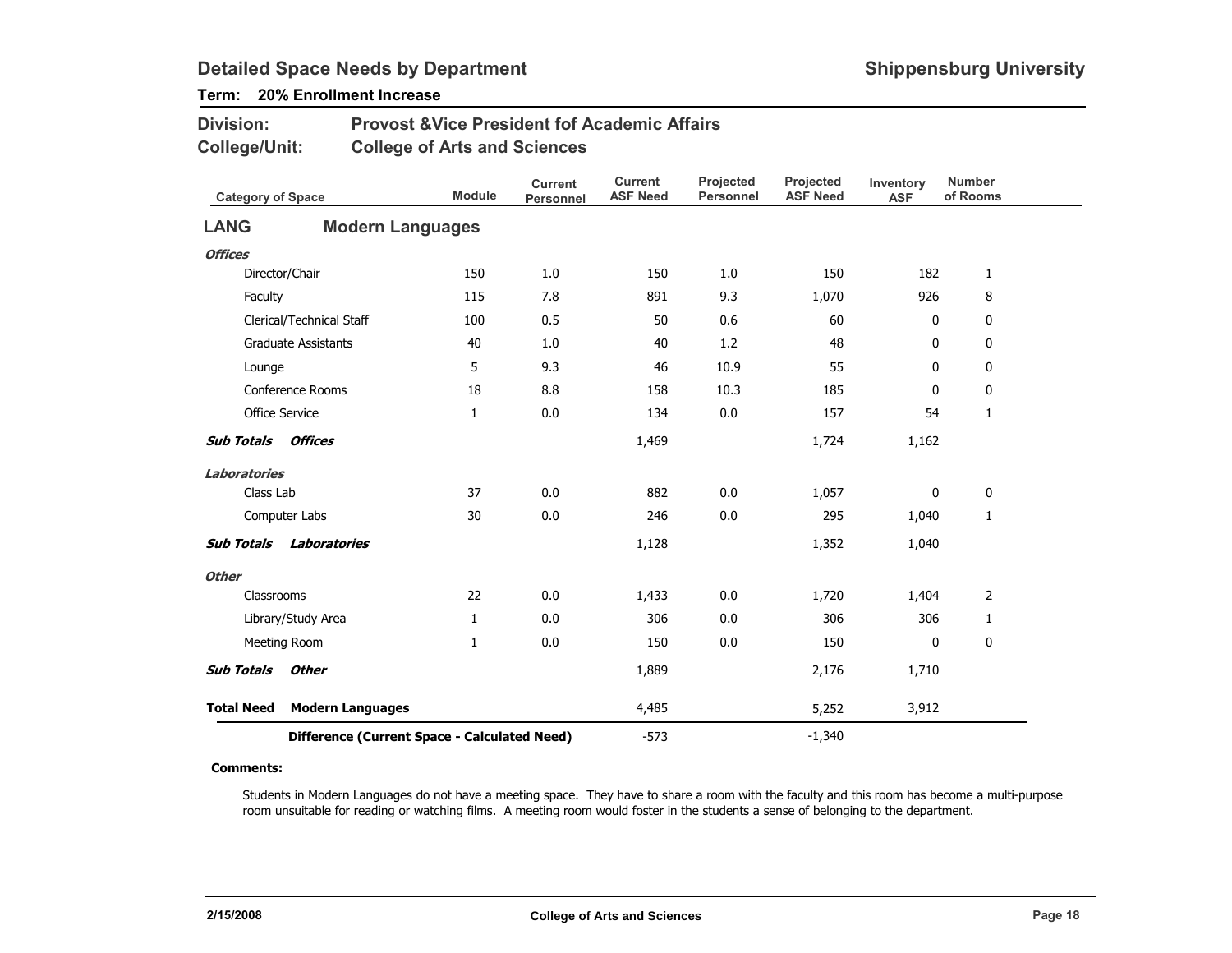# Detailed Space Needs by Department

**Shippensburg University**

**Term: 20% Enrollment Increase**

**Division:** Provost &Vice President fof Academic Affairs

**College/Unit:** College of Arts and Sciences

| Category of Space | Module | Current Personnel | Current ASF Need | Projected Personnel | Projected ASF Need | Inventory ASF | Number of Rooms |
|---|---|---|---|---|---|---|---|
| **LANG — Modern Languages** | | | | | | | |
| ***Offices*** | | | | | | | |
| Director/Chair | 150 | 1.0 | 150 | 1.0 | 150 | 182 | 1 |
| Faculty | 115 | 7.8 | 891 | 9.3 | 1,070 | 926 | 8 |
| Clerical/Technical Staff | 100 | 0.5 | 50 | 0.6 | 60 | 0 | 0 |
| Graduate Assistants | 40 | 1.0 | 40 | 1.2 | 48 | 0 | 0 |
| Lounge | 5 | 9.3 | 46 | 10.9 | 55 | 0 | 0 |
| Conference Rooms | 18 | 8.8 | 158 | 10.3 | 185 | 0 | 0 |
| Office Service | 1 | 0.0 | 134 | 0.0 | 157 | 54 | 1 |
| ***Sub Totals Offices*** | | | 1,469 | | 1,724 | 1,162 | |
| ***Laboratories*** | | | | | | | |
| Class Lab | 37 | 0.0 | 882 | 0.0 | 1,057 | 0 | 0 |
| Computer Labs | 30 | 0.0 | 246 | 0.0 | 295 | 1,040 | 1 |
| ***Sub Totals Laboratories*** | | | 1,128 | | 1,352 | 1,040 | |
| ***Other*** | | | | | | | |
| Classrooms | 22 | 0.0 | 1,433 | 0.0 | 1,720 | 1,404 | 2 |
| Library/Study Area | 1 | 0.0 | 306 | 0.0 | 306 | 306 | 1 |
| Meeting Room | 1 | 0.0 | 150 | 0.0 | 150 | 0 | 0 |
| ***Sub Totals Other*** | | | 1,889 | | 2,176 | 1,710 | |
| **Total Need Modern Languages** | | | 4,485 | | 5,252 | 3,912 | |
| **Difference (Current Space - Calculated Need)** | | | -573 | | -1,340 | | |

**Comments:**

Students in Modern Languages do not have a meeting space. They have to share a room with the faculty and this room has become a multi-purpose room unsuitable for reading or watching films. A meeting room would foster in the students a sense of belonging to the department.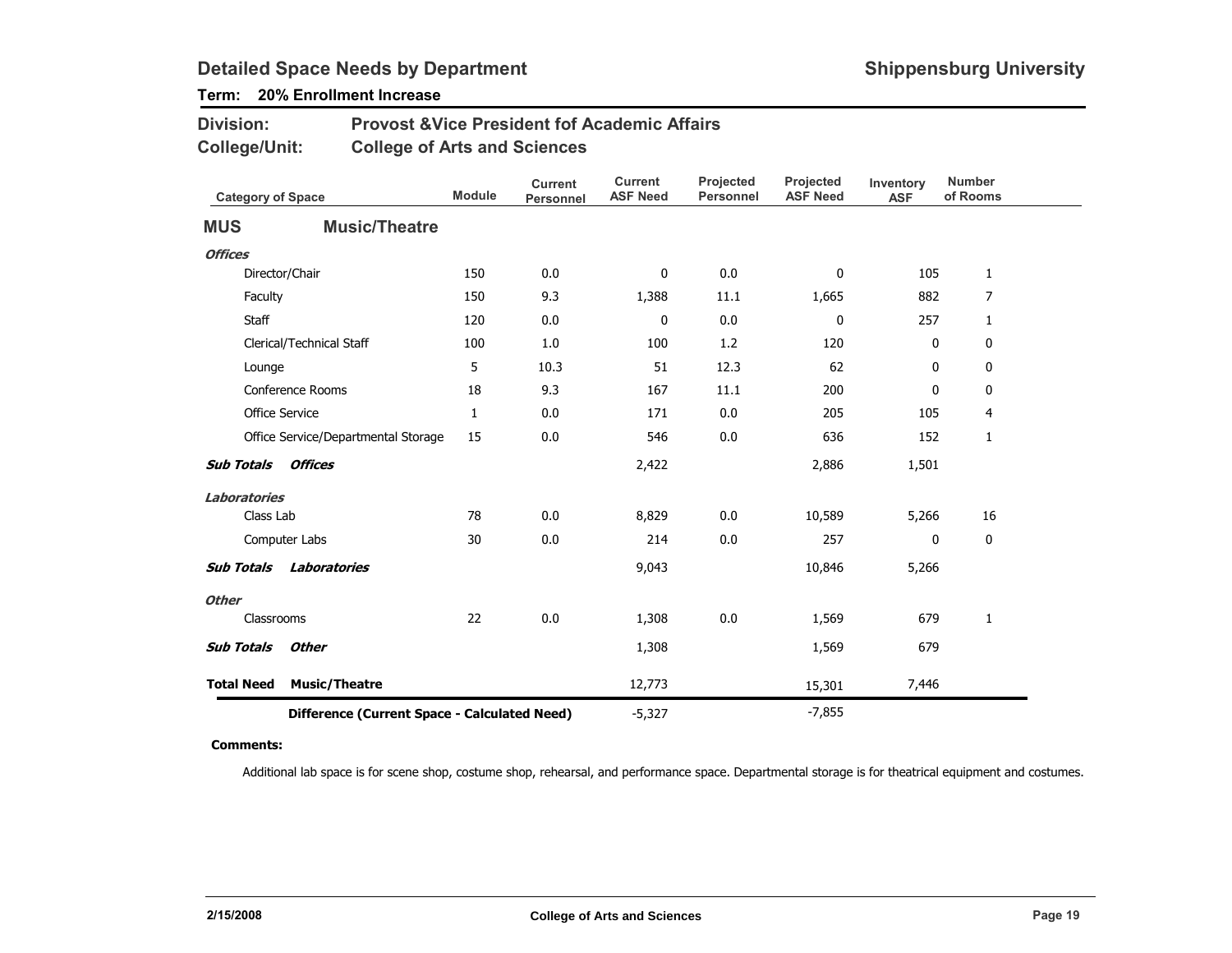# Detailed Space Needs by Department

**Shippensburg University**

**Term: 20% Enrollment Increase**

**Division:** Provost &Vice President fof Academic Affairs

**College/Unit:** College of Arts and Sciences

| Category of Space | Module | Current Personnel | Current ASF Need | Projected Personnel | Projected ASF Need | Inventory ASF | Number of Rooms |
|---|---|---|---|---|---|---|---|
| **MUS Music/Theatre** | | | | | | | |
| ***Offices*** | | | | | | | |
| Director/Chair | 150 | 0.0 | 0 | 0.0 | 0 | 105 | 1 |
| Faculty | 150 | 9.3 | 1,388 | 11.1 | 1,665 | 882 | 7 |
| Staff | 120 | 0.0 | 0 | 0.0 | 0 | 257 | 1 |
| Clerical/Technical Staff | 100 | 1.0 | 100 | 1.2 | 120 | 0 | 0 |
| Lounge | 5 | 10.3 | 51 | 12.3 | 62 | 0 | 0 |
| Conference Rooms | 18 | 9.3 | 167 | 11.1 | 200 | 0 | 0 |
| Office Service | 1 | 0.0 | 171 | 0.0 | 205 | 105 | 4 |
| Office Service/Departmental Storage | 15 | 0.0 | 546 | 0.0 | 636 | 152 | 1 |
| ***Sub Totals Offices*** | | | 2,422 | | 2,886 | 1,501 | |
| ***Laboratories*** | | | | | | | |
| Class Lab | 78 | 0.0 | 8,829 | 0.0 | 10,589 | 5,266 | 16 |
| Computer Labs | 30 | 0.0 | 214 | 0.0 | 257 | 0 | 0 |
| ***Sub Totals Laboratories*** | | | 9,043 | | 10,846 | 5,266 | |
| ***Other*** | | | | | | | |
| Classrooms | 22 | 0.0 | 1,308 | 0.0 | 1,569 | 679 | 1 |
| ***Sub Totals Other*** | | | 1,308 | | 1,569 | 679 | |
| **Total Need Music/Theatre** | | | 12,773 | | 15,301 | 7,446 | |
| **Difference (Current Space - Calculated Need)** | | | -5,327 | | -7,855 | | |

**Comments:**

Additional lab space is for scene shop, costume shop, rehearsal, and performance space. Departmental storage is for theatrical equipment and costumes.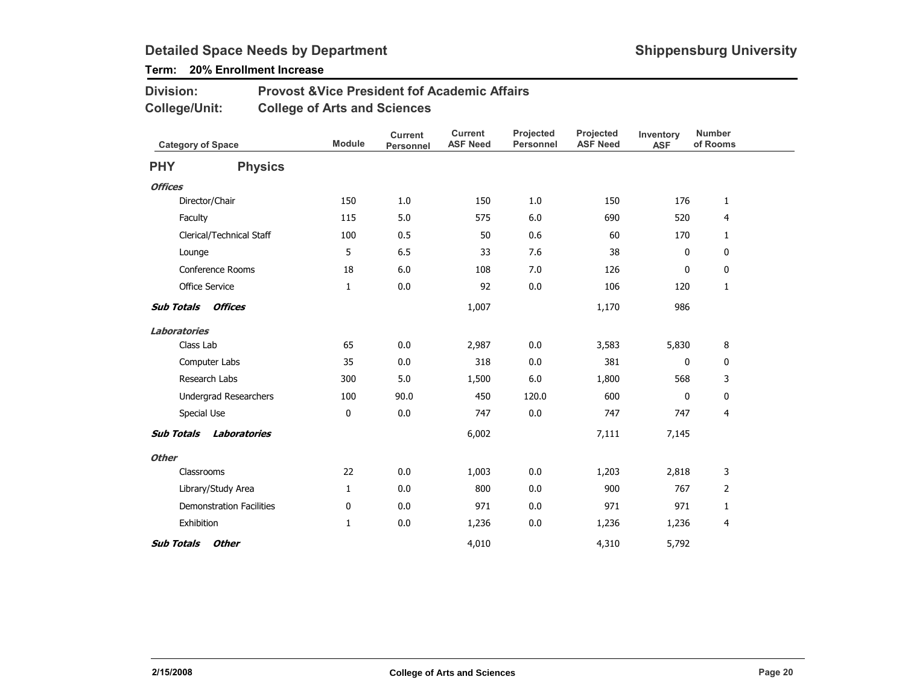## Detailed Space Needs by Department

**Shippensburg University**

**Term: 20% Enrollment Increase**

**Division:** Provost &Vice President fof Academic Affairs
**College/Unit:** College of Arts and Sciences

| Category of Space | Module | Current Personnel | Current ASF Need | Projected Personnel | Projected ASF Need | Inventory ASF | Number of Rooms |
|---|---|---|---|---|---|---|---|
| **PHY Physics** | | | | | | | |
| ***Offices*** | | | | | | | |
| Director/Chair | 150 | 1.0 | 150 | 1.0 | 150 | 176 | 1 |
| Faculty | 115 | 5.0 | 575 | 6.0 | 690 | 520 | 4 |
| Clerical/Technical Staff | 100 | 0.5 | 50 | 0.6 | 60 | 170 | 1 |
| Lounge | 5 | 6.5 | 33 | 7.6 | 38 | 0 | 0 |
| Conference Rooms | 18 | 6.0 | 108 | 7.0 | 126 | 0 | 0 |
| Office Service | 1 | 0.0 | 92 | 0.0 | 106 | 120 | 1 |
| ***Sub Totals Offices*** | | | 1,007 | | 1,170 | 986 | |
| ***Laboratories*** | | | | | | | |
| Class Lab | 65 | 0.0 | 2,987 | 0.0 | 3,583 | 5,830 | 8 |
| Computer Labs | 35 | 0.0 | 318 | 0.0 | 381 | 0 | 0 |
| Research Labs | 300 | 5.0 | 1,500 | 6.0 | 1,800 | 568 | 3 |
| Undergrad Researchers | 100 | 90.0 | 450 | 120.0 | 600 | 0 | 0 |
| Special Use | 0 | 0.0 | 747 | 0.0 | 747 | 747 | 4 |
| ***Sub Totals Laboratories*** | | | 6,002 | | 7,111 | 7,145 | |
| ***Other*** | | | | | | | |
| Classrooms | 22 | 0.0 | 1,003 | 0.0 | 1,203 | 2,818 | 3 |
| Library/Study Area | 1 | 0.0 | 800 | 0.0 | 900 | 767 | 2 |
| Demonstration Facilities | 0 | 0.0 | 971 | 0.0 | 971 | 971 | 1 |
| Exhibition | 1 | 0.0 | 1,236 | 0.0 | 1,236 | 1,236 | 4 |
| ***Sub Totals Other*** | | | 4,010 | | 4,310 | 5,792 | |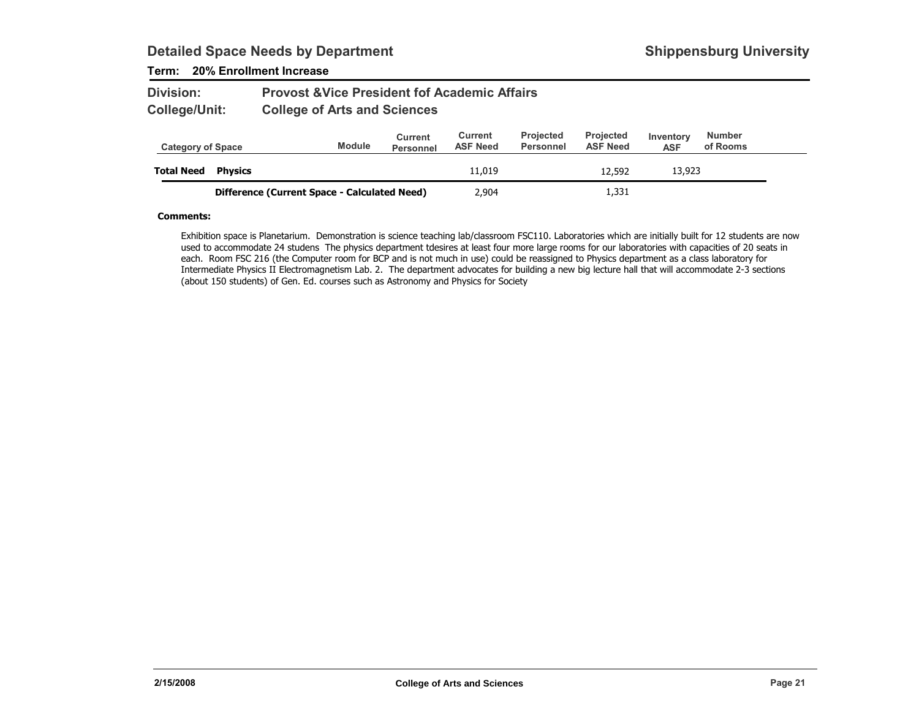## Detailed Space Needs by Department

**Shippensburg University**

**Term: 20% Enrollment Increase**

**Division:** Provost &Vice President fof Academic Affairs

**College/Unit:** College of Arts and Sciences

| Category of Space | | Module | Current Personnel | Current ASF Need | Projected Personnel | Projected ASF Need | Inventory ASF | Number of Rooms |
|---|---|---|---|---|---|---|---|---|
| **Total Need** | **Physics** | | | 11,019 | | 12,592 | 13,923 | |
| | **Difference (Current Space - Calculated Need)** | | | 2,904 | | 1,331 | | |

**Comments:**

Exhibition space is Planetarium. Demonstration is science teaching lab/classroom FSC110. Laboratories which are initially built for 12 students are now used to accommodate 24 studens The physics department tdesires at least four more large rooms for our laboratories with capacities of 20 seats in each. Room FSC 216 (the Computer room for BCP and is not much in use) could be reassigned to Physics department as a class laboratory for Intermediate Physics II Electromagnetism Lab. 2. The department advocates for building a new big lecture hall that will accommodate 2-3 sections (about 150 students) of Gen. Ed. courses such as Astronomy and Physics for Society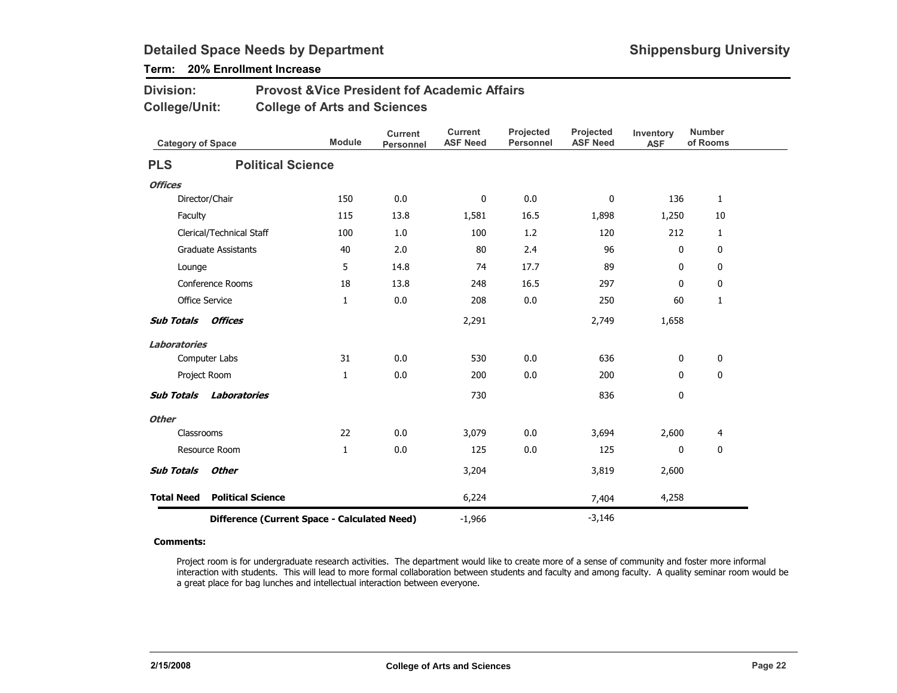## Detailed Space Needs by Department

**Shippensburg University**

**Term: 20% Enrollment Increase**

**Division:** Provost &Vice President fof Academic Affairs

**College/Unit:** College of Arts and Sciences

| Category of Space | Module | Current Personnel | Current ASF Need | Projected Personnel | Projected ASF Need | Inventory ASF | Number of Rooms |
|---|---|---|---|---|---|---|---|
| **PLS — Political Science** | | | | | | | |
| ***Offices*** | | | | | | | |
| Director/Chair | 150 | 0.0 | 0 | 0.0 | 0 | 136 | 1 |
| Faculty | 115 | 13.8 | 1,581 | 16.5 | 1,898 | 1,250 | 10 |
| Clerical/Technical Staff | 100 | 1.0 | 100 | 1.2 | 120 | 212 | 1 |
| Graduate Assistants | 40 | 2.0 | 80 | 2.4 | 96 | 0 | 0 |
| Lounge | 5 | 14.8 | 74 | 17.7 | 89 | 0 | 0 |
| Conference Rooms | 18 | 13.8 | 248 | 16.5 | 297 | 0 | 0 |
| Office Service | 1 | 0.0 | 208 | 0.0 | 250 | 60 | 1 |
| ***Sub Totals Offices*** | | | 2,291 | | 2,749 | 1,658 | |
| ***Laboratories*** | | | | | | | |
| Computer Labs | 31 | 0.0 | 530 | 0.0 | 636 | 0 | 0 |
| Project Room | 1 | 0.0 | 200 | 0.0 | 200 | 0 | 0 |
| ***Sub Totals Laboratories*** | | | 730 | | 836 | 0 | |
| ***Other*** | | | | | | | |
| Classrooms | 22 | 0.0 | 3,079 | 0.0 | 3,694 | 2,600 | 4 |
| Resource Room | 1 | 0.0 | 125 | 0.0 | 125 | 0 | 0 |
| ***Sub Totals Other*** | | | 3,204 | | 3,819 | 2,600 | |
| **Total Need Political Science** | | | 6,224 | | 7,404 | 4,258 | |
| **Difference (Current Space - Calculated Need)** | | | -1,966 | | -3,146 | | |

**Comments:**

Project room is for undergraduate research activities. The department would like to create more of a sense of community and foster more informal interaction with students. This will lead to more formal collaboration between students and faculty and among faculty. A quality seminar room would be a great place for bag lunches and intellectual interaction between everyone.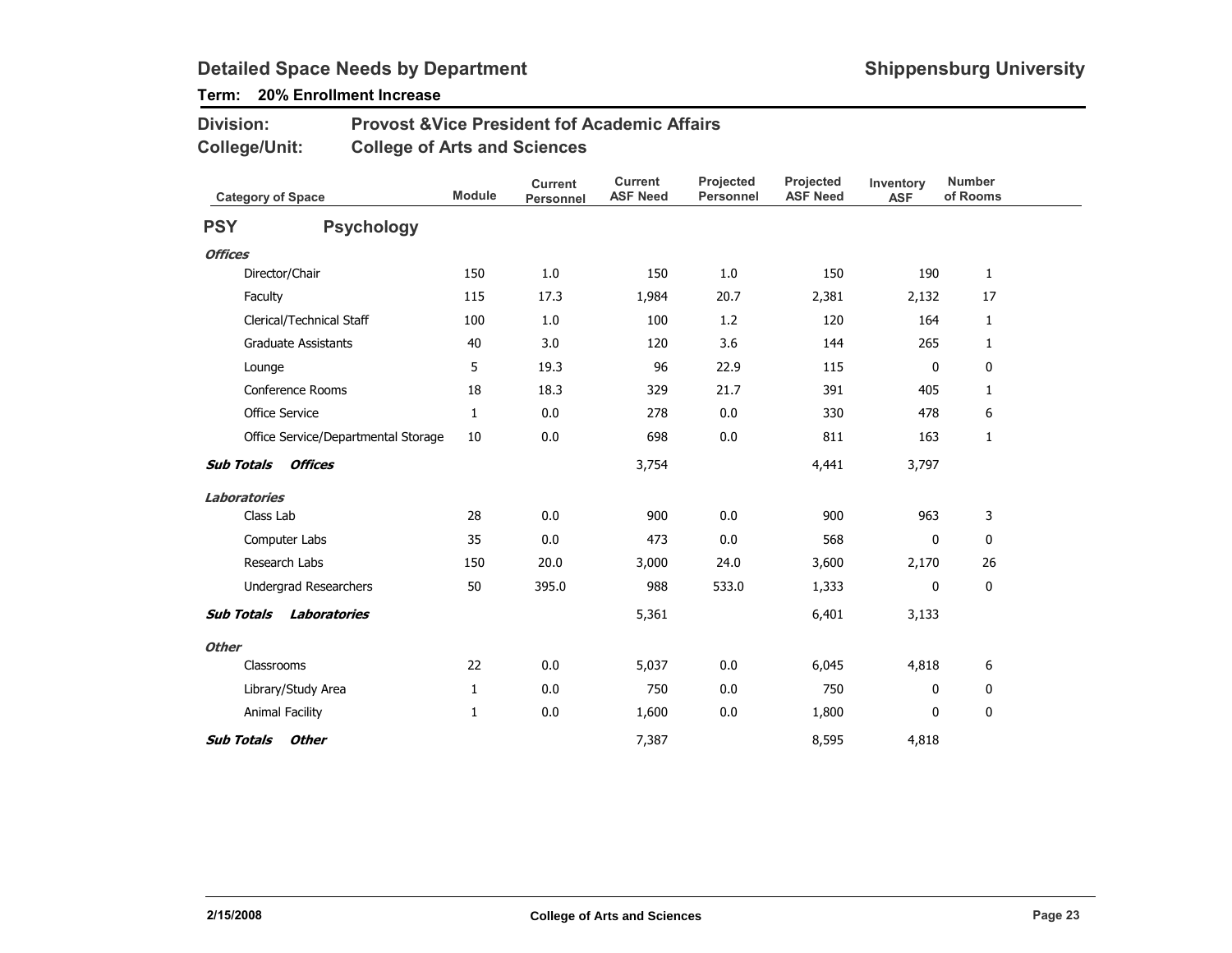# Detailed Space Needs by Department

**Shippensburg University**

**Term: 20% Enrollment Increase**

**Division:** Provost &Vice President fof Academic Affairs

**College/Unit:** College of Arts and Sciences

| Category of Space | Module | Current Personnel | Current ASF Need | Projected Personnel | Projected ASF Need | Inventory ASF | Number of Rooms |
|---|---|---|---|---|---|---|---|
| **PSY Psychology** | | | | | | | |
| ***Offices*** | | | | | | | |
| Director/Chair | 150 | 1.0 | 150 | 1.0 | 150 | 190 | 1 |
| Faculty | 115 | 17.3 | 1,984 | 20.7 | 2,381 | 2,132 | 17 |
| Clerical/Technical Staff | 100 | 1.0 | 100 | 1.2 | 120 | 164 | 1 |
| Graduate Assistants | 40 | 3.0 | 120 | 3.6 | 144 | 265 | 1 |
| Lounge | 5 | 19.3 | 96 | 22.9 | 115 | 0 | 0 |
| Conference Rooms | 18 | 18.3 | 329 | 21.7 | 391 | 405 | 1 |
| Office Service | 1 | 0.0 | 278 | 0.0 | 330 | 478 | 6 |
| Office Service/Departmental Storage | 10 | 0.0 | 698 | 0.0 | 811 | 163 | 1 |
| ***Sub Totals Offices*** | | | 3,754 | | 4,441 | 3,797 | |
| ***Laboratories*** | | | | | | | |
| Class Lab | 28 | 0.0 | 900 | 0.0 | 900 | 963 | 3 |
| Computer Labs | 35 | 0.0 | 473 | 0.0 | 568 | 0 | 0 |
| Research Labs | 150 | 20.0 | 3,000 | 24.0 | 3,600 | 2,170 | 26 |
| Undergrad Researchers | 50 | 395.0 | 988 | 533.0 | 1,333 | 0 | 0 |
| ***Sub Totals Laboratories*** | | | 5,361 | | 6,401 | 3,133 | |
| ***Other*** | | | | | | | |
| Classrooms | 22 | 0.0 | 5,037 | 0.0 | 6,045 | 4,818 | 6 |
| Library/Study Area | 1 | 0.0 | 750 | 0.0 | 750 | 0 | 0 |
| Animal Facility | 1 | 0.0 | 1,600 | 0.0 | 1,800 | 0 | 0 |
| ***Sub Totals Other*** | | | 7,387 | | 8,595 | 4,818 | |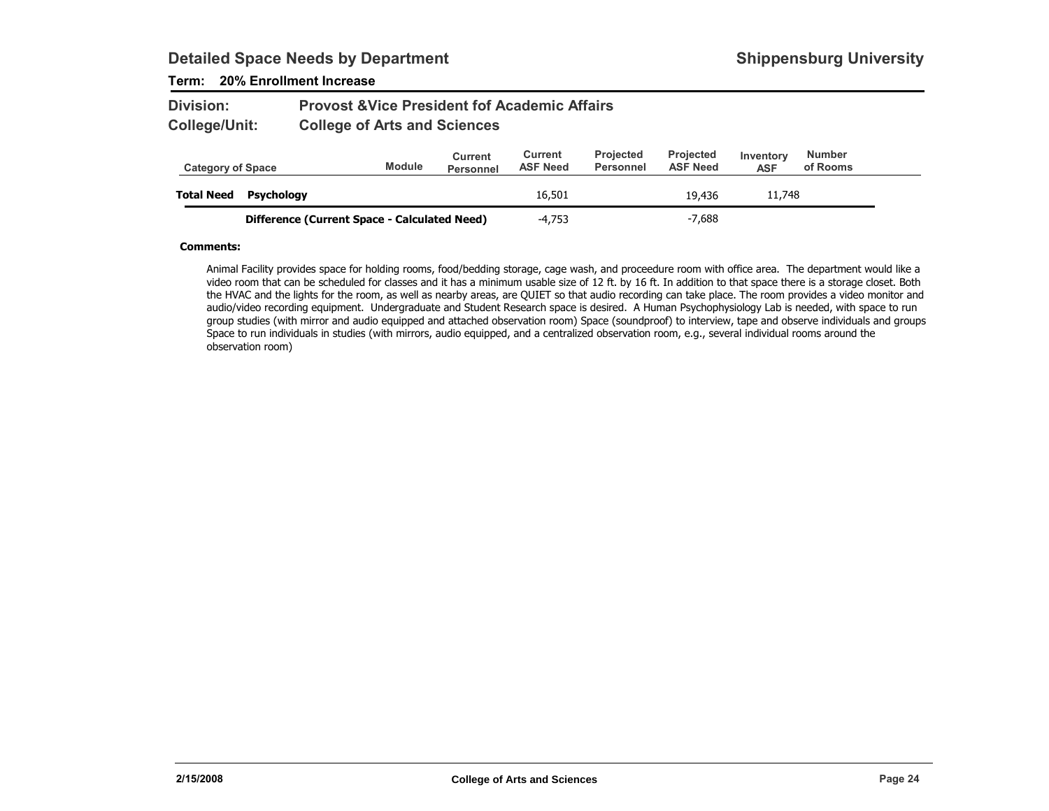## Detailed Space Needs by Department

**Shippensburg University**

**Term: 20% Enrollment Increase**

**Division:** Provost &Vice President fof Academic Affairs

**College/Unit:** College of Arts and Sciences

| Category of Space | | Module | Current Personnel | Current ASF Need | Projected Personnel | Projected ASF Need | Inventory ASF | Number of Rooms |
|---|---|---|---|---|---|---|---|---|
| **Total Need** | **Psychology** | | | 16,501 | | 19,436 | 11,748 | |
| | **Difference (Current Space - Calculated Need)** | | | -4,753 | | -7,688 | | |

**Comments:**

Animal Facility provides space for holding rooms, food/bedding storage, cage wash, and proceedure room with office area. The department would like a video room that can be scheduled for classes and it has a minimum usable size of 12 ft. by 16 ft. In addition to that space there is a storage closet. Both the HVAC and the lights for the room, as well as nearby areas, are QUIET so that audio recording can take place. The room provides a video monitor and audio/video recording equipment. Undergraduate and Student Research space is desired. A Human Psychophysiology Lab is needed, with space to run group studies (with mirror and audio equipped and attached observation room) Space (soundproof) to interview, tape and observe individuals and groups Space to run individuals in studies (with mirrors, audio equipped, and a centralized observation room, e.g., several individual rooms around the observation room)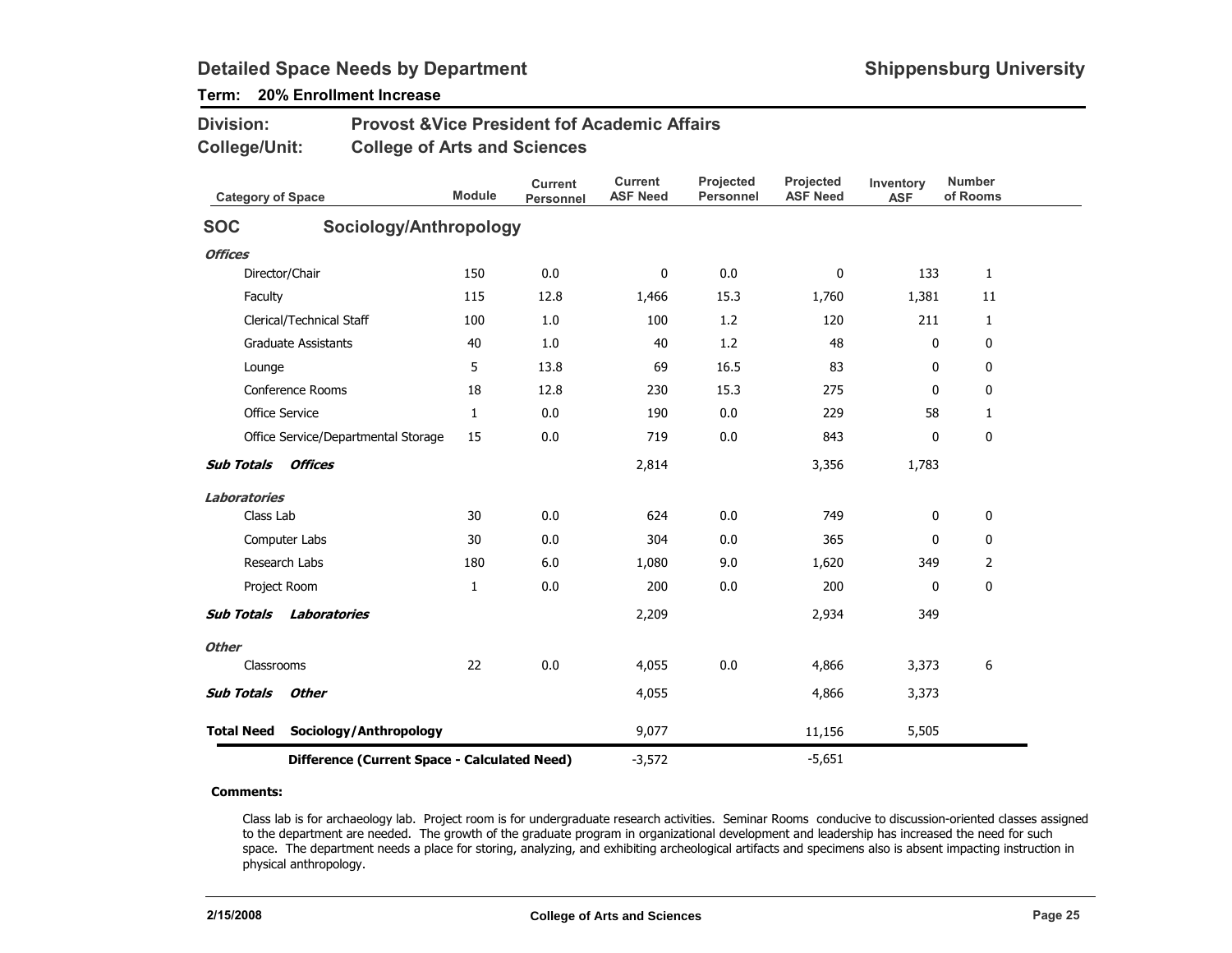## Detailed Space Needs by Department

**Shippensburg University**

**Term: 20% Enrollment Increase**

**Division:** Provost &Vice President fof Academic Affairs

**College/Unit:** College of Arts and Sciences

| Category of Space | Module | Current Personnel | Current ASF Need | Projected Personnel | Projected ASF Need | Inventory ASF | Number of Rooms |
|---|---|---|---|---|---|---|---|
| **SOC Sociology/Anthropology** | | | | | | | |
| ***Offices*** | | | | | | | |
| Director/Chair | 150 | 0.0 | 0 | 0.0 | 0 | 133 | 1 |
| Faculty | 115 | 12.8 | 1,466 | 15.3 | 1,760 | 1,381 | 11 |
| Clerical/Technical Staff | 100 | 1.0 | 100 | 1.2 | 120 | 211 | 1 |
| Graduate Assistants | 40 | 1.0 | 40 | 1.2 | 48 | 0 | 0 |
| Lounge | 5 | 13.8 | 69 | 16.5 | 83 | 0 | 0 |
| Conference Rooms | 18 | 12.8 | 230 | 15.3 | 275 | 0 | 0 |
| Office Service | 1 | 0.0 | 190 | 0.0 | 229 | 58 | 1 |
| Office Service/Departmental Storage | 15 | 0.0 | 719 | 0.0 | 843 | 0 | 0 |
| ***Sub Totals Offices*** | | | 2,814 | | 3,356 | 1,783 | |
| ***Laboratories*** | | | | | | | |
| Class Lab | 30 | 0.0 | 624 | 0.0 | 749 | 0 | 0 |
| Computer Labs | 30 | 0.0 | 304 | 0.0 | 365 | 0 | 0 |
| Research Labs | 180 | 6.0 | 1,080 | 9.0 | 1,620 | 349 | 2 |
| Project Room | 1 | 0.0 | 200 | 0.0 | 200 | 0 | 0 |
| ***Sub Totals Laboratories*** | | | 2,209 | | 2,934 | 349 | |
| ***Other*** | | | | | | | |
| Classrooms | 22 | 0.0 | 4,055 | 0.0 | 4,866 | 3,373 | 6 |
| ***Sub Totals Other*** | | | 4,055 | | 4,866 | 3,373 | |
| **Total Need Sociology/Anthropology** | | | 9,077 | | 11,156 | 5,505 | |
| **Difference (Current Space - Calculated Need)** | | | -3,572 | | -5,651 | | |

**Comments:**

Class lab is for archaeology lab. Project room is for undergraduate research activities. Seminar Rooms conducive to discussion-oriented classes assigned to the department are needed. The growth of the graduate program in organizational development and leadership has increased the need for such space. The department needs a place for storing, analyzing, and exhibiting archeological artifacts and specimens also is absent impacting instruction in physical anthropology.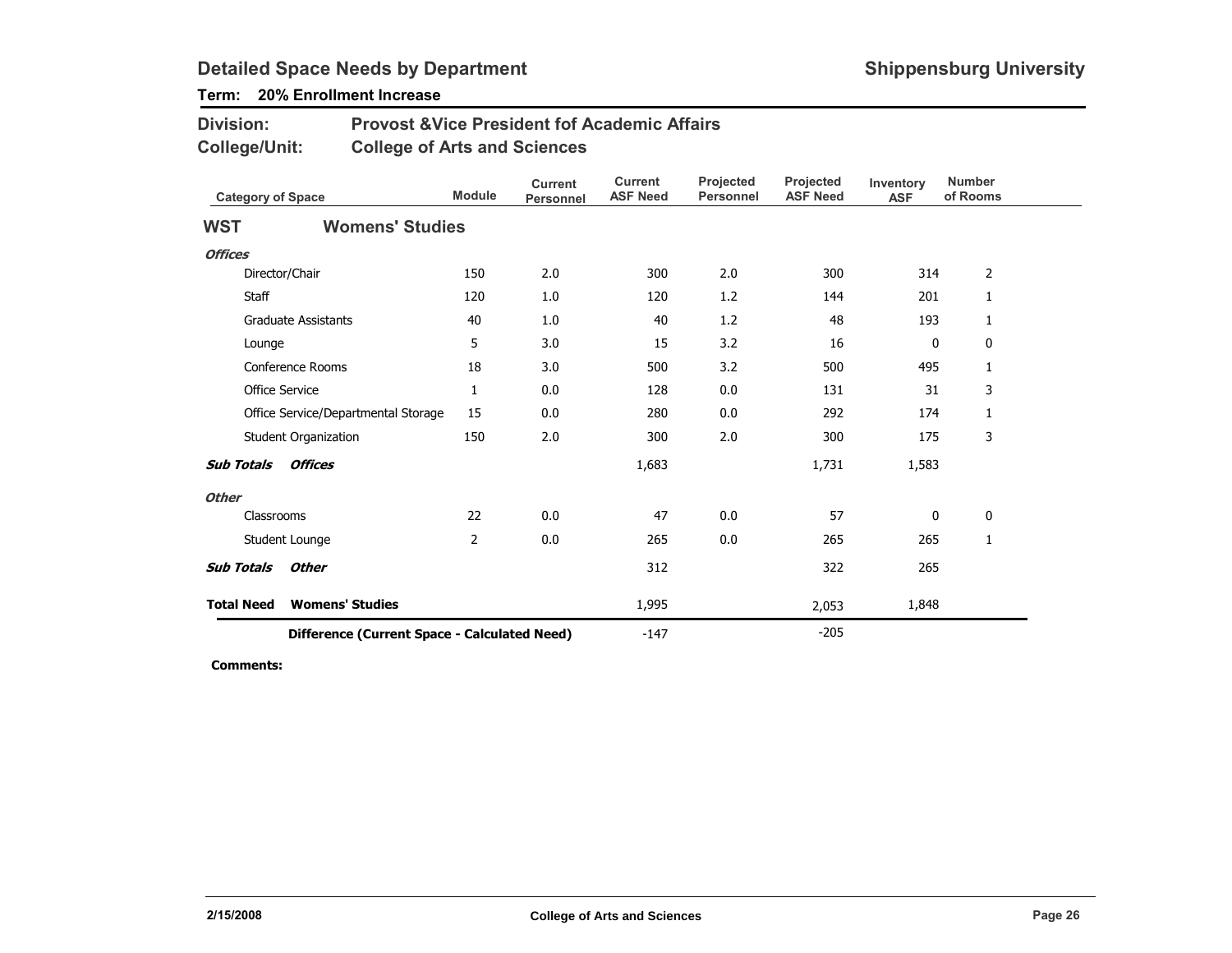# Detailed Space Needs by Department

**Shippensburg University**

**Term: 20% Enrollment Increase**

**Division:** Provost &Vice President fof Academic Affairs

**College/Unit:** College of Arts and Sciences

| Category of Space | Module | Current Personnel | Current ASF Need | Projected Personnel | Projected ASF Need | Inventory ASF | Number of Rooms |
|---|---|---|---|---|---|---|---|
| **WST Womens' Studies** | | | | | | | |
| ***Offices*** | | | | | | | |
| Director/Chair | 150 | 2.0 | 300 | 2.0 | 300 | 314 | 2 |
| Staff | 120 | 1.0 | 120 | 1.2 | 144 | 201 | 1 |
| Graduate Assistants | 40 | 1.0 | 40 | 1.2 | 48 | 193 | 1 |
| Lounge | 5 | 3.0 | 15 | 3.2 | 16 | 0 | 0 |
| Conference Rooms | 18 | 3.0 | 500 | 3.2 | 500 | 495 | 1 |
| Office Service | 1 | 0.0 | 128 | 0.0 | 131 | 31 | 3 |
| Office Service/Departmental Storage | 15 | 0.0 | 280 | 0.0 | 292 | 174 | 1 |
| Student Organization | 150 | 2.0 | 300 | 2.0 | 300 | 175 | 3 |
| ***Sub Totals Offices*** | | | 1,683 | | 1,731 | 1,583 | |
| ***Other*** | | | | | | | |
| Classrooms | 22 | 0.0 | 47 | 0.0 | 57 | 0 | 0 |
| Student Lounge | 2 | 0.0 | 265 | 0.0 | 265 | 265 | 1 |
| ***Sub Totals Other*** | | | 312 | | 322 | 265 | |
| **Total Need Womens' Studies** | | | 1,995 | | 2,053 | 1,848 | |
| **Difference (Current Space - Calculated Need)** | | | -147 | | -205 | | |

**Comments:**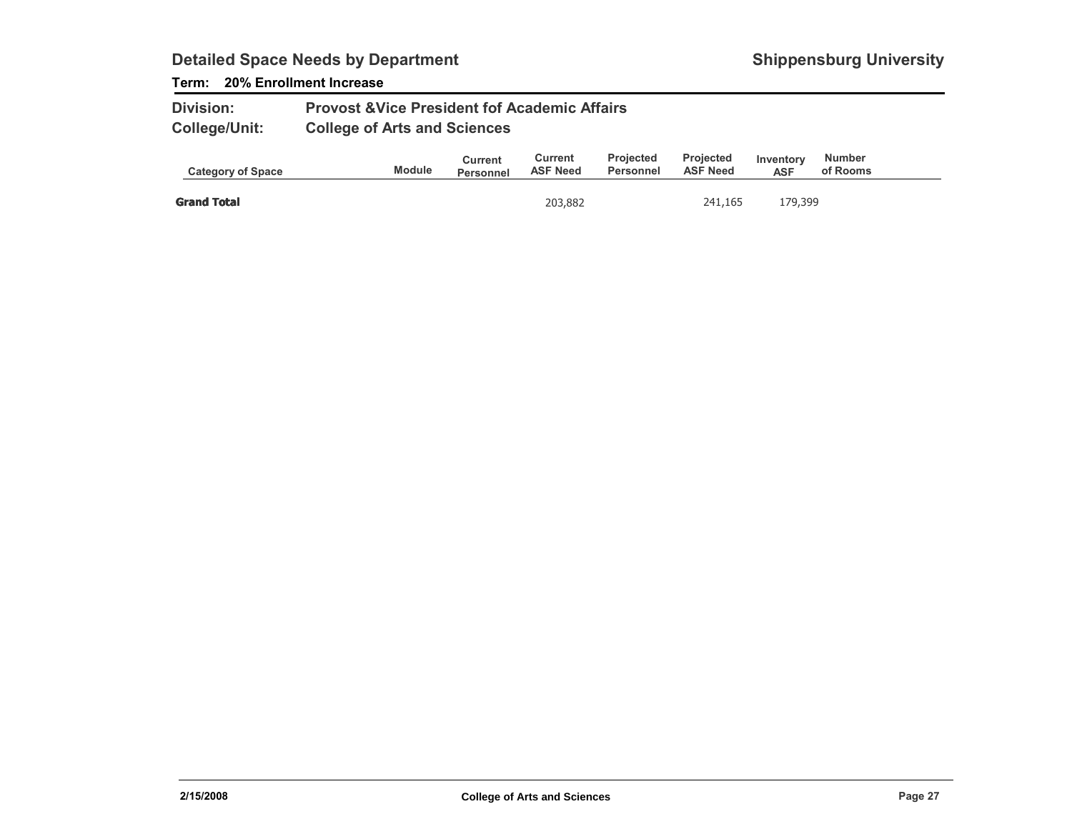## Detailed Space Needs by Department

**Shippensburg University**

**Term: 20% Enrollment Increase**

**Division:** Provost &Vice President fof Academic Affairs

**College/Unit:** College of Arts and Sciences

| Category of Space | Module | Current Personnel | Current ASF Need | Projected Personnel | Projected ASF Need | Inventory ASF | Number of Rooms |
|---|---|---|---|---|---|---|---|
| **Grand Total** | | | 203,882 | | 241,165 | 179,399 | |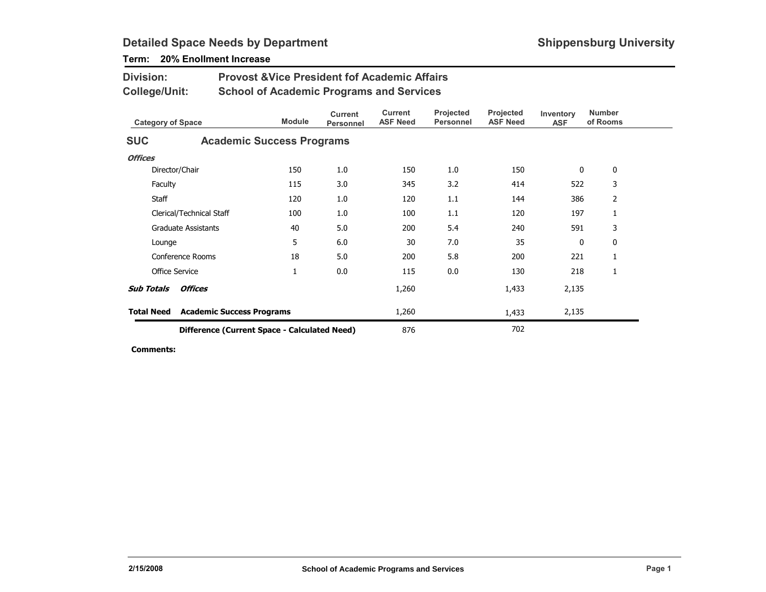## Detailed Space Needs by Department

**Shippensburg University**

**Term: 20% Enollment Increase**

**Division:** Provost &Vice President fof Academic Affairs

**College/Unit:** School of Academic Programs and Services

| Category of Space | Module | Current Personnel | Current ASF Need | Projected Personnel | Projected ASF Need | Inventory ASF | Number of Rooms |
|---|---|---|---|---|---|---|---|
| **SUC — Academic Success Programs** | | | | | | | |
| ***Offices*** | | | | | | | |
| Director/Chair | 150 | 1.0 | 150 | 1.0 | 150 | 0 | 0 |
| Faculty | 115 | 3.0 | 345 | 3.2 | 414 | 522 | 3 |
| Staff | 120 | 1.0 | 120 | 1.1 | 144 | 386 | 2 |
| Clerical/Technical Staff | 100 | 1.0 | 100 | 1.1 | 120 | 197 | 1 |
| Graduate Assistants | 40 | 5.0 | 200 | 5.4 | 240 | 591 | 3 |
| Lounge | 5 | 6.0 | 30 | 7.0 | 35 | 0 | 0 |
| Conference Rooms | 18 | 5.0 | 200 | 5.8 | 200 | 221 | 1 |
| Office Service | 1 | 0.0 | 115 | 0.0 | 130 | 218 | 1 |
| ***Sub Totals Offices*** | | | 1,260 | | 1,433 | 2,135 | |
| **Total Need Academic Success Programs** | | | 1,260 | | 1,433 | 2,135 | |
| **Difference (Current Space - Calculated Need)** | | | 876 | | 702 | | |

**Comments:**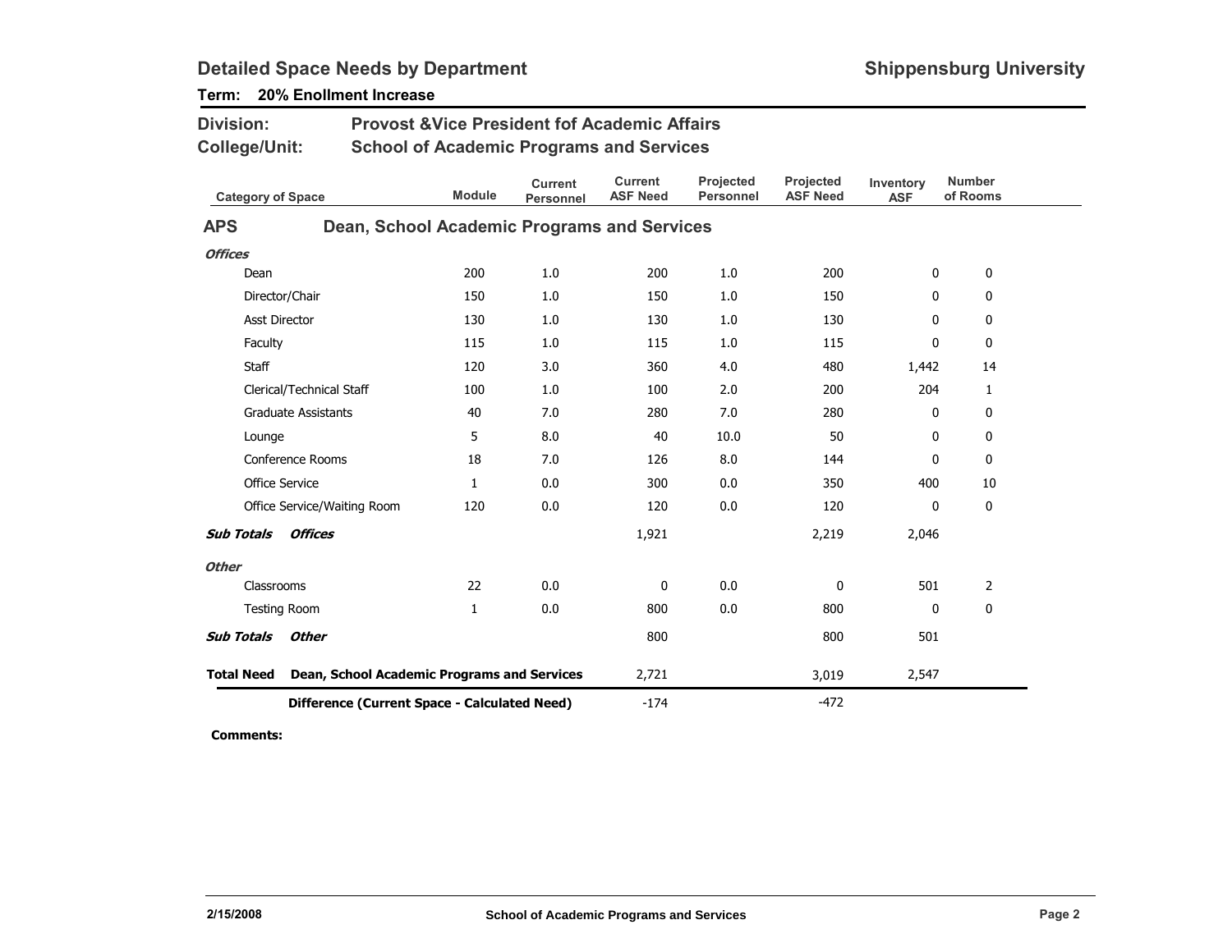## Detailed Space Needs by Department

**Shippensburg University**

**Term: 20% Enollment Increase**

**Division:** Provost &Vice President fof Academic Affairs

**College/Unit:** School of Academic Programs and Services

| Category of Space | Module | Current Personnel | Current ASF Need | Projected Personnel | Projected ASF Need | Inventory ASF | Number of Rooms |
|---|---|---|---|---|---|---|---|
| **APS — Dean, School Academic Programs and Services** | | | | | | | |
| ***Offices*** | | | | | | | |
| Dean | 200 | 1.0 | 200 | 1.0 | 200 | 0 | 0 |
| Director/Chair | 150 | 1.0 | 150 | 1.0 | 150 | 0 | 0 |
| Asst Director | 130 | 1.0 | 130 | 1.0 | 130 | 0 | 0 |
| Faculty | 115 | 1.0 | 115 | 1.0 | 115 | 0 | 0 |
| Staff | 120 | 3.0 | 360 | 4.0 | 480 | 1,442 | 14 |
| Clerical/Technical Staff | 100 | 1.0 | 100 | 2.0 | 200 | 204 | 1 |
| Graduate Assistants | 40 | 7.0 | 280 | 7.0 | 280 | 0 | 0 |
| Lounge | 5 | 8.0 | 40 | 10.0 | 50 | 0 | 0 |
| Conference Rooms | 18 | 7.0 | 126 | 8.0 | 144 | 0 | 0 |
| Office Service | 1 | 0.0 | 300 | 0.0 | 350 | 400 | 10 |
| Office Service/Waiting Room | 120 | 0.0 | 120 | 0.0 | 120 | 0 | 0 |
| ***Sub Totals Offices*** | | | 1,921 | | 2,219 | 2,046 | |
| ***Other*** | | | | | | | |
| Classrooms | 22 | 0.0 | 0 | 0.0 | 0 | 501 | 2 |
| Testing Room | 1 | 0.0 | 800 | 0.0 | 800 | 0 | 0 |
| ***Sub Totals Other*** | | | 800 | | 800 | 501 | |
| **Total Need Dean, School Academic Programs and Services** | | | 2,721 | | 3,019 | 2,547 | |
| **Difference (Current Space - Calculated Need)** | | | -174 | | -472 | | |

**Comments:**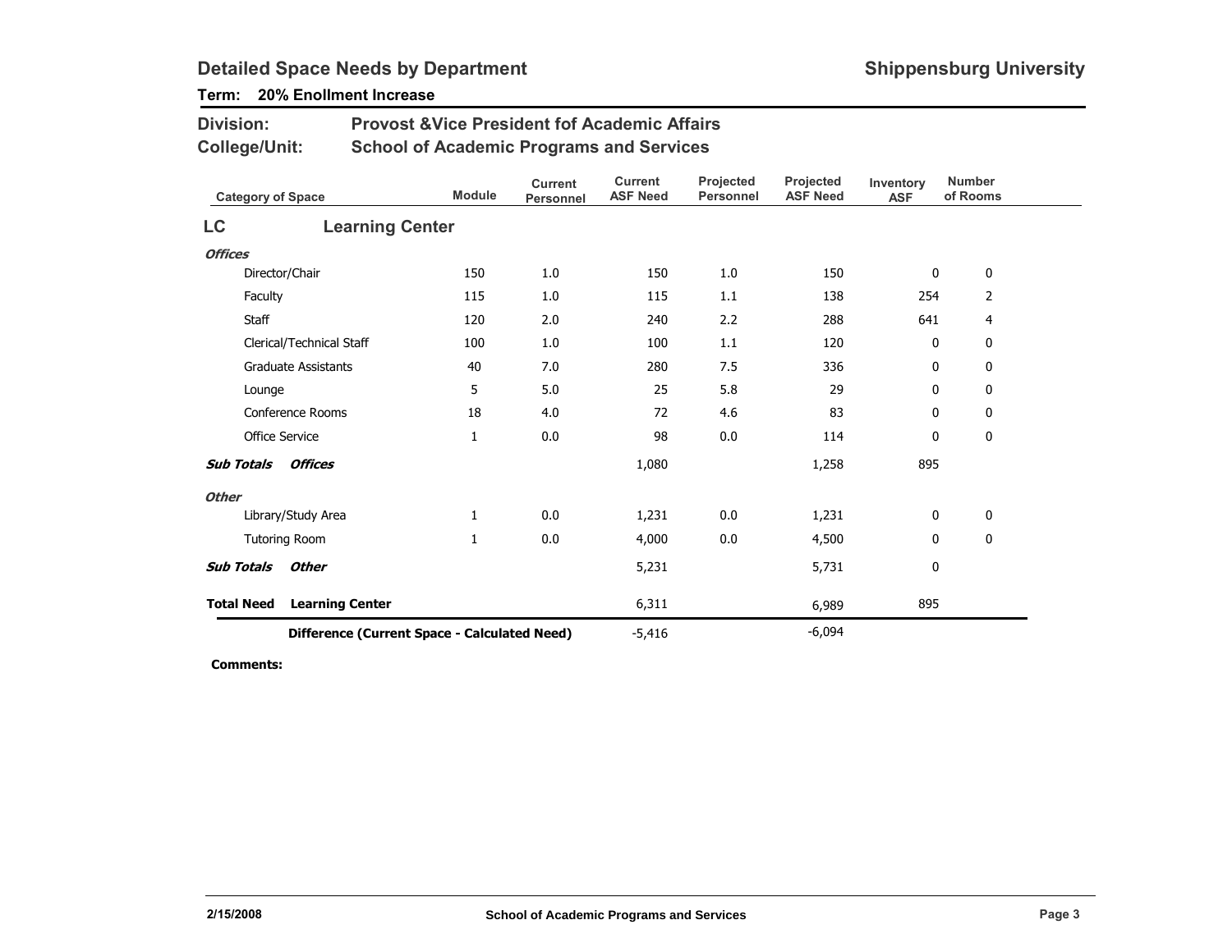# Detailed Space Needs by Department

**Shippensburg University**

**Term: 20% Enollment Increase**

**Division:** Provost &Vice President fof Academic Affairs

**College/Unit:** School of Academic Programs and Services

| Category of Space | Module | Current Personnel | Current ASF Need | Projected Personnel | Projected ASF Need | Inventory ASF | Number of Rooms |
|---|---|---|---|---|---|---|---|
| **LC Learning Center** | | | | | | | |
| ***Offices*** | | | | | | | |
| Director/Chair | 150 | 1.0 | 150 | 1.0 | 150 | 0 | 0 |
| Faculty | 115 | 1.0 | 115 | 1.1 | 138 | 254 | 2 |
| Staff | 120 | 2.0 | 240 | 2.2 | 288 | 641 | 4 |
| Clerical/Technical Staff | 100 | 1.0 | 100 | 1.1 | 120 | 0 | 0 |
| Graduate Assistants | 40 | 7.0 | 280 | 7.5 | 336 | 0 | 0 |
| Lounge | 5 | 5.0 | 25 | 5.8 | 29 | 0 | 0 |
| Conference Rooms | 18 | 4.0 | 72 | 4.6 | 83 | 0 | 0 |
| Office Service | 1 | 0.0 | 98 | 0.0 | 114 | 0 | 0 |
| ***Sub Totals Offices*** | | | 1,080 | | 1,258 | 895 | |
| ***Other*** | | | | | | | |
| Library/Study Area | 1 | 0.0 | 1,231 | 0.0 | 1,231 | 0 | 0 |
| Tutoring Room | 1 | 0.0 | 4,000 | 0.0 | 4,500 | 0 | 0 |
| ***Sub Totals Other*** | | | 5,231 | | 5,731 | 0 | |
| **Total Need Learning Center** | | | 6,311 | | 6,989 | 895 | |
| **Difference (Current Space - Calculated Need)** | | | -5,416 | | -6,094 | | |

**Comments:**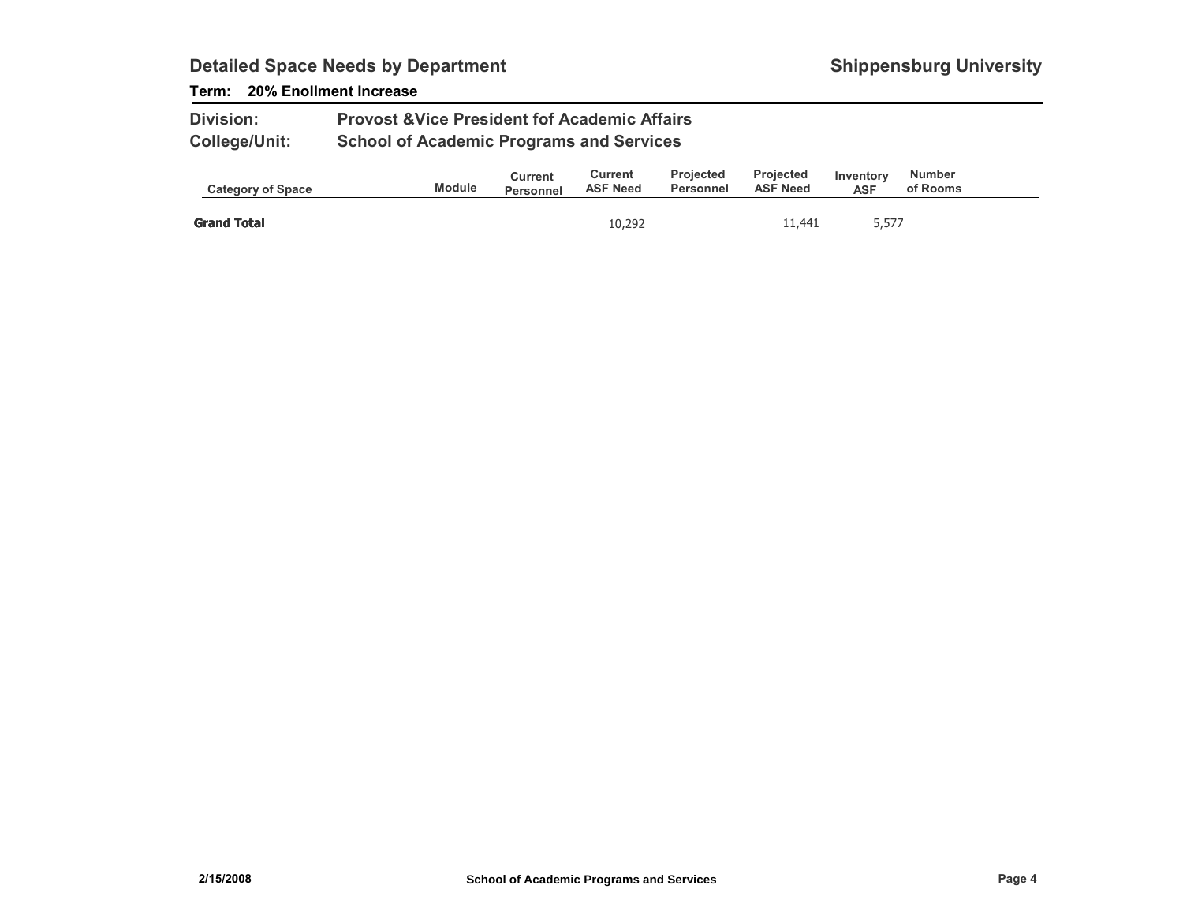## Detailed Space Needs by Department

**Shippensburg University**

**Term: 20% Enollment Increase**

**Division:** Provost &Vice President fof Academic Affairs

**College/Unit:** School of Academic Programs and Services

| Category of Space | Module | Current Personnel | Current ASF Need | Projected Personnel | Projected ASF Need | Inventory ASF | Number of Rooms |
|---|---|---|---|---|---|---|---|
| **Grand Total** | | | 10,292 | | 11,441 | 5,577 | |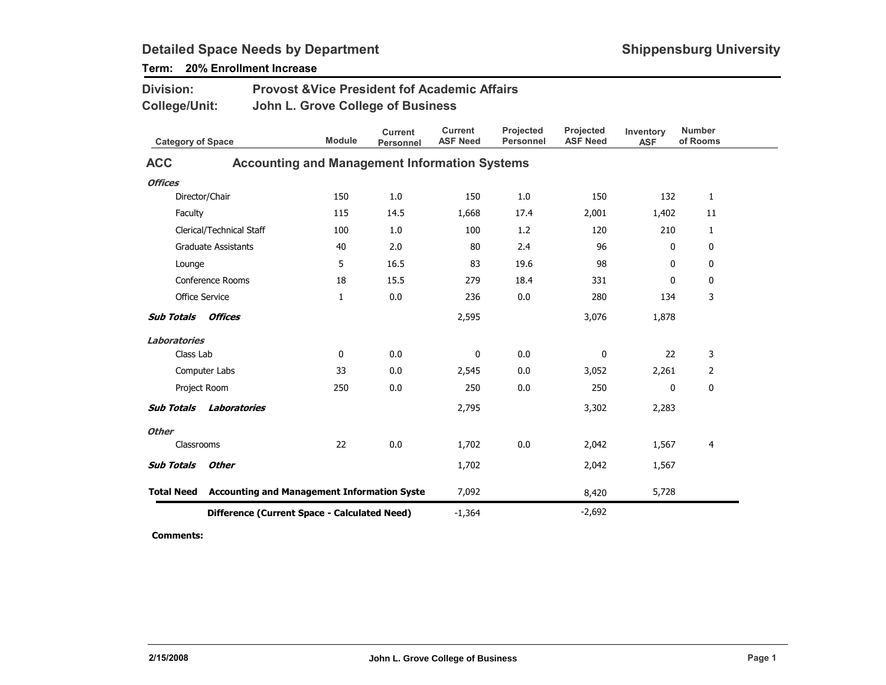# Detailed Space Needs by Department

**Shippensburg University**

**Term: 20% Enrollment Increase**

**Division:** Provost &Vice President fof Academic Affairs

**College/Unit:** John L. Grove College of Business

## ACC Accounting and Management Information Systems

| Category of Space | Module | Current Personnel | Current ASF Need | Projected Personnel | Projected ASF Need | Inventory ASF | Number of Rooms |
|---|---|---|---|---|---|---|---|
| ***Offices*** | | | | | | | |
| Director/Chair | 150 | 1.0 | 150 | 1.0 | 150 | 132 | 1 |
| Faculty | 115 | 14.5 | 1,668 | 17.4 | 2,001 | 1,402 | 11 |
| Clerical/Technical Staff | 100 | 1.0 | 100 | 1.2 | 120 | 210 | 1 |
| Graduate Assistants | 40 | 2.0 | 80 | 2.4 | 96 | 0 | 0 |
| Lounge | 5 | 16.5 | 83 | 19.6 | 98 | 0 | 0 |
| Conference Rooms | 18 | 15.5 | 279 | 18.4 | 331 | 0 | 0 |
| Office Service | 1 | 0.0 | 236 | 0.0 | 280 | 134 | 3 |
| ***Sub Totals Offices*** | | | 2,595 | | 3,076 | 1,878 | |
| ***Laboratories*** | | | | | | | |
| Class Lab | 0 | 0.0 | 0 | 0.0 | 0 | 22 | 3 |
| Computer Labs | 33 | 0.0 | 2,545 | 0.0 | 3,052 | 2,261 | 2 |
| Project Room | 250 | 0.0 | 250 | 0.0 | 250 | 0 | 0 |
| ***Sub Totals Laboratories*** | | | 2,795 | | 3,302 | 2,283 | |
| ***Other*** | | | | | | | |
| Classrooms | 22 | 0.0 | 1,702 | 0.0 | 2,042 | 1,567 | 4 |
| ***Sub Totals Other*** | | | 1,702 | | 2,042 | 1,567 | |
| **Total Need Accounting and Management Information Syste** | | | 7,092 | | 8,420 | 5,728 | |
| **Difference (Current Space - Calculated Need)** | | | -1,364 | | -2,692 | | |

**Comments:**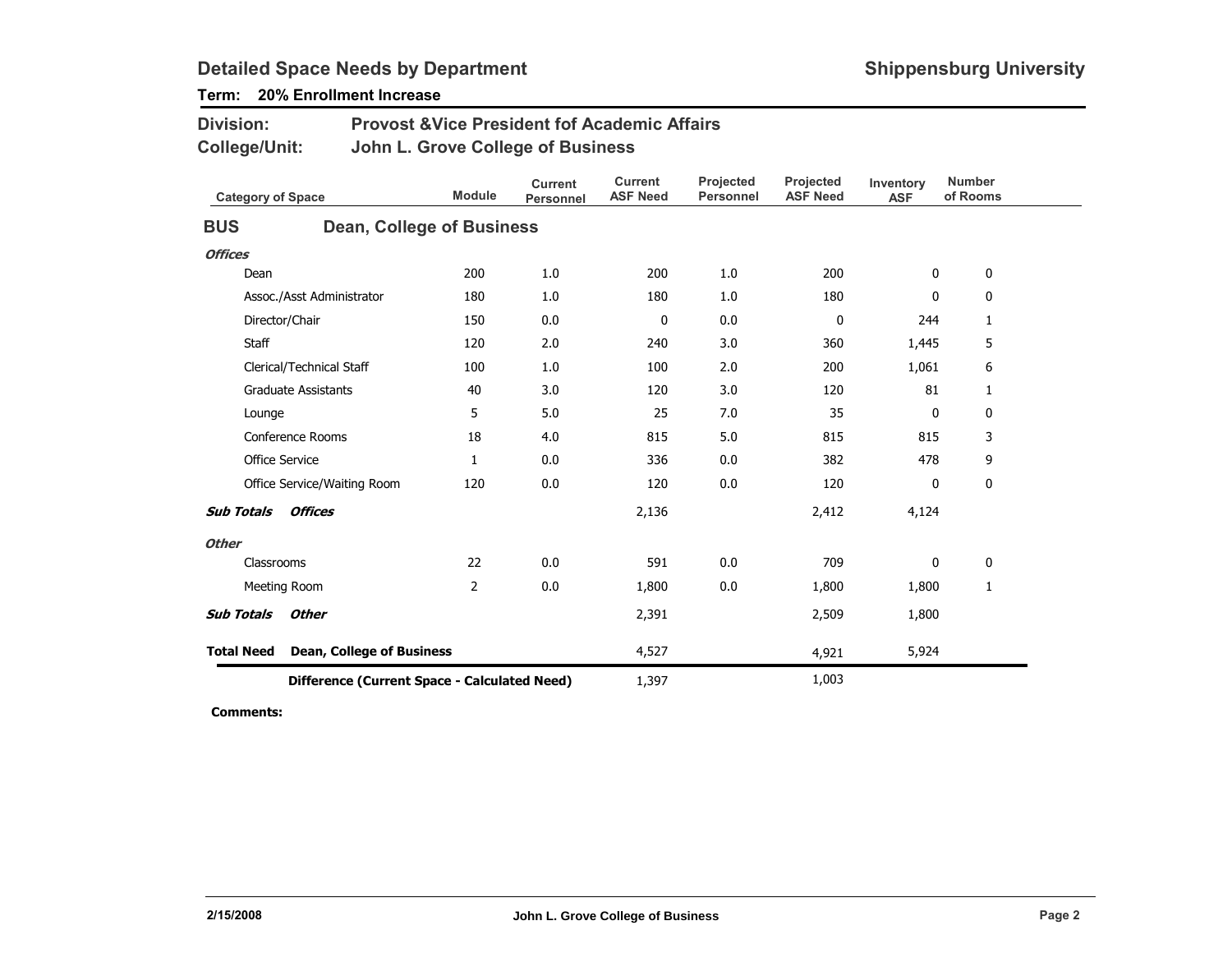## Detailed Space Needs by Department

**Shippensburg University**

**Term: 20% Enrollment Increase**

**Division:** Provost &Vice President fof Academic Affairs

**College/Unit:** John L. Grove College of Business

| Category of Space | Module | Current Personnel | Current ASF Need | Projected Personnel | Projected ASF Need | Inventory ASF | Number of Rooms |
|---|---|---|---|---|---|---|---|
| **BUS — Dean, College of Business** | | | | | | | |
| ***Offices*** | | | | | | | |
| Dean | 200 | 1.0 | 200 | 1.0 | 200 | 0 | 0 |
| Assoc./Asst Administrator | 180 | 1.0 | 180 | 1.0 | 180 | 0 | 0 |
| Director/Chair | 150 | 0.0 | 0 | 0.0 | 0 | 244 | 1 |
| Staff | 120 | 2.0 | 240 | 3.0 | 360 | 1,445 | 5 |
| Clerical/Technical Staff | 100 | 1.0 | 100 | 2.0 | 200 | 1,061 | 6 |
| Graduate Assistants | 40 | 3.0 | 120 | 3.0 | 120 | 81 | 1 |
| Lounge | 5 | 5.0 | 25 | 7.0 | 35 | 0 | 0 |
| Conference Rooms | 18 | 4.0 | 815 | 5.0 | 815 | 815 | 3 |
| Office Service | 1 | 0.0 | 336 | 0.0 | 382 | 478 | 9 |
| Office Service/Waiting Room | 120 | 0.0 | 120 | 0.0 | 120 | 0 | 0 |
| ***Sub Totals Offices*** | | | 2,136 | | 2,412 | 4,124 | |
| ***Other*** | | | | | | | |
| Classrooms | 22 | 0.0 | 591 | 0.0 | 709 | 0 | 0 |
| Meeting Room | 2 | 0.0 | 1,800 | 0.0 | 1,800 | 1,800 | 1 |
| ***Sub Totals Other*** | | | 2,391 | | 2,509 | 1,800 | |
| **Total Need Dean, College of Business** | | | 4,527 | | 4,921 | 5,924 | |
| **Difference (Current Space - Calculated Need)** | | | 1,397 | | 1,003 | | |

**Comments:**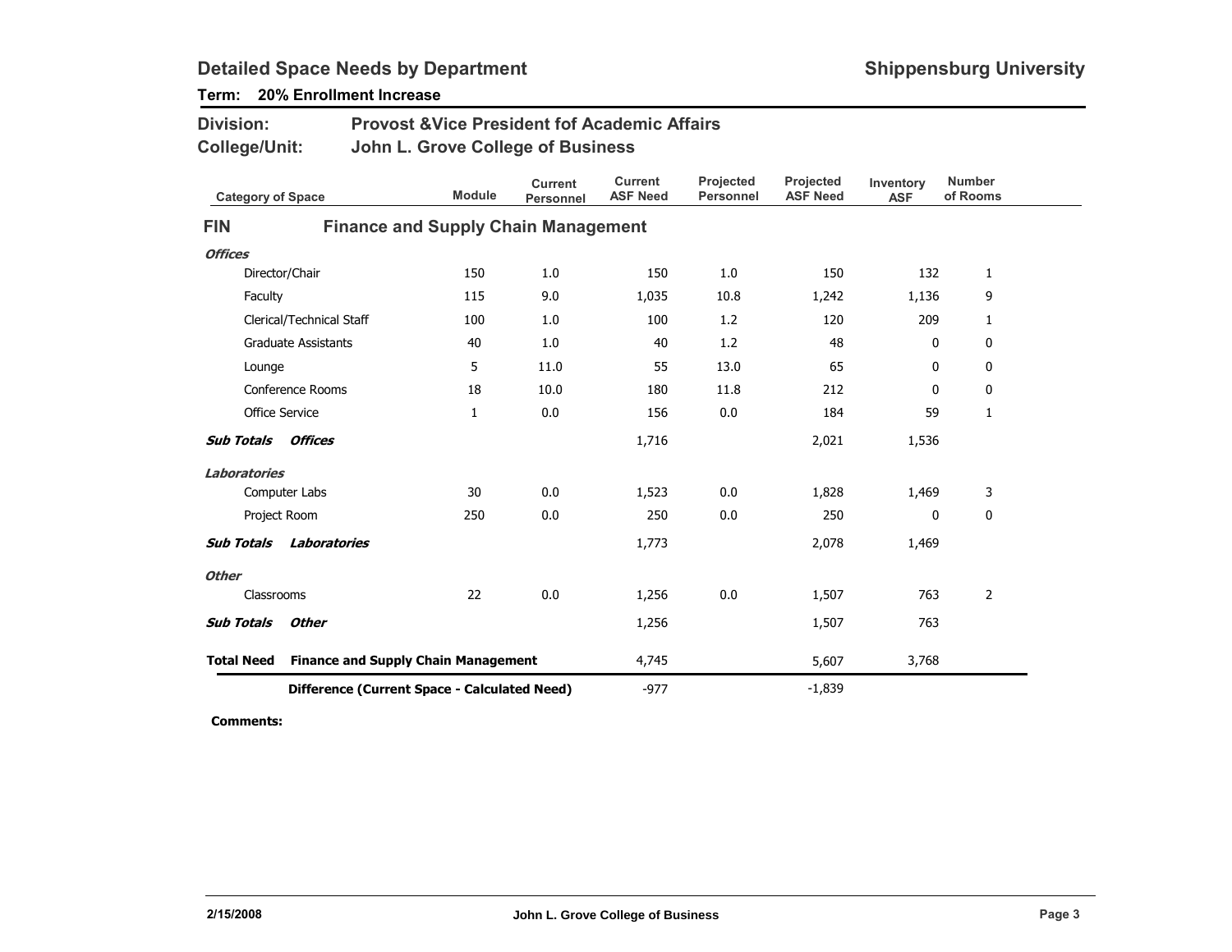## Detailed Space Needs by Department — Shippensburg University

**Term: 20% Enrollment Increase**

**Division:** Provost &Vice President fof Academic Affairs
**College/Unit:** John L. Grove College of Business

| Category of Space | Module | Current Personnel | Current ASF Need | Projected Personnel | Projected ASF Need | Inventory ASF | Number of Rooms |
|---|---|---|---|---|---|---|---|
| **FIN — Finance and Supply Chain Management** | | | | | | | |
| ***Offices*** | | | | | | | |
| Director/Chair | 150 | 1.0 | 150 | 1.0 | 150 | 132 | 1 |
| Faculty | 115 | 9.0 | 1,035 | 10.8 | 1,242 | 1,136 | 9 |
| Clerical/Technical Staff | 100 | 1.0 | 100 | 1.2 | 120 | 209 | 1 |
| Graduate Assistants | 40 | 1.0 | 40 | 1.2 | 48 | 0 | 0 |
| Lounge | 5 | 11.0 | 55 | 13.0 | 65 | 0 | 0 |
| Conference Rooms | 18 | 10.0 | 180 | 11.8 | 212 | 0 | 0 |
| Office Service | 1 | 0.0 | 156 | 0.0 | 184 | 59 | 1 |
| ***Sub Totals Offices*** | | | 1,716 | | 2,021 | 1,536 | |
| ***Laboratories*** | | | | | | | |
| Computer Labs | 30 | 0.0 | 1,523 | 0.0 | 1,828 | 1,469 | 3 |
| Project Room | 250 | 0.0 | 250 | 0.0 | 250 | 0 | 0 |
| ***Sub Totals Laboratories*** | | | 1,773 | | 2,078 | 1,469 | |
| ***Other*** | | | | | | | |
| Classrooms | 22 | 0.0 | 1,256 | 0.0 | 1,507 | 763 | 2 |
| ***Sub Totals Other*** | | | 1,256 | | 1,507 | 763 | |
| **Total Need Finance and Supply Chain Management** | | | 4,745 | | 5,607 | 3,768 | |
| **Difference (Current Space - Calculated Need)** | | | -977 | | -1,839 | | |

**Comments:**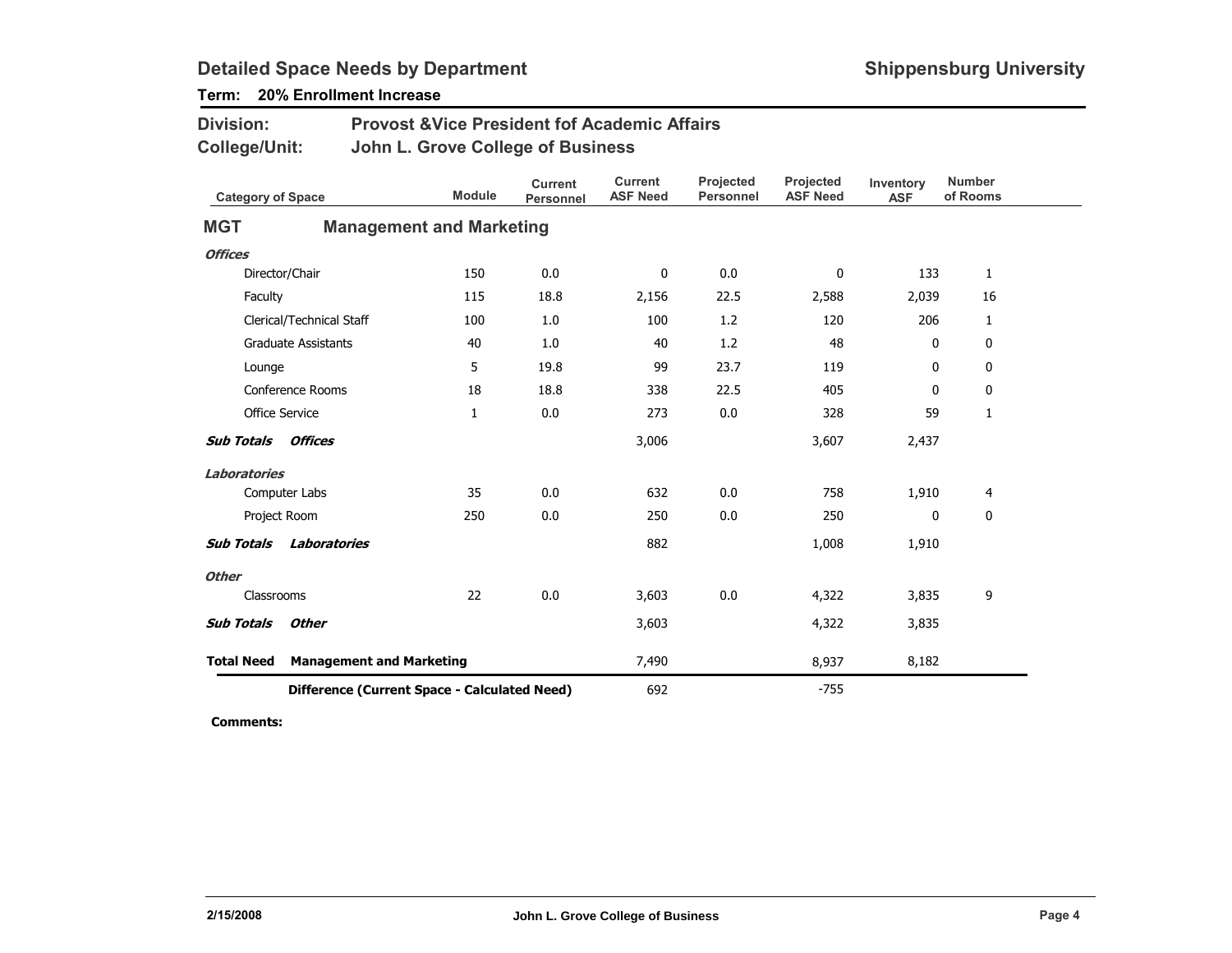## Detailed Space Needs by Department

**Shippensburg University**

**Term: 20% Enrollment Increase**

**Division:** Provost &Vice President fof Academic Affairs

**College/Unit:** John L. Grove College of Business

| Category of Space | Module | Current Personnel | Current ASF Need | Projected Personnel | Projected ASF Need | Inventory ASF | Number of Rooms |
|---|---|---|---|---|---|---|---|
| **MGT — Management and Marketing** | | | | | | | |
| ***Offices*** | | | | | | | |
| Director/Chair | 150 | 0.0 | 0 | 0.0 | 0 | 133 | 1 |
| Faculty | 115 | 18.8 | 2,156 | 22.5 | 2,588 | 2,039 | 16 |
| Clerical/Technical Staff | 100 | 1.0 | 100 | 1.2 | 120 | 206 | 1 |
| Graduate Assistants | 40 | 1.0 | 40 | 1.2 | 48 | 0 | 0 |
| Lounge | 5 | 19.8 | 99 | 23.7 | 119 | 0 | 0 |
| Conference Rooms | 18 | 18.8 | 338 | 22.5 | 405 | 0 | 0 |
| Office Service | 1 | 0.0 | 273 | 0.0 | 328 | 59 | 1 |
| ***Sub Totals Offices*** | | | 3,006 | | 3,607 | 2,437 | |
| ***Laboratories*** | | | | | | | |
| Computer Labs | 35 | 0.0 | 632 | 0.0 | 758 | 1,910 | 4 |
| Project Room | 250 | 0.0 | 250 | 0.0 | 250 | 0 | 0 |
| ***Sub Totals Laboratories*** | | | 882 | | 1,008 | 1,910 | |
| ***Other*** | | | | | | | |
| Classrooms | 22 | 0.0 | 3,603 | 0.0 | 4,322 | 3,835 | 9 |
| ***Sub Totals Other*** | | | 3,603 | | 4,322 | 3,835 | |
| **Total Need Management and Marketing** | | | 7,490 | | 8,937 | 8,182 | |
| **Difference (Current Space - Calculated Need)** | | | 692 | | -755 | | |

**Comments:**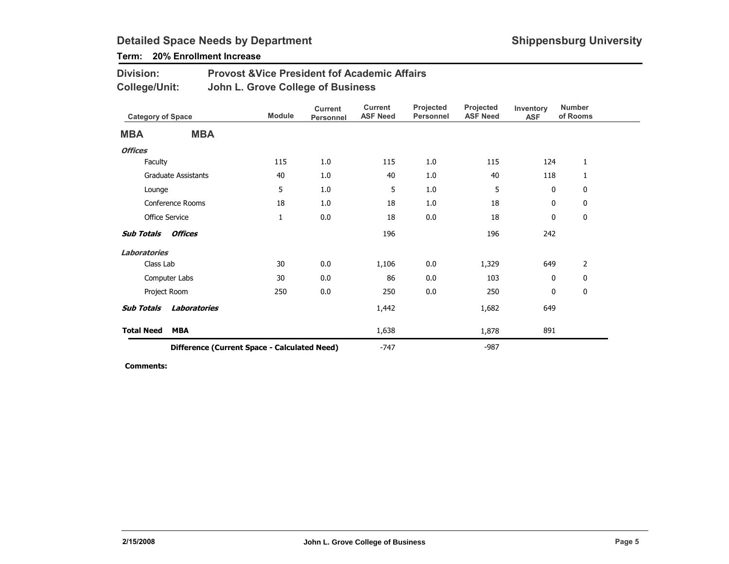## Detailed Space Needs by Department

**Shippensburg University**

**Term: 20% Enrollment Increase**

**Division:** Provost &Vice President fof Academic Affairs
**College/Unit:** John L. Grove College of Business

| Category of Space | Module | Current Personnel | Current ASF Need | Projected Personnel | Projected ASF Need | Inventory ASF | Number of Rooms |
|---|---|---|---|---|---|---|---|
| **MBA** **MBA** | | | | | | | |
| ***Offices*** | | | | | | | |
| Faculty | 115 | 1.0 | 115 | 1.0 | 115 | 124 | 1 |
| Graduate Assistants | 40 | 1.0 | 40 | 1.0 | 40 | 118 | 1 |
| Lounge | 5 | 1.0 | 5 | 1.0 | 5 | 0 | 0 |
| Conference Rooms | 18 | 1.0 | 18 | 1.0 | 18 | 0 | 0 |
| Office Service | 1 | 0.0 | 18 | 0.0 | 18 | 0 | 0 |
| ***Sub Totals Offices*** | | | 196 | | 196 | 242 | |
| ***Laboratories*** | | | | | | | |
| Class Lab | 30 | 0.0 | 1,106 | 0.0 | 1,329 | 649 | 2 |
| Computer Labs | 30 | 0.0 | 86 | 0.0 | 103 | 0 | 0 |
| Project Room | 250 | 0.0 | 250 | 0.0 | 250 | 0 | 0 |
| ***Sub Totals Laboratories*** | | | 1,442 | | 1,682 | 649 | |
| **Total Need MBA** | | | 1,638 | | 1,878 | 891 | |
| **Difference (Current Space - Calculated Need)** | | | -747 | | -987 | | |

**Comments:**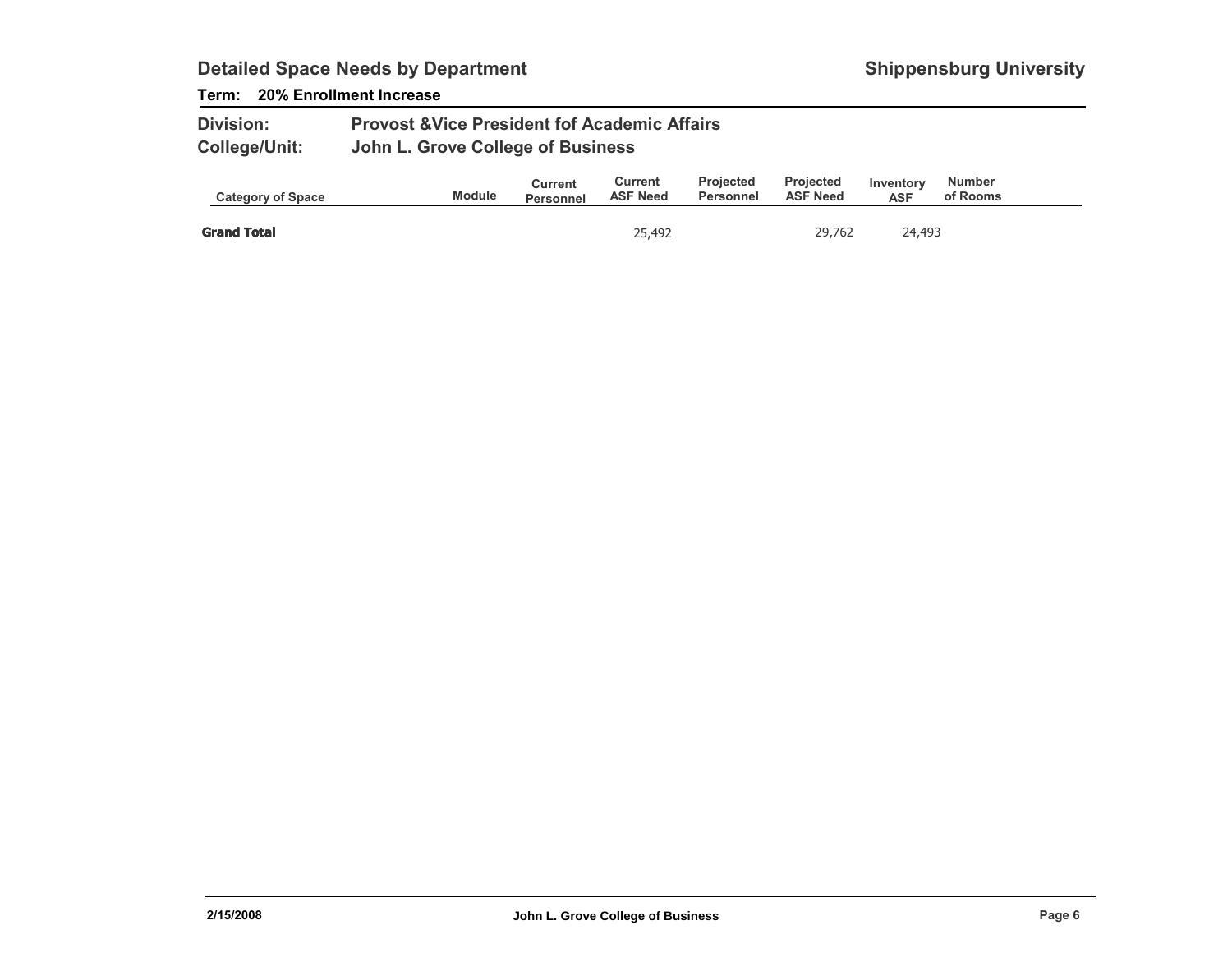## Detailed Space Needs by Department

**Shippensburg University**

**Term: 20% Enrollment Increase**

**Division:** Provost &Vice President fof Academic Affairs

**College/Unit:** John L. Grove College of Business

| Category of Space | Module | Current Personnel | Current ASF Need | Projected Personnel | Projected ASF Need | Inventory ASF | Number of Rooms |
|---|---|---|---|---|---|---|---|
| **Grand Total** | | | 25,492 | | 29,762 | 24,493 | |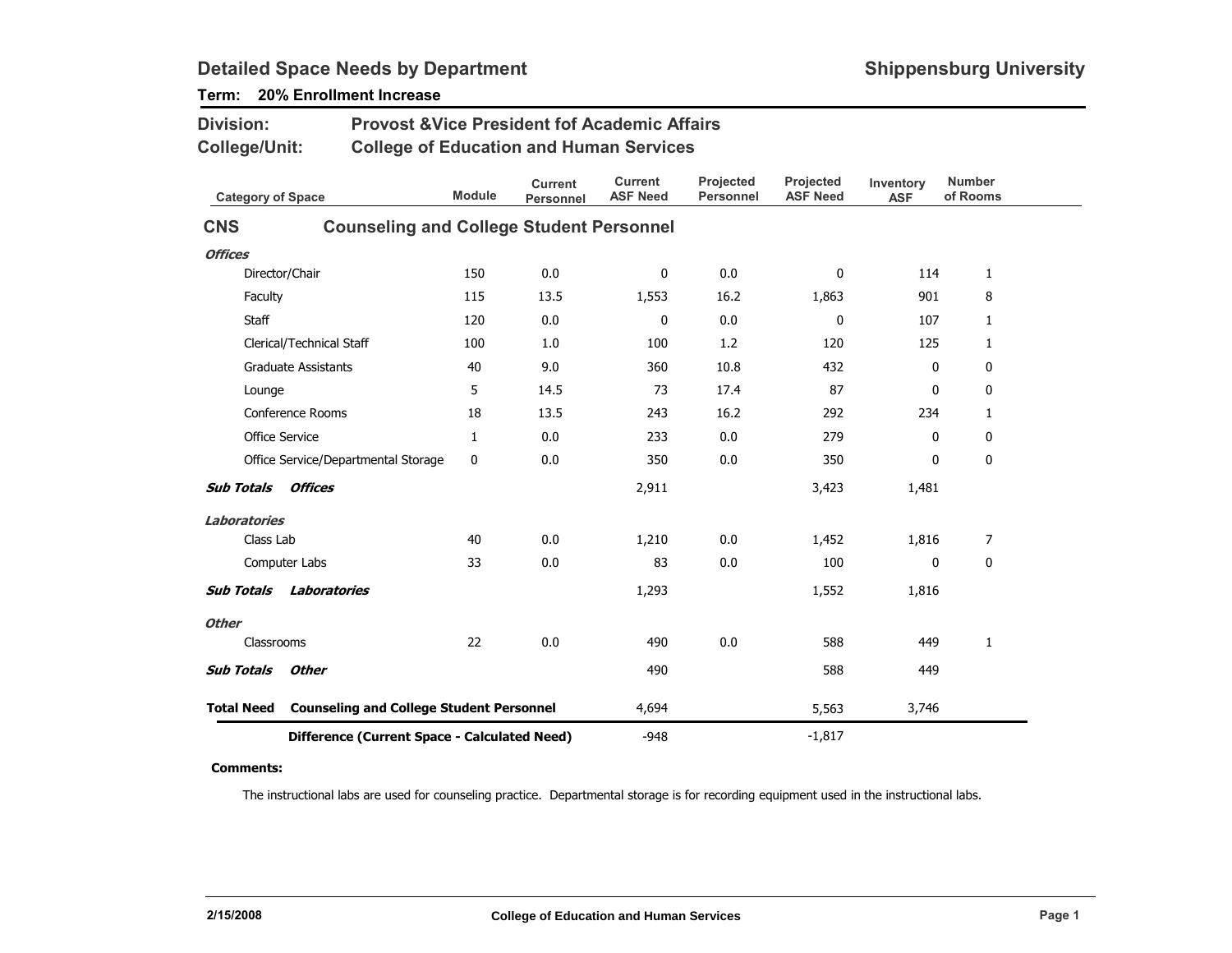# Detailed Space Needs by Department

**Shippensburg University**

**Term: 20% Enrollment Increase**

**Division:** Provost &Vice President fof Academic Affairs

**College/Unit:** College of Education and Human Services

| Category of Space | Module | Current Personnel | Current ASF Need | Projected Personnel | Projected ASF Need | Inventory ASF | Number of Rooms |
|---|---|---|---|---|---|---|---|
| **CNS Counseling and College Student Personnel** | | | | | | | |
| ***Offices*** | | | | | | | |
| Director/Chair | 150 | 0.0 | 0 | 0.0 | 0 | 114 | 1 |
| Faculty | 115 | 13.5 | 1,553 | 16.2 | 1,863 | 901 | 8 |
| Staff | 120 | 0.0 | 0 | 0.0 | 0 | 107 | 1 |
| Clerical/Technical Staff | 100 | 1.0 | 100 | 1.2 | 120 | 125 | 1 |
| Graduate Assistants | 40 | 9.0 | 360 | 10.8 | 432 | 0 | 0 |
| Lounge | 5 | 14.5 | 73 | 17.4 | 87 | 0 | 0 |
| Conference Rooms | 18 | 13.5 | 243 | 16.2 | 292 | 234 | 1 |
| Office Service | 1 | 0.0 | 233 | 0.0 | 279 | 0 | 0 |
| Office Service/Departmental Storage | 0 | 0.0 | 350 | 0.0 | 350 | 0 | 0 |
| ***Sub Totals Offices*** | | | 2,911 | | 3,423 | 1,481 | |
| ***Laboratories*** | | | | | | | |
| Class Lab | 40 | 0.0 | 1,210 | 0.0 | 1,452 | 1,816 | 7 |
| Computer Labs | 33 | 0.0 | 83 | 0.0 | 100 | 0 | 0 |
| ***Sub Totals Laboratories*** | | | 1,293 | | 1,552 | 1,816 | |
| ***Other*** | | | | | | | |
| Classrooms | 22 | 0.0 | 490 | 0.0 | 588 | 449 | 1 |
| ***Sub Totals Other*** | | | 490 | | 588 | 449 | |
| **Total Need Counseling and College Student Personnel** | | | 4,694 | | 5,563 | 3,746 | |
| **Difference (Current Space - Calculated Need)** | | | -948 | | -1,817 | | |

**Comments:**

The instructional labs are used for counseling practice. Departmental storage is for recording equipment used in the instructional labs.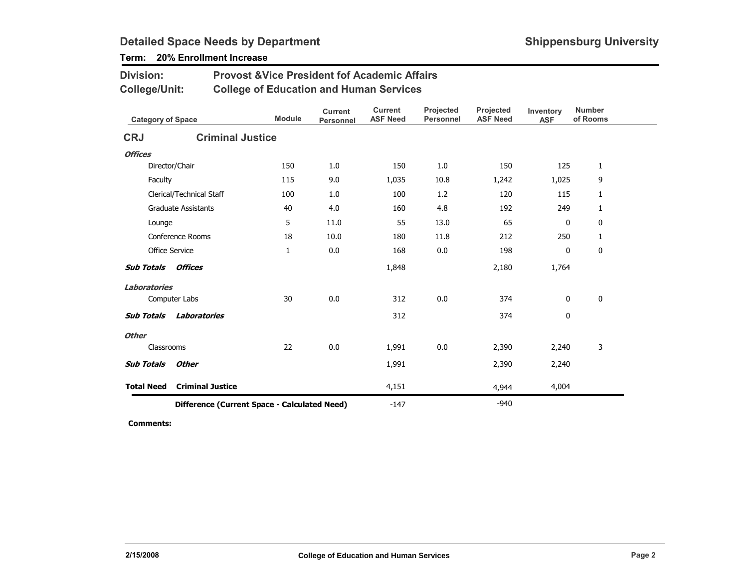## Detailed Space Needs by Department

**Shippensburg University**

**Term: 20% Enrollment Increase**

**Division:** Provost &Vice President fof Academic Affairs

**College/Unit:** College of Education and Human Services

| Category of Space | Module | Current Personnel | Current ASF Need | Projected Personnel | Projected ASF Need | Inventory ASF | Number of Rooms |
|---|---|---|---|---|---|---|---|
| **CRJ Criminal Justice** | | | | | | | |
| ***Offices*** | | | | | | | |
| Director/Chair | 150 | 1.0 | 150 | 1.0 | 150 | 125 | 1 |
| Faculty | 115 | 9.0 | 1,035 | 10.8 | 1,242 | 1,025 | 9 |
| Clerical/Technical Staff | 100 | 1.0 | 100 | 1.2 | 120 | 115 | 1 |
| Graduate Assistants | 40 | 4.0 | 160 | 4.8 | 192 | 249 | 1 |
| Lounge | 5 | 11.0 | 55 | 13.0 | 65 | 0 | 0 |
| Conference Rooms | 18 | 10.0 | 180 | 11.8 | 212 | 250 | 1 |
| Office Service | 1 | 0.0 | 168 | 0.0 | 198 | 0 | 0 |
| ***Sub Totals Offices*** | | | 1,848 | | 2,180 | 1,764 | |
| ***Laboratories*** | | | | | | | |
| Computer Labs | 30 | 0.0 | 312 | 0.0 | 374 | 0 | 0 |
| ***Sub Totals Laboratories*** | | | 312 | | 374 | 0 | |
| ***Other*** | | | | | | | |
| Classrooms | 22 | 0.0 | 1,991 | 0.0 | 2,390 | 2,240 | 3 |
| ***Sub Totals Other*** | | | 1,991 | | 2,390 | 2,240 | |
| **Total Need Criminal Justice** | | | 4,151 | | 4,944 | 4,004 | |
| **Difference (Current Space - Calculated Need)** | | | -147 | | -940 | | |

**Comments:**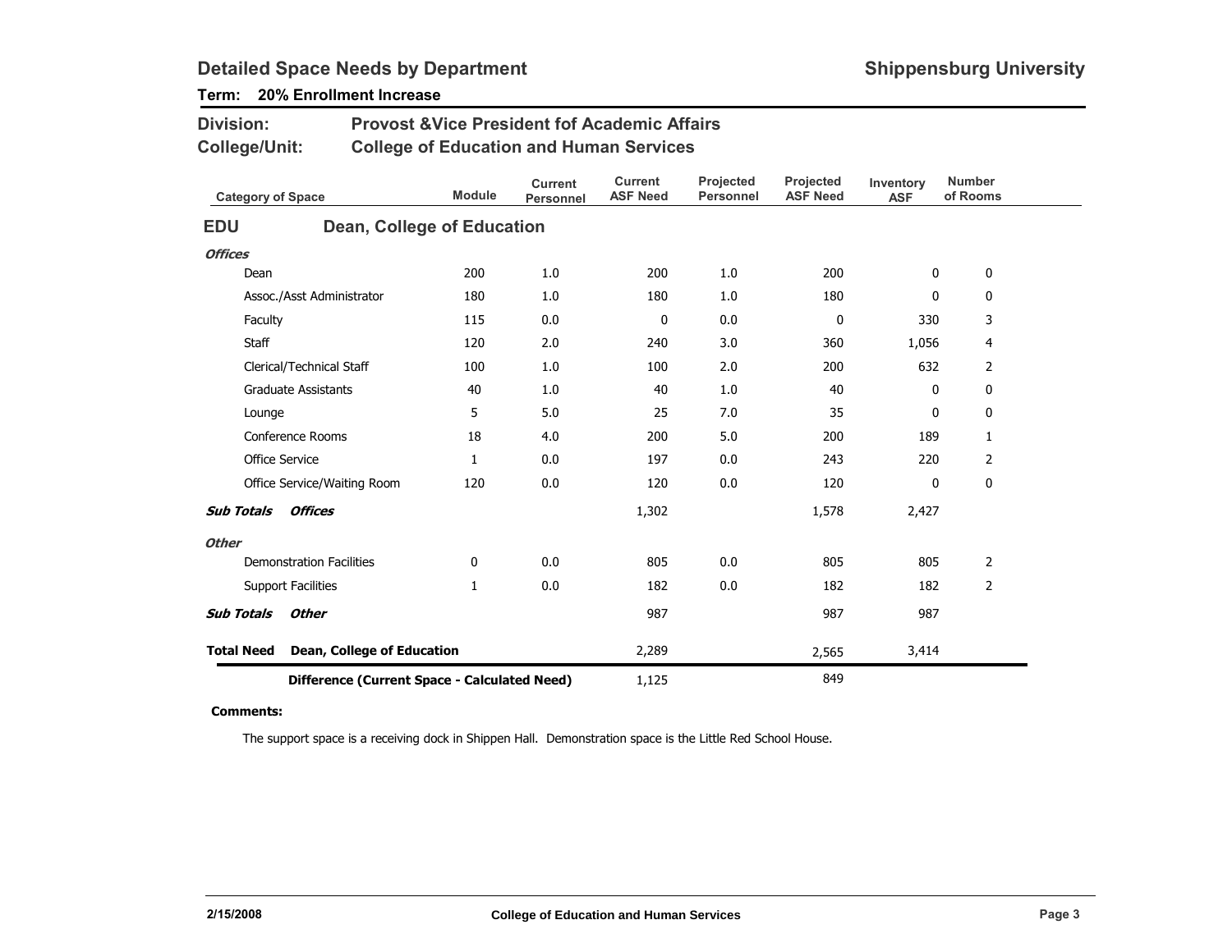## Detailed Space Needs by Department

**Shippensburg University**

**Term: 20% Enrollment Increase**

**Division:** Provost &Vice President fof Academic Affairs

**College/Unit:** College of Education and Human Services

| Category of Space | Module | Current Personnel | Current ASF Need | Projected Personnel | Projected ASF Need | Inventory ASF | Number of Rooms |
|---|---|---|---|---|---|---|---|
| **EDU — Dean, College of Education** | | | | | | | |
| ***Offices*** | | | | | | | |
| Dean | 200 | 1.0 | 200 | 1.0 | 200 | 0 | 0 |
| Assoc./Asst Administrator | 180 | 1.0 | 180 | 1.0 | 180 | 0 | 0 |
| Faculty | 115 | 0.0 | 0 | 0.0 | 0 | 330 | 3 |
| Staff | 120 | 2.0 | 240 | 3.0 | 360 | 1,056 | 4 |
| Clerical/Technical Staff | 100 | 1.0 | 100 | 2.0 | 200 | 632 | 2 |
| Graduate Assistants | 40 | 1.0 | 40 | 1.0 | 40 | 0 | 0 |
| Lounge | 5 | 5.0 | 25 | 7.0 | 35 | 0 | 0 |
| Conference Rooms | 18 | 4.0 | 200 | 5.0 | 200 | 189 | 1 |
| Office Service | 1 | 0.0 | 197 | 0.0 | 243 | 220 | 2 |
| Office Service/Waiting Room | 120 | 0.0 | 120 | 0.0 | 120 | 0 | 0 |
| ***Sub Totals Offices*** | | | 1,302 | | 1,578 | 2,427 | |
| ***Other*** | | | | | | | |
| Demonstration Facilities | 0 | 0.0 | 805 | 0.0 | 805 | 805 | 2 |
| Support Facilities | 1 | 0.0 | 182 | 0.0 | 182 | 182 | 2 |
| ***Sub Totals Other*** | | | 987 | | 987 | 987 | |
| **Total Need Dean, College of Education** | | | 2,289 | | 2,565 | 3,414 | |
| **Difference (Current Space - Calculated Need)** | | | 1,125 | | 849 | | |

**Comments:**

The support space is a receiving dock in Shippen Hall. Demonstration space is the Little Red School House.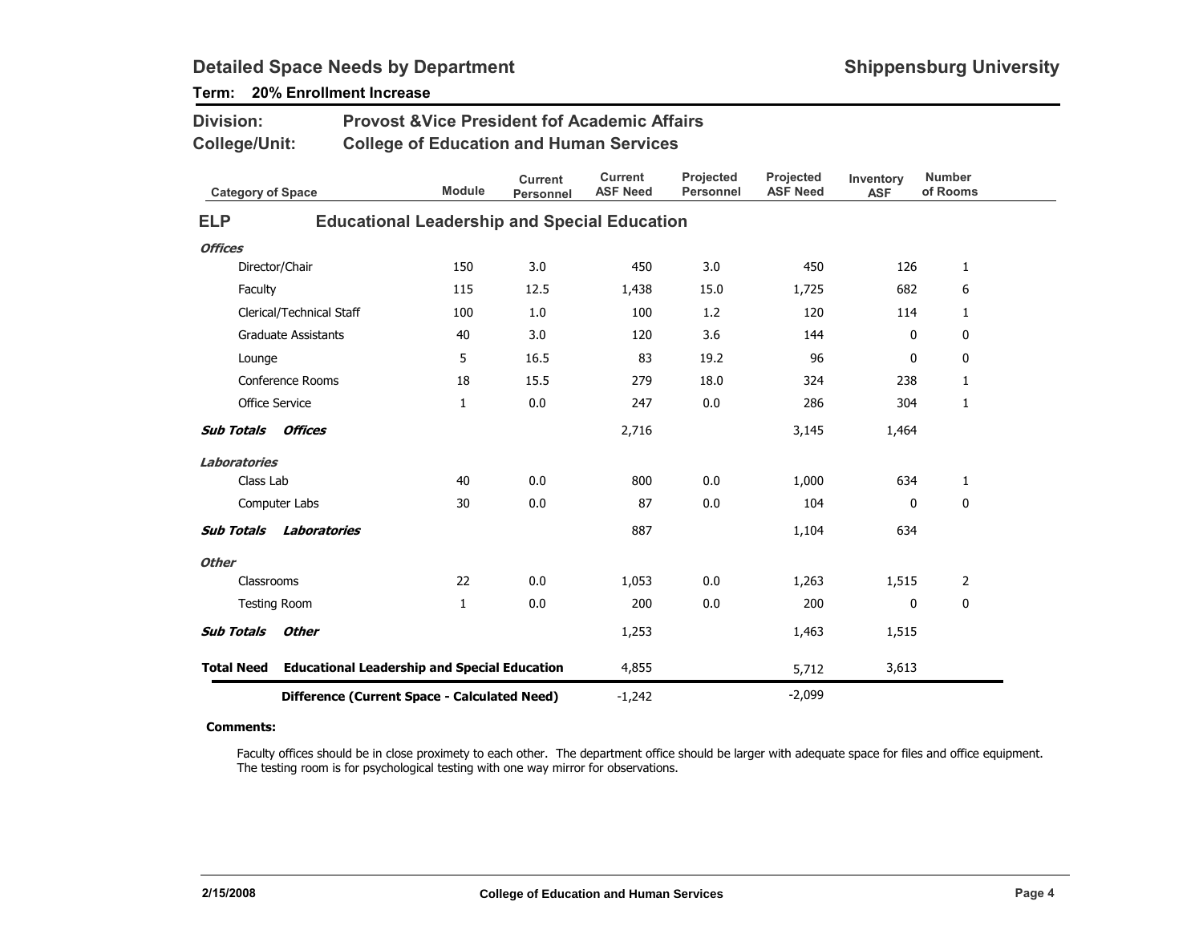## Detailed Space Needs by Department

**Shippensburg University**

**Term: 20% Enrollment Increase**

**Division:** Provost &Vice President fof Academic Affairs

**College/Unit:** College of Education and Human Services

| Category of Space | Module | Current Personnel | Current ASF Need | Projected Personnel | Projected ASF Need | Inventory ASF | Number of Rooms |
|---|---|---|---|---|---|---|---|
| **ELP — Educational Leadership and Special Education** | | | | | | | |
| ***Offices*** | | | | | | | |
| Director/Chair | 150 | 3.0 | 450 | 3.0 | 450 | 126 | 1 |
| Faculty | 115 | 12.5 | 1,438 | 15.0 | 1,725 | 682 | 6 |
| Clerical/Technical Staff | 100 | 1.0 | 100 | 1.2 | 120 | 114 | 1 |
| Graduate Assistants | 40 | 3.0 | 120 | 3.6 | 144 | 0 | 0 |
| Lounge | 5 | 16.5 | 83 | 19.2 | 96 | 0 | 0 |
| Conference Rooms | 18 | 15.5 | 279 | 18.0 | 324 | 238 | 1 |
| Office Service | 1 | 0.0 | 247 | 0.0 | 286 | 304 | 1 |
| ***Sub Totals Offices*** | | | 2,716 | | 3,145 | 1,464 | |
| ***Laboratories*** | | | | | | | |
| Class Lab | 40 | 0.0 | 800 | 0.0 | 1,000 | 634 | 1 |
| Computer Labs | 30 | 0.0 | 87 | 0.0 | 104 | 0 | 0 |
| ***Sub Totals Laboratories*** | | | 887 | | 1,104 | 634 | |
| ***Other*** | | | | | | | |
| Classrooms | 22 | 0.0 | 1,053 | 0.0 | 1,263 | 1,515 | 2 |
| Testing Room | 1 | 0.0 | 200 | 0.0 | 200 | 0 | 0 |
| ***Sub Totals Other*** | | | 1,253 | | 1,463 | 1,515 | |
| **Total Need Educational Leadership and Special Education** | | | 4,855 | | 5,712 | 3,613 | |
| **Difference (Current Space - Calculated Need)** | | | -1,242 | | -2,099 | | |

**Comments:**

Faculty offices should be in close proximety to each other. The department office should be larger with adequate space for files and office equipment. The testing room is for psychological testing with one way mirror for observations.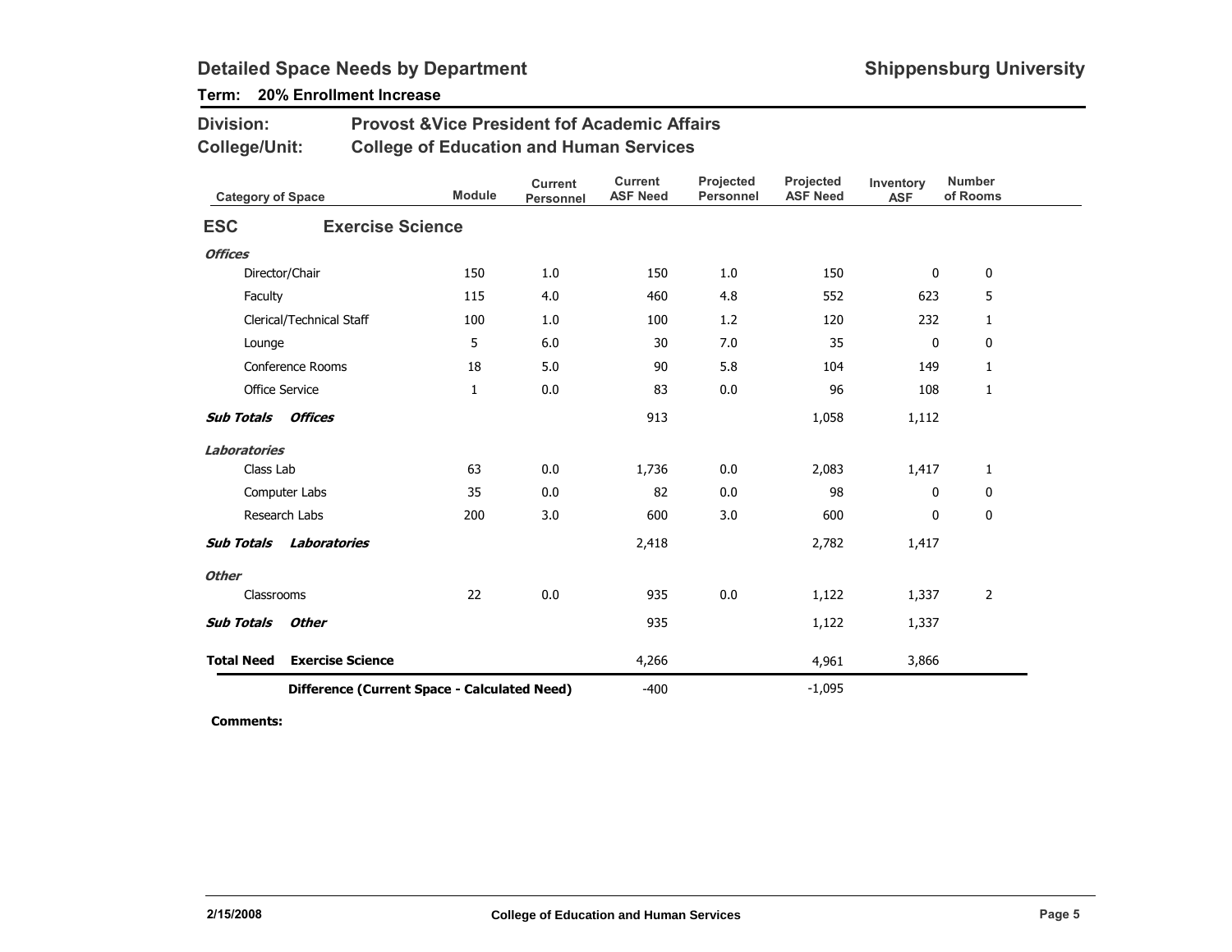## Detailed Space Needs by Department

**Shippensburg University**

**Term: 20% Enrollment Increase**

**Division:** Provost &Vice President fof Academic Affairs

**College/Unit:** College of Education and Human Services

| Category of Space | Module | Current Personnel | Current ASF Need | Projected Personnel | Projected ASF Need | Inventory ASF | Number of Rooms |
|---|---|---|---|---|---|---|---|
| **ESC — Exercise Science** | | | | | | | |
| ***Offices*** | | | | | | | |
| Director/Chair | 150 | 1.0 | 150 | 1.0 | 150 | 0 | 0 |
| Faculty | 115 | 4.0 | 460 | 4.8 | 552 | 623 | 5 |
| Clerical/Technical Staff | 100 | 1.0 | 100 | 1.2 | 120 | 232 | 1 |
| Lounge | 5 | 6.0 | 30 | 7.0 | 35 | 0 | 0 |
| Conference Rooms | 18 | 5.0 | 90 | 5.8 | 104 | 149 | 1 |
| Office Service | 1 | 0.0 | 83 | 0.0 | 96 | 108 | 1 |
| ***Sub Totals Offices*** | | | 913 | | 1,058 | 1,112 | |
| ***Laboratories*** | | | | | | | |
| Class Lab | 63 | 0.0 | 1,736 | 0.0 | 2,083 | 1,417 | 1 |
| Computer Labs | 35 | 0.0 | 82 | 0.0 | 98 | 0 | 0 |
| Research Labs | 200 | 3.0 | 600 | 3.0 | 600 | 0 | 0 |
| ***Sub Totals Laboratories*** | | | 2,418 | | 2,782 | 1,417 | |
| ***Other*** | | | | | | | |
| Classrooms | 22 | 0.0 | 935 | 0.0 | 1,122 | 1,337 | 2 |
| ***Sub Totals Other*** | | | 935 | | 1,122 | 1,337 | |
| **Total Need Exercise Science** | | | 4,266 | | 4,961 | 3,866 | |
| **Difference (Current Space - Calculated Need)** | | | -400 | | -1,095 | | |

**Comments:**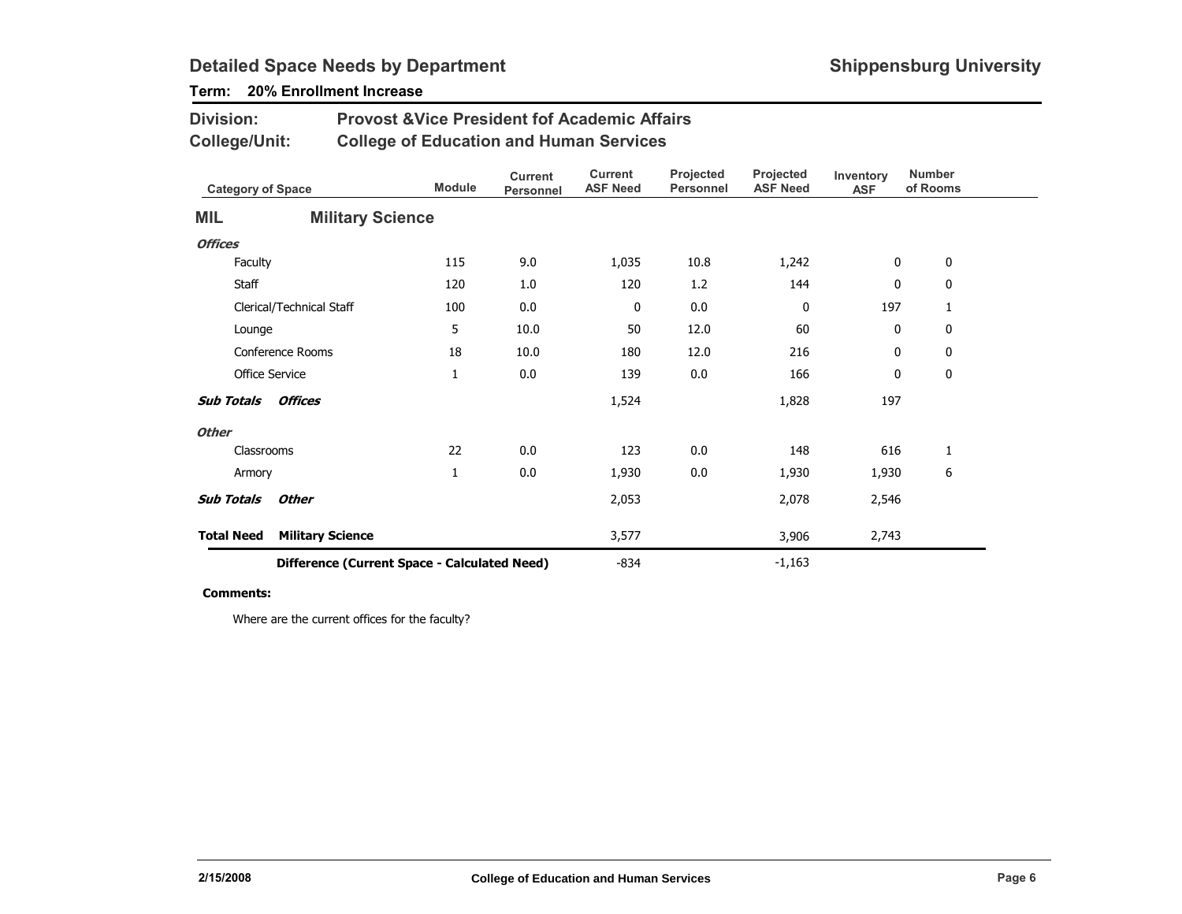## Detailed Space Needs by Department

**Shippensburg University**

**Term: 20% Enrollment Increase**

**Division:** Provost &Vice President fof Academic Affairs
**College/Unit:** College of Education and Human Services

| Category of Space | Module | Current Personnel | Current ASF Need | Projected Personnel | Projected ASF Need | Inventory ASF | Number of Rooms |
|---|---|---|---|---|---|---|---|
| **MIL — Military Science** | | | | | | | |
| ***Offices*** | | | | | | | |
| Faculty | 115 | 9.0 | 1,035 | 10.8 | 1,242 | 0 | 0 |
| Staff | 120 | 1.0 | 120 | 1.2 | 144 | 0 | 0 |
| Clerical/Technical Staff | 100 | 0.0 | 0 | 0.0 | 0 | 197 | 1 |
| Lounge | 5 | 10.0 | 50 | 12.0 | 60 | 0 | 0 |
| Conference Rooms | 18 | 10.0 | 180 | 12.0 | 216 | 0 | 0 |
| Office Service | 1 | 0.0 | 139 | 0.0 | 166 | 0 | 0 |
| ***Sub Totals Offices*** | | | 1,524 | | 1,828 | 197 | |
| ***Other*** | | | | | | | |
| Classrooms | 22 | 0.0 | 123 | 0.0 | 148 | 616 | 1 |
| Armory | 1 | 0.0 | 1,930 | 0.0 | 1,930 | 1,930 | 6 |
| ***Sub Totals Other*** | | | 2,053 | | 2,078 | 2,546 | |
| **Total Need Military Science** | | | 3,577 | | 3,906 | 2,743 | |
| **Difference (Current Space - Calculated Need)** | | | -834 | | -1,163 | | |

**Comments:**

Where are the current offices for the faculty?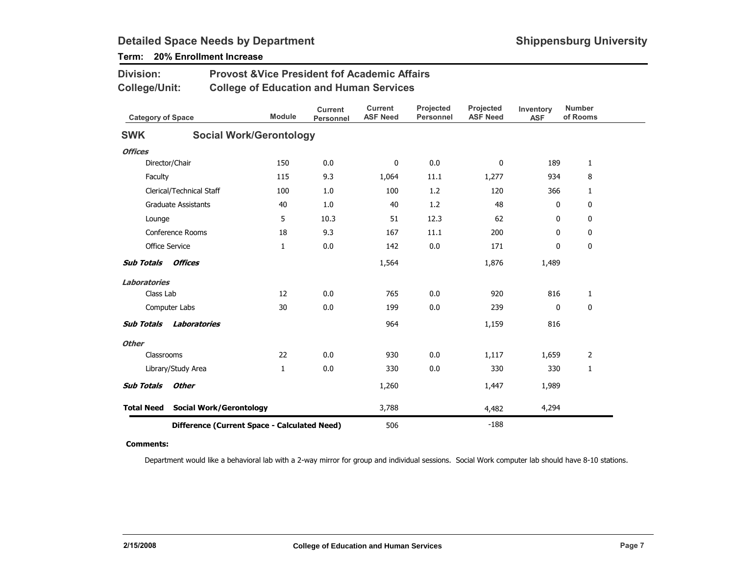# Detailed Space Needs by Department

**Shippensburg University**

**Term: 20% Enrollment Increase**

**Division:** Provost &Vice President fof Academic Affairs
**College/Unit:** College of Education and Human Services

| Category of Space | Module | Current Personnel | Current ASF Need | Projected Personnel | Projected ASF Need | Inventory ASF | Number of Rooms |
|---|---|---|---|---|---|---|---|
| **SWK Social Work/Gerontology** | | | | | | | |
| ***Offices*** | | | | | | | |
| Director/Chair | 150 | 0.0 | 0 | 0.0 | 0 | 189 | 1 |
| Faculty | 115 | 9.3 | 1,064 | 11.1 | 1,277 | 934 | 8 |
| Clerical/Technical Staff | 100 | 1.0 | 100 | 1.2 | 120 | 366 | 1 |
| Graduate Assistants | 40 | 1.0 | 40 | 1.2 | 48 | 0 | 0 |
| Lounge | 5 | 10.3 | 51 | 12.3 | 62 | 0 | 0 |
| Conference Rooms | 18 | 9.3 | 167 | 11.1 | 200 | 0 | 0 |
| Office Service | 1 | 0.0 | 142 | 0.0 | 171 | 0 | 0 |
| ***Sub Totals Offices*** | | | 1,564 | | 1,876 | 1,489 | |
| ***Laboratories*** | | | | | | | |
| Class Lab | 12 | 0.0 | 765 | 0.0 | 920 | 816 | 1 |
| Computer Labs | 30 | 0.0 | 199 | 0.0 | 239 | 0 | 0 |
| ***Sub Totals Laboratories*** | | | 964 | | 1,159 | 816 | |
| ***Other*** | | | | | | | |
| Classrooms | 22 | 0.0 | 930 | 0.0 | 1,117 | 1,659 | 2 |
| Library/Study Area | 1 | 0.0 | 330 | 0.0 | 330 | 330 | 1 |
| ***Sub Totals Other*** | | | 1,260 | | 1,447 | 1,989 | |
| **Total Need Social Work/Gerontology** | | | 3,788 | | 4,482 | 4,294 | |
| **Difference (Current Space - Calculated Need)** | | | 506 | | -188 | | |

**Comments:**

Department would like a behavioral lab with a 2-way mirror for group and individual sessions. Social Work computer lab should have 8-10 stations.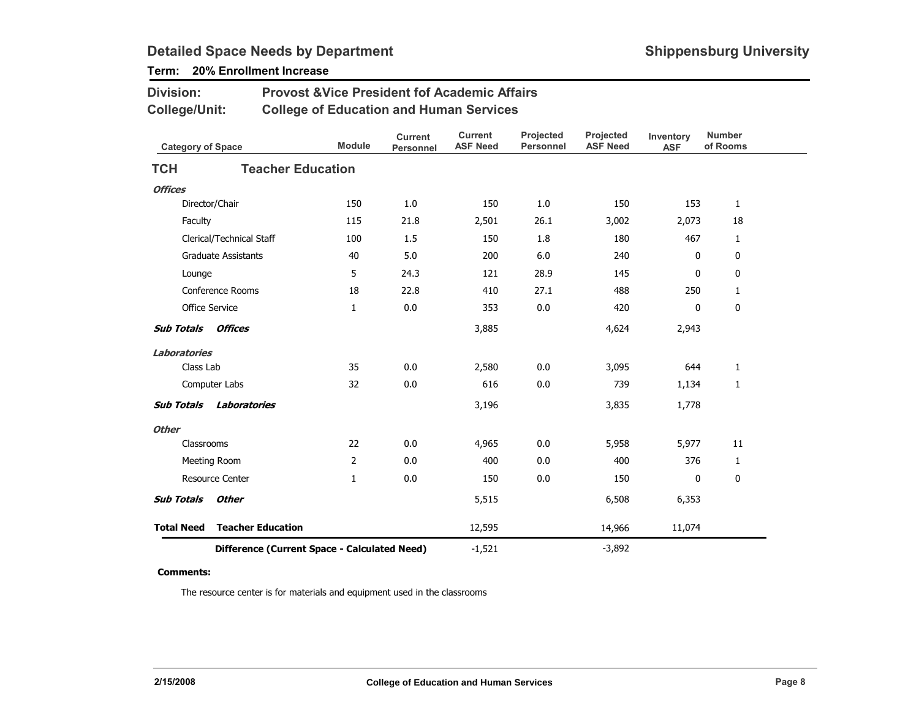# Detailed Space Needs by Department

**Shippensburg University**

**Term: 20% Enrollment Increase**

**Division:** Provost &Vice President fof Academic Affairs

**College/Unit:** College of Education and Human Services

| Category of Space | Module | Current Personnel | Current ASF Need | Projected Personnel | Projected ASF Need | Inventory ASF | Number of Rooms |
|---|---|---|---|---|---|---|---|
| **TCH Teacher Education** | | | | | | | |
| ***Offices*** | | | | | | | |
| Director/Chair | 150 | 1.0 | 150 | 1.0 | 150 | 153 | 1 |
| Faculty | 115 | 21.8 | 2,501 | 26.1 | 3,002 | 2,073 | 18 |
| Clerical/Technical Staff | 100 | 1.5 | 150 | 1.8 | 180 | 467 | 1 |
| Graduate Assistants | 40 | 5.0 | 200 | 6.0 | 240 | 0 | 0 |
| Lounge | 5 | 24.3 | 121 | 28.9 | 145 | 0 | 0 |
| Conference Rooms | 18 | 22.8 | 410 | 27.1 | 488 | 250 | 1 |
| Office Service | 1 | 0.0 | 353 | 0.0 | 420 | 0 | 0 |
| ***Sub Totals Offices*** | | | 3,885 | | 4,624 | 2,943 | |
| ***Laboratories*** | | | | | | | |
| Class Lab | 35 | 0.0 | 2,580 | 0.0 | 3,095 | 644 | 1 |
| Computer Labs | 32 | 0.0 | 616 | 0.0 | 739 | 1,134 | 1 |
| ***Sub Totals Laboratories*** | | | 3,196 | | 3,835 | 1,778 | |
| ***Other*** | | | | | | | |
| Classrooms | 22 | 0.0 | 4,965 | 0.0 | 5,958 | 5,977 | 11 |
| Meeting Room | 2 | 0.0 | 400 | 0.0 | 400 | 376 | 1 |
| Resource Center | 1 | 0.0 | 150 | 0.0 | 150 | 0 | 0 |
| ***Sub Totals Other*** | | | 5,515 | | 6,508 | 6,353 | |
| **Total Need Teacher Education** | | | 12,595 | | 14,966 | 11,074 | |
| **Difference (Current Space - Calculated Need)** | | | -1,521 | | -3,892 | | |

**Comments:**

The resource center is for materials and equipment used in the classrooms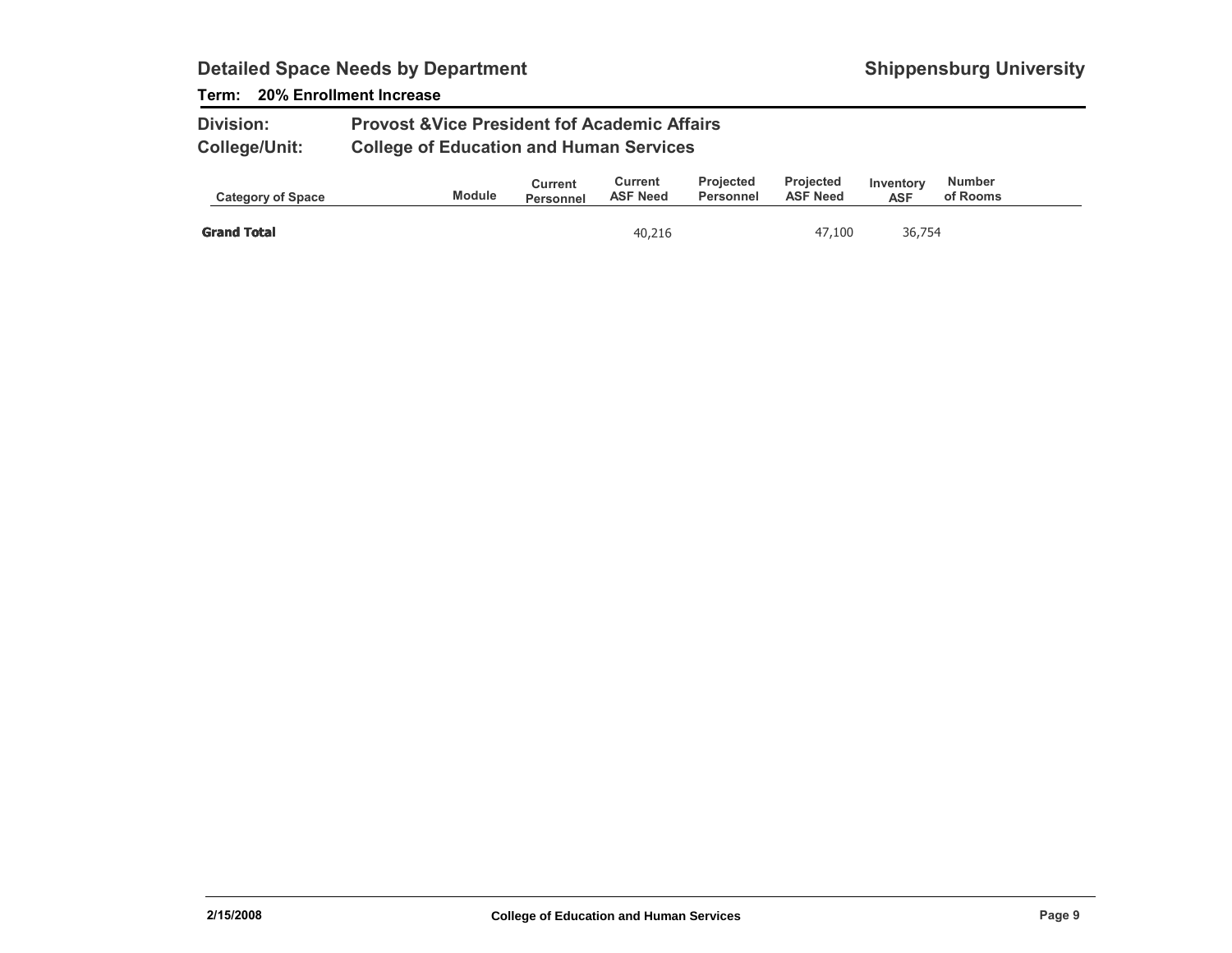## Detailed Space Needs by Department

**Shippensburg University**

**Term: 20% Enrollment Increase**

**Division:** Provost &Vice President fof Academic Affairs

**College/Unit:** College of Education and Human Services

| Category of Space | Module | Current Personnel | Current ASF Need | Projected Personnel | Projected ASF Need | Inventory ASF | Number of Rooms |
|---|---|---|---|---|---|---|---|
| **Grand Total** | | | 40,216 | | 47,100 | 36,754 | |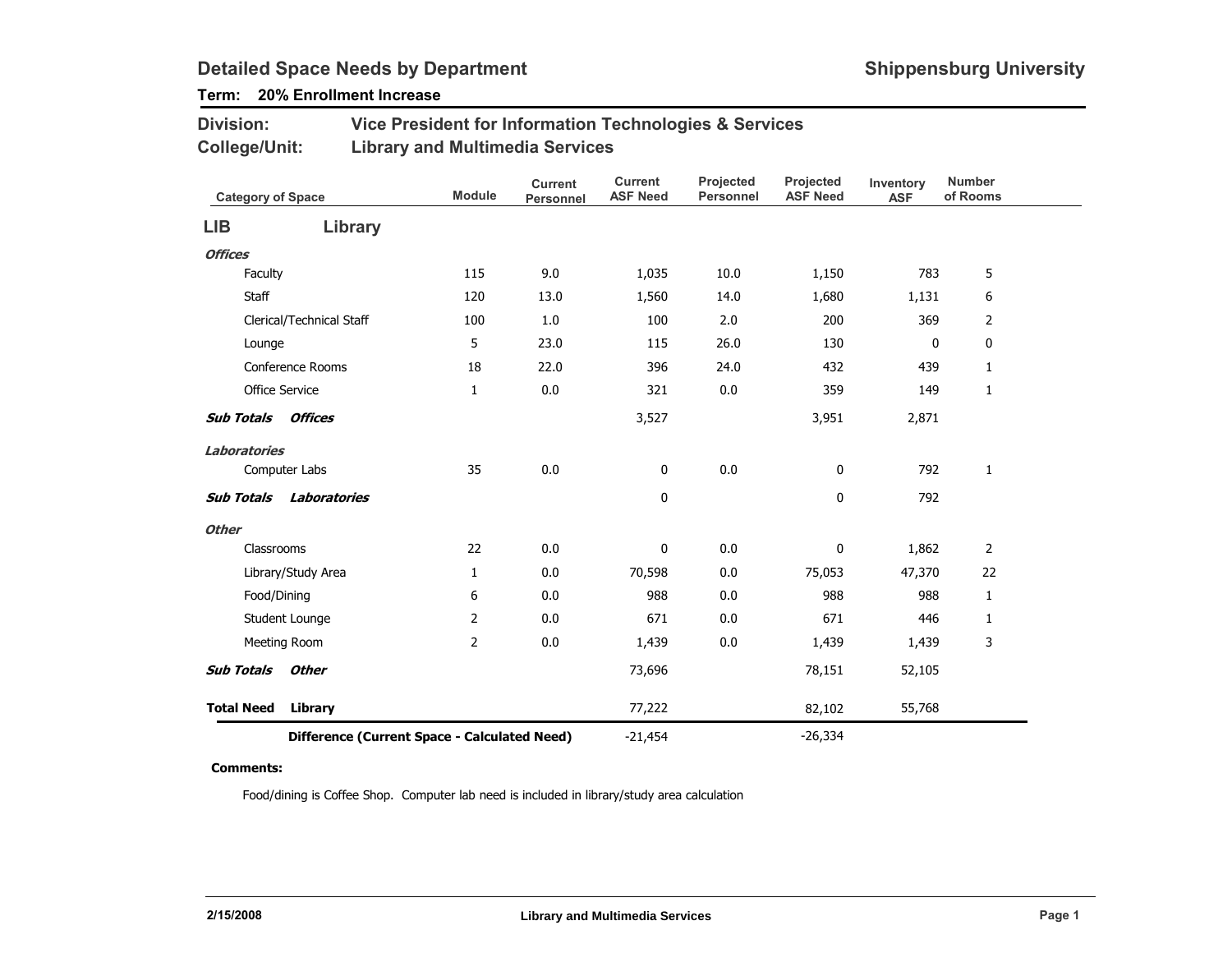# Detailed Space Needs by Department

**Shippensburg University**

**Term: 20% Enrollment Increase**

**Division:** Vice President for Information Technologies & Services

**College/Unit:** Library and Multimedia Services

| Category of Space | Module | Current Personnel | Current ASF Need | Projected Personnel | Projected ASF Need | Inventory ASF | Number of Rooms |
|---|---|---|---|---|---|---|---|
| **LIB Library** | | | | | | | |
| ***Offices*** | | | | | | | |
| Faculty | 115 | 9.0 | 1,035 | 10.0 | 1,150 | 783 | 5 |
| Staff | 120 | 13.0 | 1,560 | 14.0 | 1,680 | 1,131 | 6 |
| Clerical/Technical Staff | 100 | 1.0 | 100 | 2.0 | 200 | 369 | 2 |
| Lounge | 5 | 23.0 | 115 | 26.0 | 130 | 0 | 0 |
| Conference Rooms | 18 | 22.0 | 396 | 24.0 | 432 | 439 | 1 |
| Office Service | 1 | 0.0 | 321 | 0.0 | 359 | 149 | 1 |
| ***Sub Totals Offices*** | | | 3,527 | | 3,951 | 2,871 | |
| ***Laboratories*** | | | | | | | |
| Computer Labs | 35 | 0.0 | 0 | 0.0 | 0 | 792 | 1 |
| ***Sub Totals Laboratories*** | | | 0 | | 0 | 792 | |
| ***Other*** | | | | | | | |
| Classrooms | 22 | 0.0 | 0 | 0.0 | 0 | 1,862 | 2 |
| Library/Study Area | 1 | 0.0 | 70,598 | 0.0 | 75,053 | 47,370 | 22 |
| Food/Dining | 6 | 0.0 | 988 | 0.0 | 988 | 988 | 1 |
| Student Lounge | 2 | 0.0 | 671 | 0.0 | 671 | 446 | 1 |
| Meeting Room | 2 | 0.0 | 1,439 | 0.0 | 1,439 | 1,439 | 3 |
| ***Sub Totals Other*** | | | 73,696 | | 78,151 | 52,105 | |
| **Total Need Library** | | | 77,222 | | 82,102 | 55,768 | |
| **Difference (Current Space - Calculated Need)** | | | -21,454 | | -26,334 | | |

**Comments:**

Food/dining is Coffee Shop. Computer lab need is included in library/study area calculation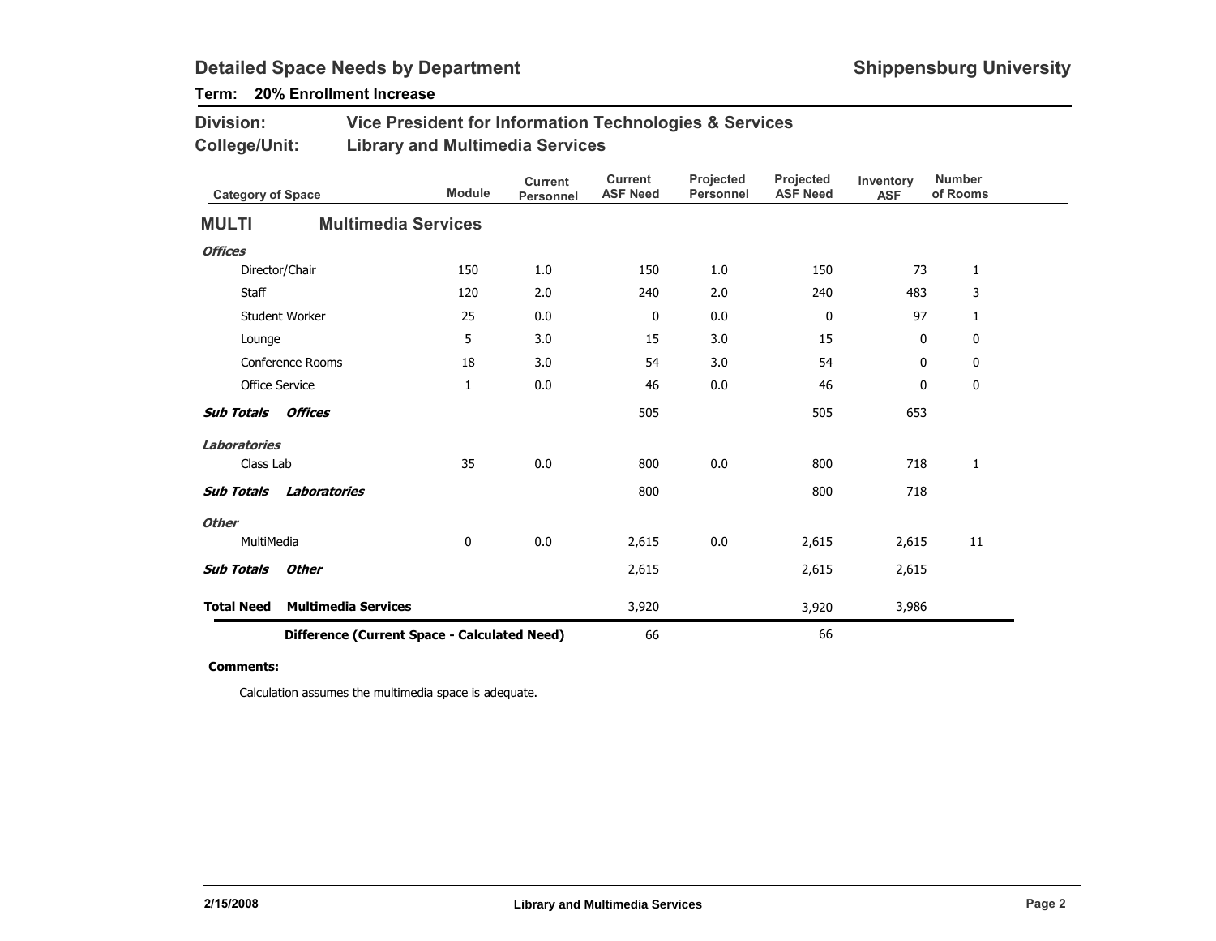## Detailed Space Needs by Department

**Shippensburg University**

**Term: 20% Enrollment Increase**

**Division:** Vice President for Information Technologies & Services

**College/Unit:** Library and Multimedia Services

| Category of Space | Module | Current Personnel | Current ASF Need | Projected Personnel | Projected ASF Need | Inventory ASF | Number of Rooms |
|---|---|---|---|---|---|---|---|
| **MULTI — Multimedia Services** | | | | | | | |
| ***Offices*** | | | | | | | |
| Director/Chair | 150 | 1.0 | 150 | 1.0 | 150 | 73 | 1 |
| Staff | 120 | 2.0 | 240 | 2.0 | 240 | 483 | 3 |
| Student Worker | 25 | 0.0 | 0 | 0.0 | 0 | 97 | 1 |
| Lounge | 5 | 3.0 | 15 | 3.0 | 15 | 0 | 0 |
| Conference Rooms | 18 | 3.0 | 54 | 3.0 | 54 | 0 | 0 |
| Office Service | 1 | 0.0 | 46 | 0.0 | 46 | 0 | 0 |
| ***Sub Totals Offices*** | | | 505 | | 505 | 653 | |
| ***Laboratories*** | | | | | | | |
| Class Lab | 35 | 0.0 | 800 | 0.0 | 800 | 718 | 1 |
| ***Sub Totals Laboratories*** | | | 800 | | 800 | 718 | |
| ***Other*** | | | | | | | |
| MultiMedia | 0 | 0.0 | 2,615 | 0.0 | 2,615 | 2,615 | 11 |
| ***Sub Totals Other*** | | | 2,615 | | 2,615 | 2,615 | |
| **Total Need Multimedia Services** | | | 3,920 | | 3,920 | 3,986 | |
| **Difference (Current Space - Calculated Need)** | | | 66 | | 66 | | |

**Comments:**

Calculation assumes the multimedia space is adequate.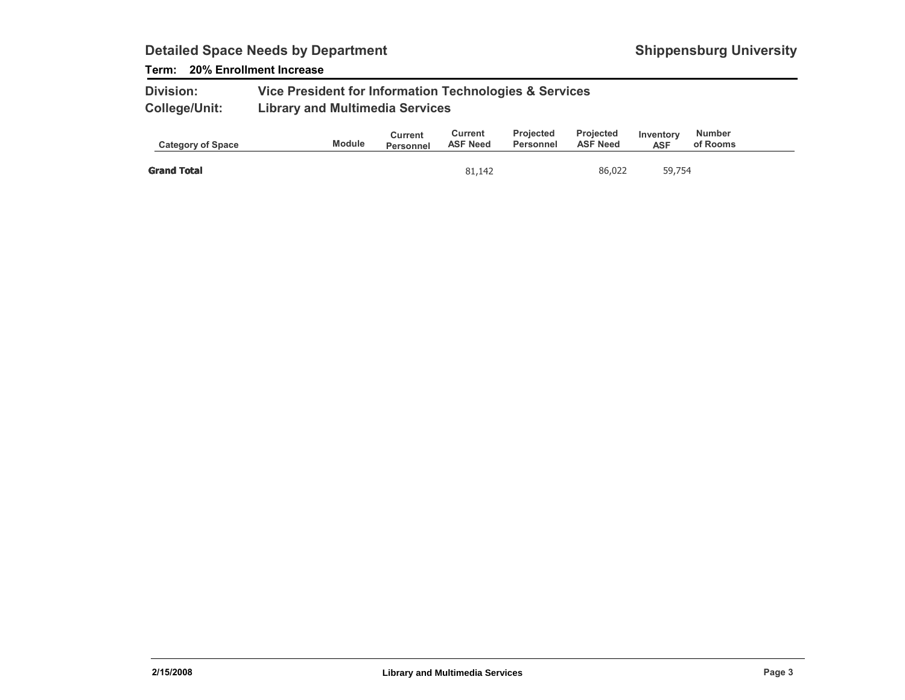## Detailed Space Needs by Department

**Shippensburg University**

**Term: 20% Enrollment Increase**

**Division:** Vice President for Information Technologies & Services

**College/Unit:** Library and Multimedia Services

| Category of Space | Module | Current Personnel | Current ASF Need | Projected Personnel | Projected ASF Need | Inventory ASF | Number of Rooms |
|---|---|---|---|---|---|---|---|
| **Grand Total** | | | 81,142 | | 86,022 | 59,754 | |